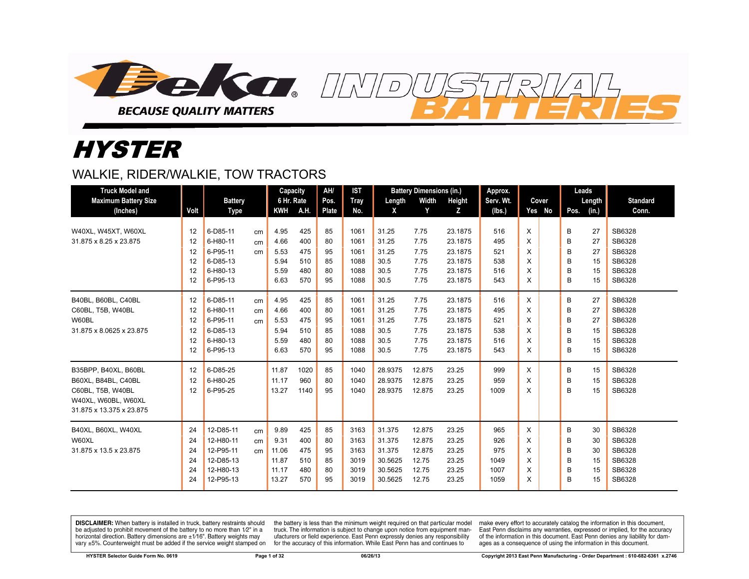Deka® INDUSTRIAL BATTERIES

BECAUSE QUALITY MATTERS

# HYSTER

## WALKIE, RIDER/WALKIE, TOW TRACTORS

| Truck Model and Maximum Battery Size (Inches) | Volt | Battery Type | | Capacity 6 Hr. Rate KWH | A.H. | AH/ Pos. Plate | IST Tray No. | Battery Dimensions (in.) Length X | Width Y | Height Z | Approx. Serv. Wt. (lbs.) | Cover Yes | No | Leads Pos. | Length (in.) | Standard Conn. |
|---|---|---|---|---|---|---|---|---|---|---|---|---|---|---|---|---|
| W40XL, W45XT, W60XL | 12 | 6-D85-11 | cm | 4.95 | 425 | 85 | 1061 | 31.25 | 7.75 | 23.1875 | 516 | X | | B | 27 | SB6328 |
| 31.875 x 8.25 x 23.875 | 12 | 6-H80-11 | cm | 4.66 | 400 | 80 | 1061 | 31.25 | 7.75 | 23.1875 | 495 | X | | B | 27 | SB6328 |
| | 12 | 6-P95-11 | cm | 5.53 | 475 | 95 | 1061 | 31.25 | 7.75 | 23.1875 | 521 | X | | B | 27 | SB6328 |
| | 12 | 6-D85-13 | | 5.94 | 510 | 85 | 1088 | 30.5 | 7.75 | 23.1875 | 538 | X | | B | 15 | SB6328 |
| | 12 | 6-H80-13 | | 5.59 | 480 | 80 | 1088 | 30.5 | 7.75 | 23.1875 | 516 | X | | B | 15 | SB6328 |
| | 12 | 6-P95-13 | | 6.63 | 570 | 95 | 1088 | 30.5 | 7.75 | 23.1875 | 543 | X | | B | 15 | SB6328 |
| B40BL, B60BL, C40BL | 12 | 6-D85-11 | cm | 4.95 | 425 | 85 | 1061 | 31.25 | 7.75 | 23.1875 | 516 | X | | B | 27 | SB6328 |
| C60BL, T5B, W40BL | 12 | 6-H80-11 | cm | 4.66 | 400 | 80 | 1061 | 31.25 | 7.75 | 23.1875 | 495 | X | | B | 27 | SB6328 |
| W60BL | 12 | 6-P95-11 | cm | 5.53 | 475 | 95 | 1061 | 31.25 | 7.75 | 23.1875 | 521 | X | | B | 27 | SB6328 |
| 31.875 x 8.0625 x 23.875 | 12 | 6-D85-13 | | 5.94 | 510 | 85 | 1088 | 30.5 | 7.75 | 23.1875 | 538 | X | | B | 15 | SB6328 |
| | 12 | 6-H80-13 | | 5.59 | 480 | 80 | 1088 | 30.5 | 7.75 | 23.1875 | 516 | X | | B | 15 | SB6328 |
| | 12 | 6-P95-13 | | 6.63 | 570 | 95 | 1088 | 30.5 | 7.75 | 23.1875 | 543 | X | | B | 15 | SB6328 |
| B35BPP, B40XL, B60BL | 12 | 6-D85-25 | | 11.87 | 1020 | 85 | 1040 | 28.9375 | 12.875 | 23.25 | 999 | X | | B | 15 | SB6328 |
| B60XL, B84BL, C40BL | 12 | 6-H80-25 | | 11.17 | 960 | 80 | 1040 | 28.9375 | 12.875 | 23.25 | 959 | X | | B | 15 | SB6328 |
| C60BL, T5B, W40BL | 12 | 6-P95-25 | | 13.27 | 1140 | 95 | 1040 | 28.9375 | 12.875 | 23.25 | 1009 | X | | B | 15 | SB6328 |
| W40XL, W60BL, W60XL | | | | | | | | | | | | | | | | |
| 31.875 x 13.375 x 23.875 | | | | | | | | | | | | | | | | |
| B40XL, B60XL, W40XL | 24 | 12-D85-11 | cm | 9.89 | 425 | 85 | 3163 | 31.375 | 12.875 | 23.25 | 965 | X | | B | 30 | SB6328 |
| W60XL | 24 | 12-H80-11 | cm | 9.31 | 400 | 80 | 3163 | 31.375 | 12.875 | 23.25 | 926 | X | | B | 30 | SB6328 |
| 31.875 x 13.5 x 23.875 | 24 | 12-P95-11 | cm | 11.06 | 475 | 95 | 3163 | 31.375 | 12.875 | 23.25 | 975 | X | | B | 30 | SB6328 |
| | 24 | 12-D85-13 | | 11.87 | 510 | 85 | 3019 | 30.5625 | 12.75 | 23.25 | 1049 | X | | B | 15 | SB6328 |
| | 24 | 12-H80-13 | | 11.17 | 480 | 80 | 3019 | 30.5625 | 12.75 | 23.25 | 1007 | X | | B | 15 | SB6328 |
| | 24 | 12-P95-13 | | 13.27 | 570 | 95 | 3019 | 30.5625 | 12.75 | 23.25 | 1059 | X | | B | 15 | SB6328 |

**DISCLAIMER:** When battery is installed in truck, battery restraints should be adjusted to prohibit movement of the battery to no more than 1⁄2" in a horizontal direction. Battery dimensions are ±1⁄16". Battery weights may vary ±5%. Counterweight must be added if the service weight stamped on the battery is less than the minimum weight required on that particular model truck. The information is subject to change upon notice from equipment manufacturers or field experience. East Penn expressly denies any responsibility for the accuracy of this information. While East Penn has and continues to make every effort to accurately catalog the information in this document, East Penn disclaims any warranties, expressed or implied, for the accuracy of the information in this document. East Penn denies any liability for damages as a consequence of using the information in this document.

HYSTER Selector Guide Form No. 0619 | 06/26/13 | Copyright 2013 East Penn Manufacturing - Order Department : 610-682-6361 x.2746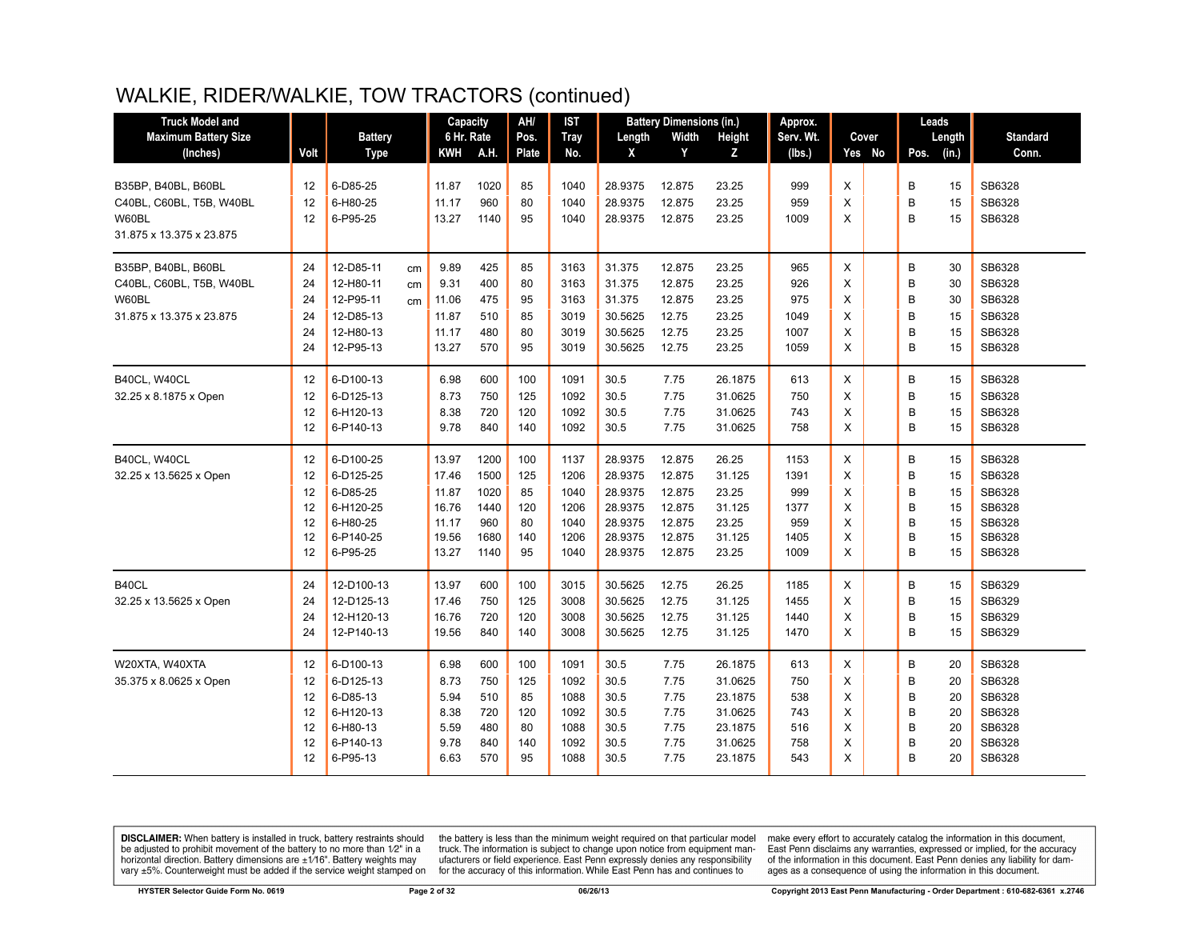# WALKIE, RIDER/WALKIE, TOW TRACTORS (continued)

| Truck Model and Maximum Battery Size (Inches) | Volt | Battery Type | | Capacity 6 Hr. Rate KWH | A.H. | AH/ Pos. Plate | IST Tray No. | Battery Dimensions (in.) Length X | Width Y | Height Z | Approx. Serv. Wt. (lbs.) | Cover Yes | No | Leads Pos. | Length (in.) | Standard Conn. |
|---|---|---|---|---|---|---|---|---|---|---|---|---|---|---|---|---|
| B35BP, B40BL, B60BL | 12 | 6-D85-25 | | 11.87 | 1020 | 85 | 1040 | 28.9375 | 12.875 | 23.25 | 999 | X | | B | 15 | SB6328 |
| C40BL, C60BL, T5B, W40BL | 12 | 6-H80-25 | | 11.17 | 960 | 80 | 1040 | 28.9375 | 12.875 | 23.25 | 959 | X | | B | 15 | SB6328 |
| W60BL | 12 | 6-P95-25 | | 13.27 | 1140 | 95 | 1040 | 28.9375 | 12.875 | 23.25 | 1009 | X | | B | 15 | SB6328 |
| 31.875 x 13.375 x 23.875 | | | | | | | | | | | | | | | | |
| B35BP, B40BL, B60BL | 24 | 12-D85-11 | cm | 9.89 | 425 | 85 | 3163 | 31.375 | 12.875 | 23.25 | 965 | X | | B | 30 | SB6328 |
| C40BL, C60BL, T5B, W40BL | 24 | 12-H80-11 | cm | 9.31 | 400 | 80 | 3163 | 31.375 | 12.875 | 23.25 | 926 | X | | B | 30 | SB6328 |
| W60BL | 24 | 12-P95-11 | cm | 11.06 | 475 | 95 | 3163 | 31.375 | 12.875 | 23.25 | 975 | X | | B | 30 | SB6328 |
| 31.875 x 13.375 x 23.875 | 24 | 12-D85-13 | | 11.87 | 510 | 85 | 3019 | 30.5625 | 12.75 | 23.25 | 1049 | X | | B | 15 | SB6328 |
| | 24 | 12-H80-13 | | 11.17 | 480 | 80 | 3019 | 30.5625 | 12.75 | 23.25 | 1007 | X | | B | 15 | SB6328 |
| | 24 | 12-P95-13 | | 13.27 | 570 | 95 | 3019 | 30.5625 | 12.75 | 23.25 | 1059 | X | | B | 15 | SB6328 |
| B40CL, W40CL | 12 | 6-D100-13 | | 6.98 | 600 | 100 | 1091 | 30.5 | 7.75 | 26.1875 | 613 | X | | B | 15 | SB6328 |
| 32.25 x 8.1875 x Open | 12 | 6-D125-13 | | 8.73 | 750 | 125 | 1092 | 30.5 | 7.75 | 31.0625 | 750 | X | | B | 15 | SB6328 |
| | 12 | 6-H120-13 | | 8.38 | 720 | 120 | 1092 | 30.5 | 7.75 | 31.0625 | 743 | X | | B | 15 | SB6328 |
| | 12 | 6-P140-13 | | 9.78 | 840 | 140 | 1092 | 30.5 | 7.75 | 31.0625 | 758 | X | | B | 15 | SB6328 |
| B40CL, W40CL | 12 | 6-D100-25 | | 13.97 | 1200 | 100 | 1137 | 28.9375 | 12.875 | 26.25 | 1153 | X | | B | 15 | SB6328 |
| 32.25 x 13.5625 x Open | 12 | 6-D125-25 | | 17.46 | 1500 | 125 | 1206 | 28.9375 | 12.875 | 31.125 | 1391 | X | | B | 15 | SB6328 |
| | 12 | 6-D85-25 | | 11.87 | 1020 | 85 | 1040 | 28.9375 | 12.875 | 23.25 | 999 | X | | B | 15 | SB6328 |
| | 12 | 6-H120-25 | | 16.76 | 1440 | 120 | 1206 | 28.9375 | 12.875 | 31.125 | 1377 | X | | B | 15 | SB6328 |
| | 12 | 6-H80-25 | | 11.17 | 960 | 80 | 1040 | 28.9375 | 12.875 | 23.25 | 959 | X | | B | 15 | SB6328 |
| | 12 | 6-P140-25 | | 19.56 | 1680 | 140 | 1206 | 28.9375 | 12.875 | 31.125 | 1405 | X | | B | 15 | SB6328 |
| | 12 | 6-P95-25 | | 13.27 | 1140 | 95 | 1040 | 28.9375 | 12.875 | 23.25 | 1009 | X | | B | 15 | SB6328 |
| B40CL | 24 | 12-D100-13 | | 13.97 | 600 | 100 | 3015 | 30.5625 | 12.75 | 26.25 | 1185 | X | | B | 15 | SB6329 |
| 32.25 x 13.5625 x Open | 24 | 12-D125-13 | | 17.46 | 750 | 125 | 3008 | 30.5625 | 12.75 | 31.125 | 1455 | X | | B | 15 | SB6329 |
| | 24 | 12-H120-13 | | 16.76 | 720 | 120 | 3008 | 30.5625 | 12.75 | 31.125 | 1440 | X | | B | 15 | SB6329 |
| | 24 | 12-P140-13 | | 19.56 | 840 | 140 | 3008 | 30.5625 | 12.75 | 31.125 | 1470 | X | | B | 15 | SB6329 |
| W20XTA, W40XTA | 12 | 6-D100-13 | | 6.98 | 600 | 100 | 1091 | 30.5 | 7.75 | 26.1875 | 613 | X | | B | 20 | SB6328 |
| 35.375 x 8.0625 x Open | 12 | 6-D125-13 | | 8.73 | 750 | 125 | 1092 | 30.5 | 7.75 | 31.0625 | 750 | X | | B | 20 | SB6328 |
| | 12 | 6-D85-13 | | 5.94 | 510 | 85 | 1088 | 30.5 | 7.75 | 23.1875 | 538 | X | | B | 20 | SB6328 |
| | 12 | 6-H120-13 | | 8.38 | 720 | 120 | 1092 | 30.5 | 7.75 | 31.0625 | 743 | X | | B | 20 | SB6328 |
| | 12 | 6-H80-13 | | 5.59 | 480 | 80 | 1088 | 30.5 | 7.75 | 23.1875 | 516 | X | | B | 20 | SB6328 |
| | 12 | 6-P140-13 | | 9.78 | 840 | 140 | 1092 | 30.5 | 7.75 | 31.0625 | 758 | X | | B | 20 | SB6328 |
| | 12 | 6-P95-13 | | 6.63 | 570 | 95 | 1088 | 30.5 | 7.75 | 23.1875 | 543 | X | | B | 20 | SB6328 |

**DISCLAIMER:** When battery is installed in truck, battery restraints should be adjusted to prohibit movement of the battery to no more than 1⁄2" in a horizontal direction. Battery dimensions are ±1⁄16". Battery weights may vary ±5%. Counterweight must be added if the service weight stamped on the battery is less than the minimum weight required on that particular model truck. The information is subject to change upon notice from equipment manufacturers or field experience. East Penn expressly denies any responsibility for the accuracy of this information. While East Penn has and continues to make every effort to accurately catalog the information in this document, East Penn disclaims any warranties, expressed or implied, for the accuracy of the information in this document. East Penn denies any liability for damages as a consequence of using the information in this document.

HYSTER Selector Guide Form No. 0619 | 06/26/13 | Copyright 2013 East Penn Manufacturing - Order Department : 610-682-6361 x.2746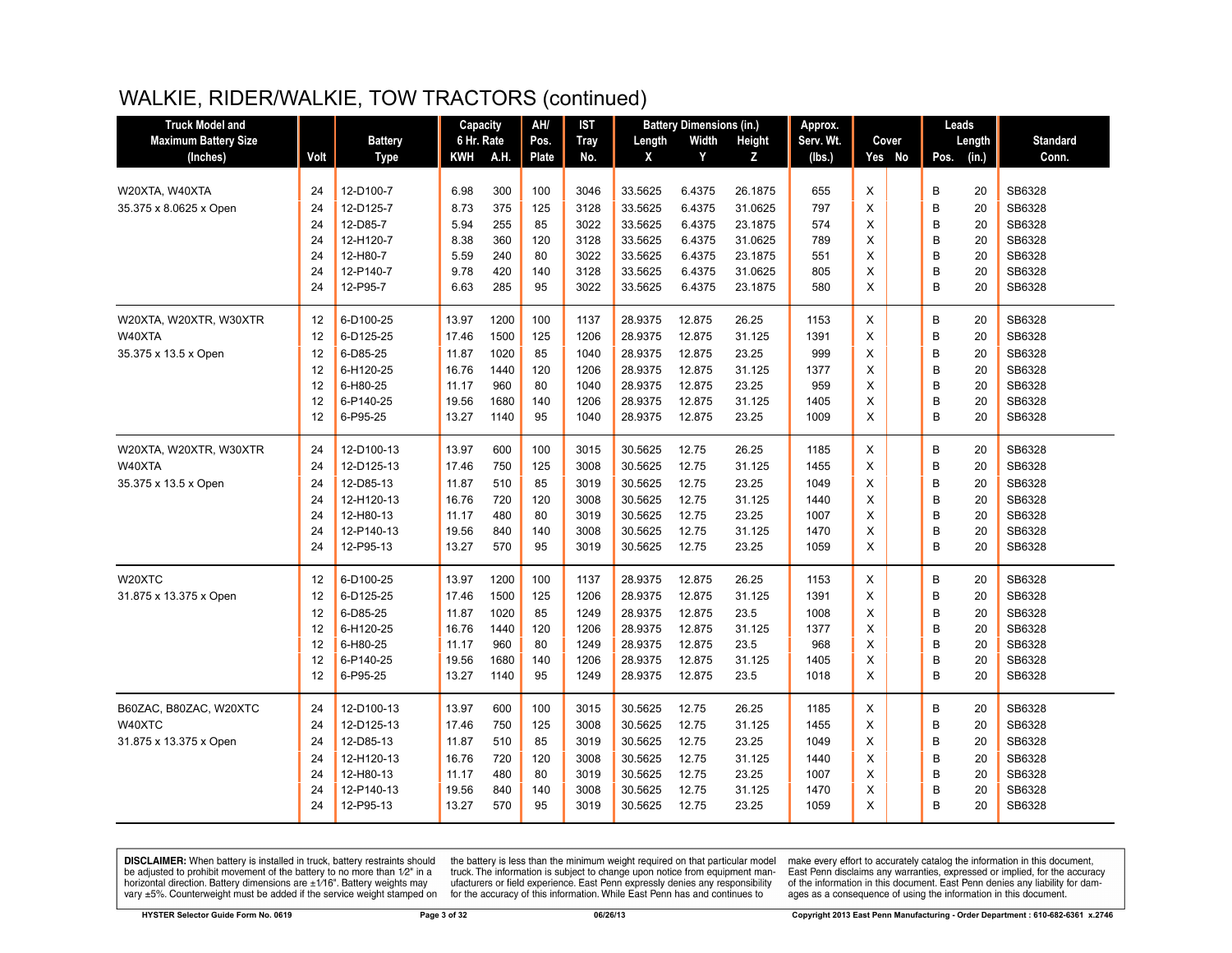# WALKIE, RIDER/WALKIE, TOW TRACTORS (continued)

| Truck Model and Maximum Battery Size (Inches) | Volt | Battery Type | Capacity 6 Hr. Rate | | AH/ Pos. Plate | IST Tray No. | Battery Dimensions (in.) | | | Approx. Serv. Wt. (lbs.) | Cover | | Leads | | Standard Conn. |
|---|---|---|---|---|---|---|---|---|---|---|---|---|---|---|---|
| | | | KWH | A.H. | | | Length X | Width Y | Height Z | | Yes | No | Pos. | Length (in.) | |
| W20XTA, W40XTA | 24 | 12-D100-7 | 6.98 | 300 | 100 | 3046 | 33.5625 | 6.4375 | 26.1875 | 655 | X | | B | 20 | SB6328 |
| 35.375 x 8.0625 x Open | 24 | 12-D125-7 | 8.73 | 375 | 125 | 3128 | 33.5625 | 6.4375 | 31.0625 | 797 | X | | B | 20 | SB6328 |
| | 24 | 12-D85-7 | 5.94 | 255 | 85 | 3022 | 33.5625 | 6.4375 | 23.1875 | 574 | X | | B | 20 | SB6328 |
| | 24 | 12-H120-7 | 8.38 | 360 | 120 | 3128 | 33.5625 | 6.4375 | 31.0625 | 789 | X | | B | 20 | SB6328 |
| | 24 | 12-H80-7 | 5.59 | 240 | 80 | 3022 | 33.5625 | 6.4375 | 23.1875 | 551 | X | | B | 20 | SB6328 |
| | 24 | 12-P140-7 | 9.78 | 420 | 140 | 3128 | 33.5625 | 6.4375 | 31.0625 | 805 | X | | B | 20 | SB6328 |
| | 24 | 12-P95-7 | 6.63 | 285 | 95 | 3022 | 33.5625 | 6.4375 | 23.1875 | 580 | X | | B | 20 | SB6328 |
| W20XTA, W20XTR, W30XTR | 12 | 6-D100-25 | 13.97 | 1200 | 100 | 1137 | 28.9375 | 12.875 | 26.25 | 1153 | X | | B | 20 | SB6328 |
| W40XTA | 12 | 6-D125-25 | 17.46 | 1500 | 125 | 1206 | 28.9375 | 12.875 | 31.125 | 1391 | X | | B | 20 | SB6328 |
| 35.375 x 13.5 x Open | 12 | 6-D85-25 | 11.87 | 1020 | 85 | 1040 | 28.9375 | 12.875 | 23.25 | 999 | X | | B | 20 | SB6328 |
| | 12 | 6-H120-25 | 16.76 | 1440 | 120 | 1206 | 28.9375 | 12.875 | 31.125 | 1377 | X | | B | 20 | SB6328 |
| | 12 | 6-H80-25 | 11.17 | 960 | 80 | 1040 | 28.9375 | 12.875 | 23.25 | 959 | X | | B | 20 | SB6328 |
| | 12 | 6-P140-25 | 19.56 | 1680 | 140 | 1206 | 28.9375 | 12.875 | 31.125 | 1405 | X | | B | 20 | SB6328 |
| | 12 | 6-P95-25 | 13.27 | 1140 | 95 | 1040 | 28.9375 | 12.875 | 23.25 | 1009 | X | | B | 20 | SB6328 |
| W20XTA, W20XTR, W30XTR | 24 | 12-D100-13 | 13.97 | 600 | 100 | 3015 | 30.5625 | 12.75 | 26.25 | 1185 | X | | B | 20 | SB6328 |
| W40XTA | 24 | 12-D125-13 | 17.46 | 750 | 125 | 3008 | 30.5625 | 12.75 | 31.125 | 1455 | X | | B | 20 | SB6328 |
| 35.375 x 13.5 x Open | 24 | 12-D85-13 | 11.87 | 510 | 85 | 3019 | 30.5625 | 12.75 | 23.25 | 1049 | X | | B | 20 | SB6328 |
| | 24 | 12-H120-13 | 16.76 | 720 | 120 | 3008 | 30.5625 | 12.75 | 31.125 | 1440 | X | | B | 20 | SB6328 |
| | 24 | 12-H80-13 | 11.17 | 480 | 80 | 3019 | 30.5625 | 12.75 | 23.25 | 1007 | X | | B | 20 | SB6328 |
| | 24 | 12-P140-13 | 19.56 | 840 | 140 | 3008 | 30.5625 | 12.75 | 31.125 | 1470 | X | | B | 20 | SB6328 |
| | 24 | 12-P95-13 | 13.27 | 570 | 95 | 3019 | 30.5625 | 12.75 | 23.25 | 1059 | X | | B | 20 | SB6328 |
| W20XTC | 12 | 6-D100-25 | 13.97 | 1200 | 100 | 1137 | 28.9375 | 12.875 | 26.25 | 1153 | X | | B | 20 | SB6328 |
| 31.875 x 13.375 x Open | 12 | 6-D125-25 | 17.46 | 1500 | 125 | 1206 | 28.9375 | 12.875 | 31.125 | 1391 | X | | B | 20 | SB6328 |
| | 12 | 6-D85-25 | 11.87 | 1020 | 85 | 1249 | 28.9375 | 12.875 | 23.5 | 1008 | X | | B | 20 | SB6328 |
| | 12 | 6-H120-25 | 16.76 | 1440 | 120 | 1206 | 28.9375 | 12.875 | 31.125 | 1377 | X | | B | 20 | SB6328 |
| | 12 | 6-H80-25 | 11.17 | 960 | 80 | 1249 | 28.9375 | 12.875 | 23.5 | 968 | X | | B | 20 | SB6328 |
| | 12 | 6-P140-25 | 19.56 | 1680 | 140 | 1206 | 28.9375 | 12.875 | 31.125 | 1405 | X | | B | 20 | SB6328 |
| | 12 | 6-P95-25 | 13.27 | 1140 | 95 | 1249 | 28.9375 | 12.875 | 23.5 | 1018 | X | | B | 20 | SB6328 |
| B60ZAC, B80ZAC, W20XTC | 24 | 12-D100-13 | 13.97 | 600 | 100 | 3015 | 30.5625 | 12.75 | 26.25 | 1185 | X | | B | 20 | SB6328 |
| W40XTC | 24 | 12-D125-13 | 17.46 | 750 | 125 | 3008 | 30.5625 | 12.75 | 31.125 | 1455 | X | | B | 20 | SB6328 |
| 31.875 x 13.375 x Open | 24 | 12-D85-13 | 11.87 | 510 | 85 | 3019 | 30.5625 | 12.75 | 23.25 | 1049 | X | | B | 20 | SB6328 |
| | 24 | 12-H120-13 | 16.76 | 720 | 120 | 3008 | 30.5625 | 12.75 | 31.125 | 1440 | X | | B | 20 | SB6328 |
| | 24 | 12-H80-13 | 11.17 | 480 | 80 | 3019 | 30.5625 | 12.75 | 23.25 | 1007 | X | | B | 20 | SB6328 |
| | 24 | 12-P140-13 | 19.56 | 840 | 140 | 3008 | 30.5625 | 12.75 | 31.125 | 1470 | X | | B | 20 | SB6328 |
| | 24 | 12-P95-13 | 13.27 | 570 | 95 | 3019 | 30.5625 | 12.75 | 23.25 | 1059 | X | | B | 20 | SB6328 |

**DISCLAIMER:** When battery is installed in truck, battery restraints should be adjusted to prohibit movement of the battery to no more than 1⁄2" in a horizontal direction. Battery dimensions are ±1⁄16". Battery weights may vary ±5%. Counterweight must be added if the service weight stamped on the battery is less than the minimum weight required on that particular model truck. The information is subject to change upon notice from equipment manufacturers or field experience. East Penn expressly denies any responsibility for the accuracy of this information. While East Penn has and continues to make every effort to accurately catalog the information in this document, East Penn disclaims any warranties, expressed or implied, for the accuracy of the information in this document. East Penn denies any liability for damages as a consequence of using the information in this document.

HYSTER Selector Guide Form No. 0619 &nbsp;&nbsp; 06/26/13 &nbsp;&nbsp; Copyright 2013 East Penn Manufacturing - Order Department : 610-682-6361 x.2746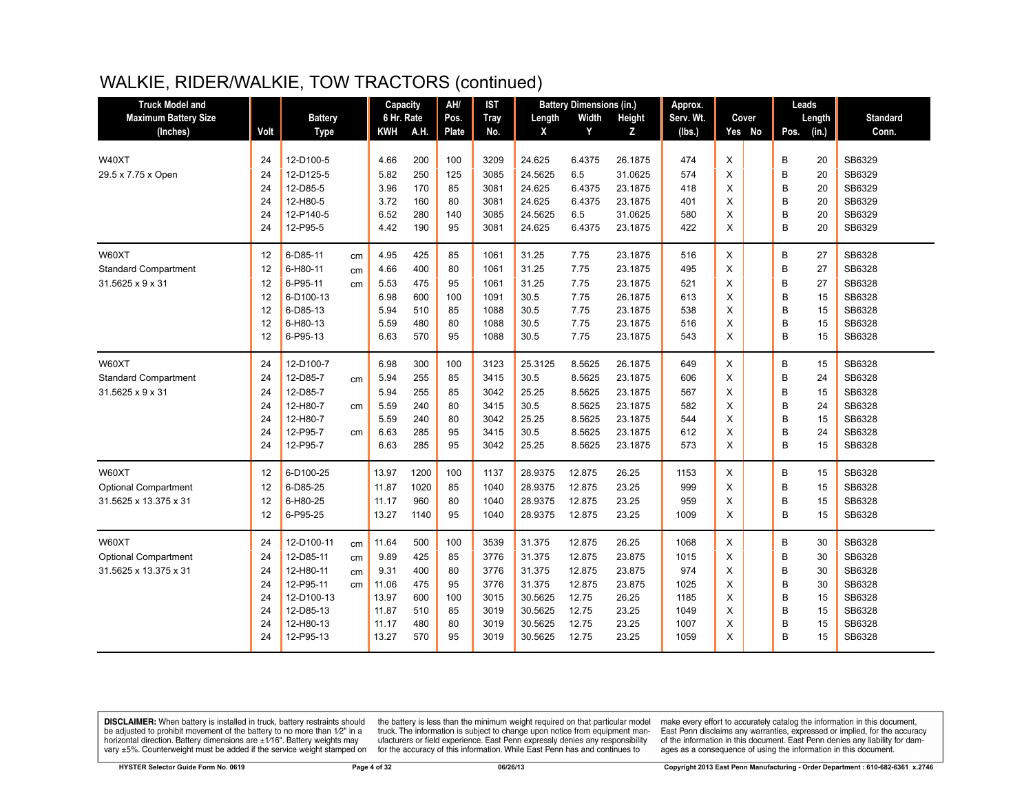# WALKIE, RIDER/WALKIE, TOW TRACTORS (continued)

| Truck Model and Maximum Battery Size (Inches) | Volt | Battery Type | | Capacity 6 Hr. Rate KWH | A.H. | AH/ Pos. Plate | IST Tray No. | Battery Dimensions (in.) Length X | Width Y | Height Z | Approx. Serv. Wt. (lbs.) | Cover Yes | No | Leads Pos. | Length (in.) | Standard Conn. |
|---|---|---|---|---|---|---|---|---|---|---|---|---|---|---|---|---|
| W40XT | 24 | 12-D100-5 | | 4.66 | 200 | 100 | 3209 | 24.625 | 6.4375 | 26.1875 | 474 | X | | B | 20 | SB6329 |
| 29.5 x 7.75 x Open | 24 | 12-D125-5 | | 5.82 | 250 | 125 | 3085 | 24.5625 | 6.5 | 31.0625 | 574 | X | | B | 20 | SB6329 |
| | 24 | 12-D85-5 | | 3.96 | 170 | 85 | 3081 | 24.625 | 6.4375 | 23.1875 | 418 | X | | B | 20 | SB6329 |
| | 24 | 12-H80-5 | | 3.72 | 160 | 80 | 3081 | 24.625 | 6.4375 | 23.1875 | 401 | X | | B | 20 | SB6329 |
| | 24 | 12-P140-5 | | 6.52 | 280 | 140 | 3085 | 24.5625 | 6.5 | 31.0625 | 580 | X | | B | 20 | SB6329 |
| | 24 | 12-P95-5 | | 4.42 | 190 | 95 | 3081 | 24.625 | 6.4375 | 23.1875 | 422 | X | | B | 20 | SB6329 |
| W60XT | 12 | 6-D85-11 | cm | 4.95 | 425 | 85 | 1061 | 31.25 | 7.75 | 23.1875 | 516 | X | | B | 27 | SB6328 |
| Standard Compartment | 12 | 6-H80-11 | cm | 4.66 | 400 | 80 | 1061 | 31.25 | 7.75 | 23.1875 | 495 | X | | B | 27 | SB6328 |
| 31.5625 x 9 x 31 | 12 | 6-P95-11 | cm | 5.53 | 475 | 95 | 1061 | 31.25 | 7.75 | 23.1875 | 521 | X | | B | 27 | SB6328 |
| | 12 | 6-D100-13 | | 6.98 | 600 | 100 | 1091 | 30.5 | 7.75 | 26.1875 | 613 | X | | B | 15 | SB6328 |
| | 12 | 6-D85-13 | | 5.94 | 510 | 85 | 1088 | 30.5 | 7.75 | 23.1875 | 538 | X | | B | 15 | SB6328 |
| | 12 | 6-H80-13 | | 5.59 | 480 | 80 | 1088 | 30.5 | 7.75 | 23.1875 | 516 | X | | B | 15 | SB6328 |
| | 12 | 6-P95-13 | | 6.63 | 570 | 95 | 1088 | 30.5 | 7.75 | 23.1875 | 543 | X | | B | 15 | SB6328 |
| W60XT | 24 | 12-D100-7 | | 6.98 | 300 | 100 | 3123 | 25.3125 | 8.5625 | 26.1875 | 649 | X | | B | 15 | SB6328 |
| Standard Compartment | 24 | 12-D85-7 | cm | 5.94 | 255 | 85 | 3415 | 30.5 | 8.5625 | 23.1875 | 606 | X | | B | 24 | SB6328 |
| 31.5625 x 9 x 31 | 24 | 12-D85-7 | | 5.94 | 255 | 85 | 3042 | 25.25 | 8.5625 | 23.1875 | 567 | X | | B | 15 | SB6328 |
| | 24 | 12-H80-7 | cm | 5.59 | 240 | 80 | 3415 | 30.5 | 8.5625 | 23.1875 | 582 | X | | B | 24 | SB6328 |
| | 24 | 12-H80-7 | | 5.59 | 240 | 80 | 3042 | 25.25 | 8.5625 | 23.1875 | 544 | X | | B | 15 | SB6328 |
| | 24 | 12-P95-7 | cm | 6.63 | 285 | 95 | 3415 | 30.5 | 8.5625 | 23.1875 | 612 | X | | B | 24 | SB6328 |
| | 24 | 12-P95-7 | | 6.63 | 285 | 95 | 3042 | 25.25 | 8.5625 | 23.1875 | 573 | X | | B | 15 | SB6328 |
| W60XT | 12 | 6-D100-25 | | 13.97 | 1200 | 100 | 1137 | 28.9375 | 12.875 | 26.25 | 1153 | X | | B | 15 | SB6328 |
| Optional Compartment | 12 | 6-D85-25 | | 11.87 | 1020 | 85 | 1040 | 28.9375 | 12.875 | 23.25 | 999 | X | | B | 15 | SB6328 |
| 31.5625 x 13.375 x 31 | 12 | 6-H80-25 | | 11.17 | 960 | 80 | 1040 | 28.9375 | 12.875 | 23.25 | 959 | X | | B | 15 | SB6328 |
| | 12 | 6-P95-25 | | 13.27 | 1140 | 95 | 1040 | 28.9375 | 12.875 | 23.25 | 1009 | X | | B | 15 | SB6328 |
| W60XT | 24 | 12-D100-11 | cm | 11.64 | 500 | 100 | 3539 | 31.375 | 12.875 | 26.25 | 1068 | X | | B | 30 | SB6328 |
| Optional Compartment | 24 | 12-D85-11 | cm | 9.89 | 425 | 85 | 3776 | 31.375 | 12.875 | 23.875 | 1015 | X | | B | 30 | SB6328 |
| 31.5625 x 13.375 x 31 | 24 | 12-H80-11 | cm | 9.31 | 400 | 80 | 3776 | 31.375 | 12.875 | 23.875 | 974 | X | | B | 30 | SB6328 |
| | 24 | 12-P95-11 | cm | 11.06 | 475 | 95 | 3776 | 31.375 | 12.875 | 23.875 | 1025 | X | | B | 30 | SB6328 |
| | 24 | 12-D100-13 | | 13.97 | 600 | 100 | 3015 | 30.5625 | 12.75 | 26.25 | 1185 | X | | B | 15 | SB6328 |
| | 24 | 12-D85-13 | | 11.87 | 510 | 85 | 3019 | 30.5625 | 12.75 | 23.25 | 1049 | X | | B | 15 | SB6328 |
| | 24 | 12-H80-13 | | 11.17 | 480 | 80 | 3019 | 30.5625 | 12.75 | 23.25 | 1007 | X | | B | 15 | SB6328 |
| | 24 | 12-P95-13 | | 13.27 | 570 | 95 | 3019 | 30.5625 | 12.75 | 23.25 | 1059 | X | | B | 15 | SB6328 |

**DISCLAIMER:** When battery is installed in truck, battery restraints should be adjusted to prohibit movement of the battery to no more than 1⁄2" in a horizontal direction. Battery dimensions are ±1⁄16". Battery weights may vary ±5%. Counterweight must be added if the service weight stamped on the battery is less than the minimum weight required on that particular model truck. The information is subject to change upon notice from equipment manufacturers or field experience. East Penn expressly denies any responsibility for the accuracy of this information. While East Penn has and continues to make every effort to accurately catalog the information in this document, East Penn disclaims any warranties, expressed or implied, for the accuracy of the information in this document. East Penn denies any liability for damages as a consequence of using the information in this document.

HYSTER Selector Guide Form No. 0619 | 06/26/13 | Copyright 2013 East Penn Manufacturing - Order Department : 610-682-6361 x.2746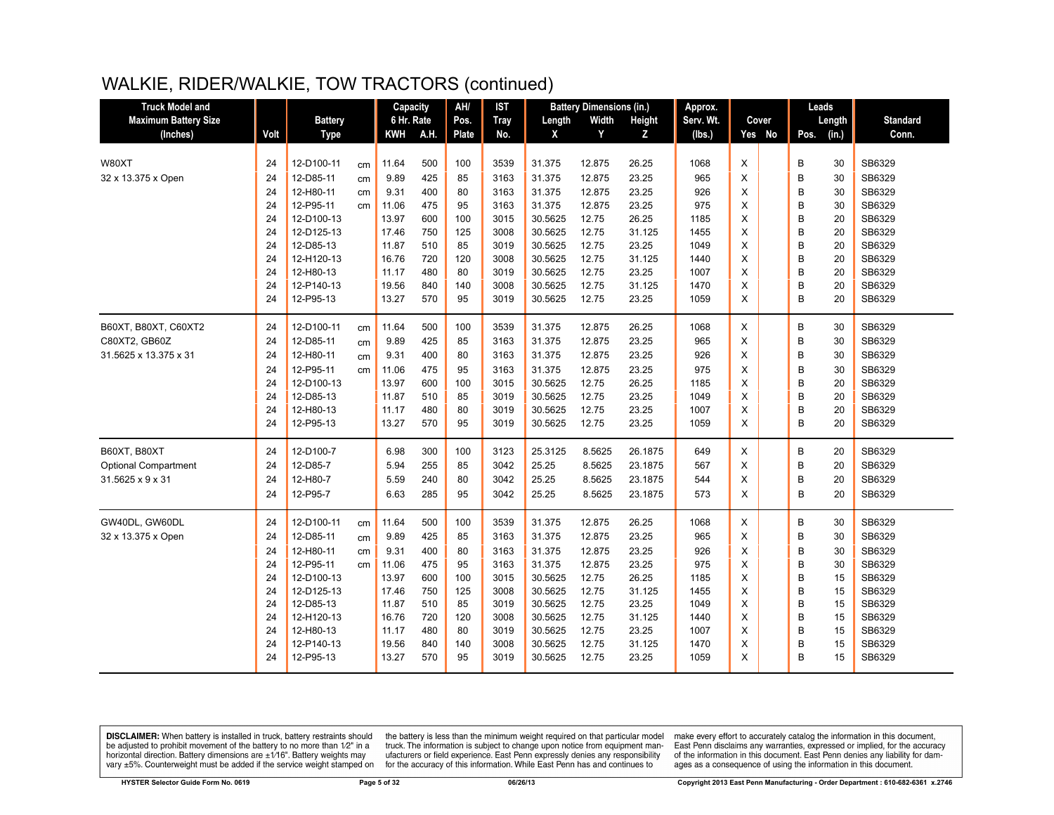# WALKIE, RIDER/WALKIE, TOW TRACTORS (continued)

| Truck Model and Maximum Battery Size (Inches) | Volt | Battery Type | | Capacity 6 Hr. Rate KWH | A.H. | AH/ Pos. Plate | IST Tray No. | Battery Dimensions (in.) Length X | Width Y | Height Z | Approx. Serv. Wt. (lbs.) | Cover Yes | No | Leads Pos. | Length (in.) | Standard Conn. |
|---|---|---|---|---|---|---|---|---|---|---|---|---|---|---|---|---|
| W80XT | 24 | 12-D100-11 | cm | 11.64 | 500 | 100 | 3539 | 31.375 | 12.875 | 26.25 | 1068 | X | | B | 30 | SB6329 |
| 32 x 13.375 x Open | 24 | 12-D85-11 | cm | 9.89 | 425 | 85 | 3163 | 31.375 | 12.875 | 23.25 | 965 | X | | B | 30 | SB6329 |
| | 24 | 12-H80-11 | cm | 9.31 | 400 | 80 | 3163 | 31.375 | 12.875 | 23.25 | 926 | X | | B | 30 | SB6329 |
| | 24 | 12-P95-11 | cm | 11.06 | 475 | 95 | 3163 | 31.375 | 12.875 | 23.25 | 975 | X | | B | 30 | SB6329 |
| | 24 | 12-D100-13 | | 13.97 | 600 | 100 | 3015 | 30.5625 | 12.75 | 26.25 | 1185 | X | | B | 20 | SB6329 |
| | 24 | 12-D125-13 | | 17.46 | 750 | 125 | 3008 | 30.5625 | 12.75 | 31.125 | 1455 | X | | B | 20 | SB6329 |
| | 24 | 12-D85-13 | | 11.87 | 510 | 85 | 3019 | 30.5625 | 12.75 | 23.25 | 1049 | X | | B | 20 | SB6329 |
| | 24 | 12-H120-13 | | 16.76 | 720 | 120 | 3008 | 30.5625 | 12.75 | 31.125 | 1440 | X | | B | 20 | SB6329 |
| | 24 | 12-H80-13 | | 11.17 | 480 | 80 | 3019 | 30.5625 | 12.75 | 23.25 | 1007 | X | | B | 20 | SB6329 |
| | 24 | 12-P140-13 | | 19.56 | 840 | 140 | 3008 | 30.5625 | 12.75 | 31.125 | 1470 | X | | B | 20 | SB6329 |
| | 24 | 12-P95-13 | | 13.27 | 570 | 95 | 3019 | 30.5625 | 12.75 | 23.25 | 1059 | X | | B | 20 | SB6329 |
| B60XT, B80XT, C60XT2 | 24 | 12-D100-11 | cm | 11.64 | 500 | 100 | 3539 | 31.375 | 12.875 | 26.25 | 1068 | X | | B | 30 | SB6329 |
| C80XT2, GB60Z | 24 | 12-D85-11 | cm | 9.89 | 425 | 85 | 3163 | 31.375 | 12.875 | 23.25 | 965 | X | | B | 30 | SB6329 |
| 31.5625 x 13.375 x 31 | 24 | 12-H80-11 | cm | 9.31 | 400 | 80 | 3163 | 31.375 | 12.875 | 23.25 | 926 | X | | B | 30 | SB6329 |
| | 24 | 12-P95-11 | cm | 11.06 | 475 | 95 | 3163 | 31.375 | 12.875 | 23.25 | 975 | X | | B | 30 | SB6329 |
| | 24 | 12-D100-13 | | 13.97 | 600 | 100 | 3015 | 30.5625 | 12.75 | 26.25 | 1185 | X | | B | 20 | SB6329 |
| | 24 | 12-D85-13 | | 11.87 | 510 | 85 | 3019 | 30.5625 | 12.75 | 23.25 | 1049 | X | | B | 20 | SB6329 |
| | 24 | 12-H80-13 | | 11.17 | 480 | 80 | 3019 | 30.5625 | 12.75 | 23.25 | 1007 | X | | B | 20 | SB6329 |
| | 24 | 12-P95-13 | | 13.27 | 570 | 95 | 3019 | 30.5625 | 12.75 | 23.25 | 1059 | X | | B | 20 | SB6329 |
| B60XT, B80XT | 24 | 12-D100-7 | | 6.98 | 300 | 100 | 3123 | 25.3125 | 8.5625 | 26.1875 | 649 | X | | B | 20 | SB6329 |
| Optional Compartment | 24 | 12-D85-7 | | 5.94 | 255 | 85 | 3042 | 25.25 | 8.5625 | 23.1875 | 567 | X | | B | 20 | SB6329 |
| 31.5625 x 9 x 31 | 24 | 12-H80-7 | | 5.59 | 240 | 80 | 3042 | 25.25 | 8.5625 | 23.1875 | 544 | X | | B | 20 | SB6329 |
| | 24 | 12-P95-7 | | 6.63 | 285 | 95 | 3042 | 25.25 | 8.5625 | 23.1875 | 573 | X | | B | 20 | SB6329 |
| GW40DL, GW60DL | 24 | 12-D100-11 | cm | 11.64 | 500 | 100 | 3539 | 31.375 | 12.875 | 26.25 | 1068 | X | | B | 30 | SB6329 |
| 32 x 13.375 x Open | 24 | 12-D85-11 | cm | 9.89 | 425 | 85 | 3163 | 31.375 | 12.875 | 23.25 | 965 | X | | B | 30 | SB6329 |
| | 24 | 12-H80-11 | cm | 9.31 | 400 | 80 | 3163 | 31.375 | 12.875 | 23.25 | 926 | X | | B | 30 | SB6329 |
| | 24 | 12-P95-11 | cm | 11.06 | 475 | 95 | 3163 | 31.375 | 12.875 | 23.25 | 975 | X | | B | 30 | SB6329 |
| | 24 | 12-D100-13 | | 13.97 | 600 | 100 | 3015 | 30.5625 | 12.75 | 26.25 | 1185 | X | | B | 15 | SB6329 |
| | 24 | 12-D125-13 | | 17.46 | 750 | 125 | 3008 | 30.5625 | 12.75 | 31.125 | 1455 | X | | B | 15 | SB6329 |
| | 24 | 12-D85-13 | | 11.87 | 510 | 85 | 3019 | 30.5625 | 12.75 | 23.25 | 1049 | X | | B | 15 | SB6329 |
| | 24 | 12-H120-13 | | 16.76 | 720 | 120 | 3008 | 30.5625 | 12.75 | 31.125 | 1440 | X | | B | 15 | SB6329 |
| | 24 | 12-H80-13 | | 11.17 | 480 | 80 | 3019 | 30.5625 | 12.75 | 23.25 | 1007 | X | | B | 15 | SB6329 |
| | 24 | 12-P140-13 | | 19.56 | 840 | 140 | 3008 | 30.5625 | 12.75 | 31.125 | 1470 | X | | B | 15 | SB6329 |
| | 24 | 12-P95-13 | | 13.27 | 570 | 95 | 3019 | 30.5625 | 12.75 | 23.25 | 1059 | X | | B | 15 | SB6329 |

**DISCLAIMER:** When battery is installed in truck, battery restraints should be adjusted to prohibit movement of the battery to no more than 1⁄2" in a horizontal direction. Battery dimensions are ±1⁄16". Battery weights may vary ±5%. Counterweight must be added if the service weight stamped on the battery is less than the minimum weight required on that particular model truck. The information is subject to change upon notice from equipment manufacturers or field experience. East Penn expressly denies any responsibility for the accuracy of this information. While East Penn has and continues to make every effort to accurately catalog the information in this document, East Penn disclaims any warranties, expressed or implied, for the accuracy of the information in this document. East Penn denies any liability for damages as a consequence of using the information in this document.

HYSTER Selector Guide Form No. 0619 — 06/26/13 — Copyright 2013 East Penn Manufacturing - Order Department : 610-682-6361 x.2746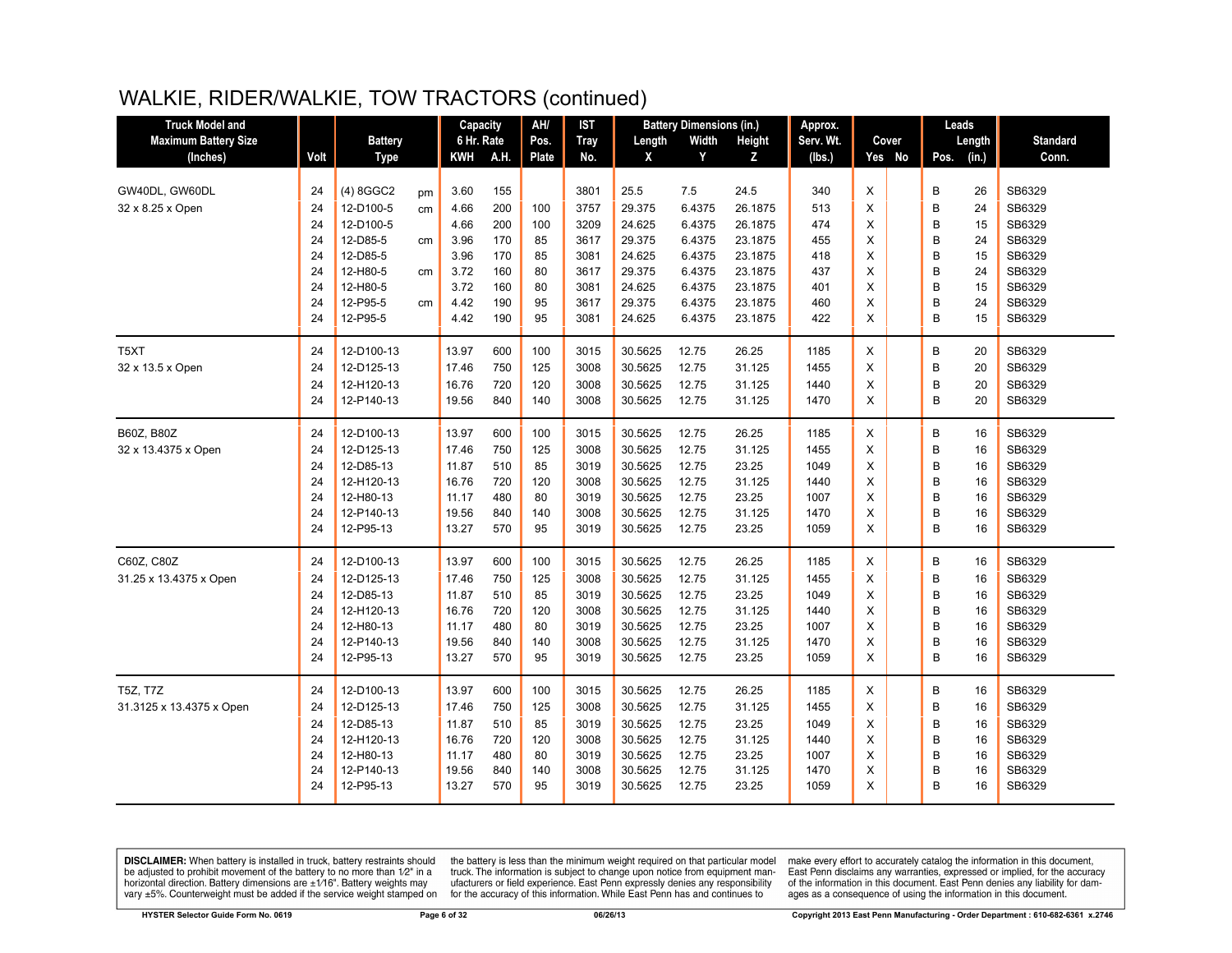# WALKIE, RIDER/WALKIE, TOW TRACTORS (continued)

| Truck Model and Maximum Battery Size (Inches) | Volt | Battery Type | | Capacity 6 Hr. Rate KWH | A.H. | AH/ Pos. Plate | IST Tray No. | Battery Dimensions (in.) Length X | Width Y | Height Z | Approx. Serv. Wt. (lbs.) | Cover Yes | No | Leads Pos. | Length (in.) | Standard Conn. |
|---|---|---|---|---|---|---|---|---|---|---|---|---|---|---|---|---|
| GW40DL, GW60DL | 24 | (4) 8GGC2 | pm | 3.60 | 155 | | 3801 | 25.5 | 7.5 | 24.5 | 340 | X | | B | 26 | SB6329 |
| 32 x 8.25 x Open | 24 | 12-D100-5 | cm | 4.66 | 200 | 100 | 3757 | 29.375 | 6.4375 | 26.1875 | 513 | X | | B | 24 | SB6329 |
| | 24 | 12-D100-5 | | 4.66 | 200 | 100 | 3209 | 24.625 | 6.4375 | 26.1875 | 474 | X | | B | 15 | SB6329 |
| | 24 | 12-D85-5 | cm | 3.96 | 170 | 85 | 3617 | 29.375 | 6.4375 | 23.1875 | 455 | X | | B | 24 | SB6329 |
| | 24 | 12-D85-5 | | 3.96 | 170 | 85 | 3081 | 24.625 | 6.4375 | 23.1875 | 418 | X | | B | 15 | SB6329 |
| | 24 | 12-H80-5 | cm | 3.72 | 160 | 80 | 3617 | 29.375 | 6.4375 | 23.1875 | 437 | X | | B | 24 | SB6329 |
| | 24 | 12-H80-5 | | 3.72 | 160 | 80 | 3081 | 24.625 | 6.4375 | 23.1875 | 401 | X | | B | 15 | SB6329 |
| | 24 | 12-P95-5 | cm | 4.42 | 190 | 95 | 3617 | 29.375 | 6.4375 | 23.1875 | 460 | X | | B | 24 | SB6329 |
| | 24 | 12-P95-5 | | 4.42 | 190 | 95 | 3081 | 24.625 | 6.4375 | 23.1875 | 422 | X | | B | 15 | SB6329 |
| T5XT | 24 | 12-D100-13 | | 13.97 | 600 | 100 | 3015 | 30.5625 | 12.75 | 26.25 | 1185 | X | | B | 20 | SB6329 |
| 32 x 13.5 x Open | 24 | 12-D125-13 | | 17.46 | 750 | 125 | 3008 | 30.5625 | 12.75 | 31.125 | 1455 | X | | B | 20 | SB6329 |
| | 24 | 12-H120-13 | | 16.76 | 720 | 120 | 3008 | 30.5625 | 12.75 | 31.125 | 1440 | X | | B | 20 | SB6329 |
| | 24 | 12-P140-13 | | 19.56 | 840 | 140 | 3008 | 30.5625 | 12.75 | 31.125 | 1470 | X | | B | 20 | SB6329 |
| B60Z, B80Z | 24 | 12-D100-13 | | 13.97 | 600 | 100 | 3015 | 30.5625 | 12.75 | 26.25 | 1185 | X | | B | 16 | SB6329 |
| 32 x 13.4375 x Open | 24 | 12-D125-13 | | 17.46 | 750 | 125 | 3008 | 30.5625 | 12.75 | 31.125 | 1455 | X | | B | 16 | SB6329 |
| | 24 | 12-D85-13 | | 11.87 | 510 | 85 | 3019 | 30.5625 | 12.75 | 23.25 | 1049 | X | | B | 16 | SB6329 |
| | 24 | 12-H120-13 | | 16.76 | 720 | 120 | 3008 | 30.5625 | 12.75 | 31.125 | 1440 | X | | B | 16 | SB6329 |
| | 24 | 12-H80-13 | | 11.17 | 480 | 80 | 3019 | 30.5625 | 12.75 | 23.25 | 1007 | X | | B | 16 | SB6329 |
| | 24 | 12-P140-13 | | 19.56 | 840 | 140 | 3008 | 30.5625 | 12.75 | 31.125 | 1470 | X | | B | 16 | SB6329 |
| | 24 | 12-P95-13 | | 13.27 | 570 | 95 | 3019 | 30.5625 | 12.75 | 23.25 | 1059 | X | | B | 16 | SB6329 |
| C60Z, C80Z | 24 | 12-D100-13 | | 13.97 | 600 | 100 | 3015 | 30.5625 | 12.75 | 26.25 | 1185 | X | | B | 16 | SB6329 |
| 31.25 x 13.4375 x Open | 24 | 12-D125-13 | | 17.46 | 750 | 125 | 3008 | 30.5625 | 12.75 | 31.125 | 1455 | X | | B | 16 | SB6329 |
| | 24 | 12-D85-13 | | 11.87 | 510 | 85 | 3019 | 30.5625 | 12.75 | 23.25 | 1049 | X | | B | 16 | SB6329 |
| | 24 | 12-H120-13 | | 16.76 | 720 | 120 | 3008 | 30.5625 | 12.75 | 31.125 | 1440 | X | | B | 16 | SB6329 |
| | 24 | 12-H80-13 | | 11.17 | 480 | 80 | 3019 | 30.5625 | 12.75 | 23.25 | 1007 | X | | B | 16 | SB6329 |
| | 24 | 12-P140-13 | | 19.56 | 840 | 140 | 3008 | 30.5625 | 12.75 | 31.125 | 1470 | X | | B | 16 | SB6329 |
| | 24 | 12-P95-13 | | 13.27 | 570 | 95 | 3019 | 30.5625 | 12.75 | 23.25 | 1059 | X | | B | 16 | SB6329 |
| T5Z, T7Z | 24 | 12-D100-13 | | 13.97 | 600 | 100 | 3015 | 30.5625 | 12.75 | 26.25 | 1185 | X | | B | 16 | SB6329 |
| 31.3125 x 13.4375 x Open | 24 | 12-D125-13 | | 17.46 | 750 | 125 | 3008 | 30.5625 | 12.75 | 31.125 | 1455 | X | | B | 16 | SB6329 |
| | 24 | 12-D85-13 | | 11.87 | 510 | 85 | 3019 | 30.5625 | 12.75 | 23.25 | 1049 | X | | B | 16 | SB6329 |
| | 24 | 12-H120-13 | | 16.76 | 720 | 120 | 3008 | 30.5625 | 12.75 | 31.125 | 1440 | X | | B | 16 | SB6329 |
| | 24 | 12-H80-13 | | 11.17 | 480 | 80 | 3019 | 30.5625 | 12.75 | 23.25 | 1007 | X | | B | 16 | SB6329 |
| | 24 | 12-P140-13 | | 19.56 | 840 | 140 | 3008 | 30.5625 | 12.75 | 31.125 | 1470 | X | | B | 16 | SB6329 |
| | 24 | 12-P95-13 | | 13.27 | 570 | 95 | 3019 | 30.5625 | 12.75 | 23.25 | 1059 | X | | B | 16 | SB6329 |

**DISCLAIMER:** When battery is installed in truck, battery restraints should be adjusted to prohibit movement of the battery to no more than 1⁄2" in a horizontal direction. Battery dimensions are ±1⁄16". Battery weights may vary ±5%. Counterweight must be added if the service weight stamped on the battery is less than the minimum weight required on that particular model truck. The information is subject to change upon notice from equipment manufacturers or field experience. East Penn expressly denies any responsibility for the accuracy of this information. While East Penn has and continues to make every effort to accurately catalog the information in this document, East Penn disclaims any warranties, expressed or implied, for the accuracy of the information in this document. East Penn denies any liability for damages as a consequence of using the information in this document.

HYSTER Selector Guide Form No. 0619 — 06/26/13 — Copyright 2013 East Penn Manufacturing - Order Department : 610-682-6361 x.2746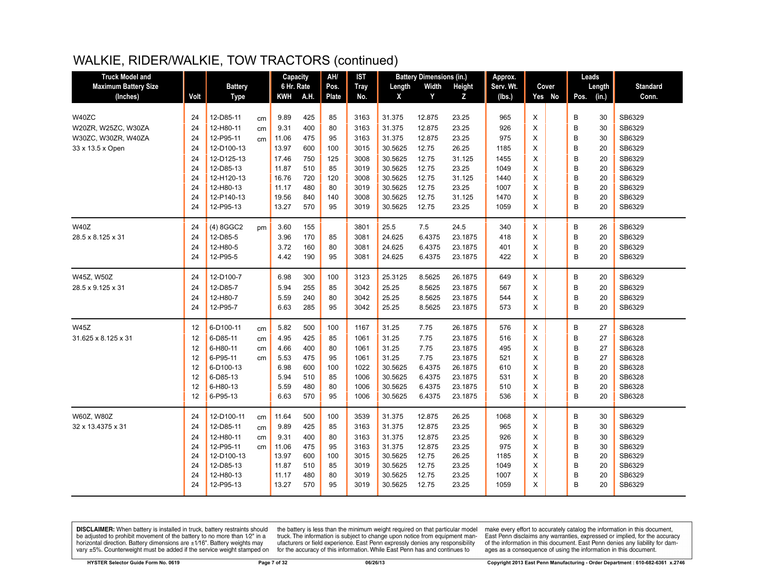# WALKIE, RIDER/WALKIE, TOW TRACTORS (continued)

| Truck Model and Maximum Battery Size (Inches) | Volt | Battery Type | | Capacity 6 Hr. Rate KWH | A.H. | AH/ Pos. Plate | IST Tray No. | Battery Dimensions (in.) Length X | Width Y | Height Z | Approx. Serv. Wt. (lbs.) | Cover Yes | No | Leads Pos. | Length (in.) | Standard Conn. |
|---|---|---|---|---|---|---|---|---|---|---|---|---|---|---|---|---|
| W40ZC | 24 | 12-D85-11 | cm | 9.89 | 425 | 85 | 3163 | 31.375 | 12.875 | 23.25 | 965 | X | | B | 30 | SB6329 |
| W20ZR, W25ZC, W30ZA | 24 | 12-H80-11 | cm | 9.31 | 400 | 80 | 3163 | 31.375 | 12.875 | 23.25 | 926 | X | | B | 30 | SB6329 |
| W30ZC, W30ZR, W40ZA | 24 | 12-P95-11 | cm | 11.06 | 475 | 95 | 3163 | 31.375 | 12.875 | 23.25 | 975 | X | | B | 30 | SB6329 |
| 33 x 13.5 x Open | 24 | 12-D100-13 | | 13.97 | 600 | 100 | 3015 | 30.5625 | 12.75 | 26.25 | 1185 | X | | B | 20 | SB6329 |
| | 24 | 12-D125-13 | | 17.46 | 750 | 125 | 3008 | 30.5625 | 12.75 | 31.125 | 1455 | X | | B | 20 | SB6329 |
| | 24 | 12-D85-13 | | 11.87 | 510 | 85 | 3019 | 30.5625 | 12.75 | 23.25 | 1049 | X | | B | 20 | SB6329 |
| | 24 | 12-H120-13 | | 16.76 | 720 | 120 | 3008 | 30.5625 | 12.75 | 31.125 | 1440 | X | | B | 20 | SB6329 |
| | 24 | 12-H80-13 | | 11.17 | 480 | 80 | 3019 | 30.5625 | 12.75 | 23.25 | 1007 | X | | B | 20 | SB6329 |
| | 24 | 12-P140-13 | | 19.56 | 840 | 140 | 3008 | 30.5625 | 12.75 | 31.125 | 1470 | X | | B | 20 | SB6329 |
| | 24 | 12-P95-13 | | 13.27 | 570 | 95 | 3019 | 30.5625 | 12.75 | 23.25 | 1059 | X | | B | 20 | SB6329 |
| W40Z | 24 | (4) 8GGC2 | pm | 3.60 | 155 | | 3801 | 25.5 | 7.5 | 24.5 | 340 | X | | B | 26 | SB6329 |
| 28.5 x 8.125 x 31 | 24 | 12-D85-5 | | 3.96 | 170 | 85 | 3081 | 24.625 | 6.4375 | 23.1875 | 418 | X | | B | 20 | SB6329 |
| | 24 | 12-H80-5 | | 3.72 | 160 | 80 | 3081 | 24.625 | 6.4375 | 23.1875 | 401 | X | | B | 20 | SB6329 |
| | 24 | 12-P95-5 | | 4.42 | 190 | 95 | 3081 | 24.625 | 6.4375 | 23.1875 | 422 | X | | B | 20 | SB6329 |
| W45Z, W50Z | 24 | 12-D100-7 | | 6.98 | 300 | 100 | 3123 | 25.3125 | 8.5625 | 26.1875 | 649 | X | | B | 20 | SB6329 |
| 28.5 x 9.125 x 31 | 24 | 12-D85-7 | | 5.94 | 255 | 85 | 3042 | 25.25 | 8.5625 | 23.1875 | 567 | X | | B | 20 | SB6329 |
| | 24 | 12-H80-7 | | 5.59 | 240 | 80 | 3042 | 25.25 | 8.5625 | 23.1875 | 544 | X | | B | 20 | SB6329 |
| | 24 | 12-P95-7 | | 6.63 | 285 | 95 | 3042 | 25.25 | 8.5625 | 23.1875 | 573 | X | | B | 20 | SB6329 |
| W45Z | 12 | 6-D100-11 | cm | 5.82 | 500 | 100 | 1167 | 31.25 | 7.75 | 26.1875 | 576 | X | | B | 27 | SB6328 |
| 31.625 x 8.125 x 31 | 12 | 6-D85-11 | cm | 4.95 | 425 | 85 | 1061 | 31.25 | 7.75 | 23.1875 | 516 | X | | B | 27 | SB6328 |
| | 12 | 6-H80-11 | cm | 4.66 | 400 | 80 | 1061 | 31.25 | 7.75 | 23.1875 | 495 | X | | B | 27 | SB6328 |
| | 12 | 6-P95-11 | cm | 5.53 | 475 | 95 | 1061 | 31.25 | 7.75 | 23.1875 | 521 | X | | B | 27 | SB6328 |
| | 12 | 6-D100-13 | | 6.98 | 600 | 100 | 1022 | 30.5625 | 6.4375 | 26.1875 | 610 | X | | B | 20 | SB6328 |
| | 12 | 6-D85-13 | | 5.94 | 510 | 85 | 1006 | 30.5625 | 6.4375 | 23.1875 | 531 | X | | B | 20 | SB6328 |
| | 12 | 6-H80-13 | | 5.59 | 480 | 80 | 1006 | 30.5625 | 6.4375 | 23.1875 | 510 | X | | B | 20 | SB6328 |
| | 12 | 6-P95-13 | | 6.63 | 570 | 95 | 1006 | 30.5625 | 6.4375 | 23.1875 | 536 | X | | B | 20 | SB6328 |
| W60Z, W80Z | 24 | 12-D100-11 | cm | 11.64 | 500 | 100 | 3539 | 31.375 | 12.875 | 26.25 | 1068 | X | | B | 30 | SB6329 |
| 32 x 13.4375 x 31 | 24 | 12-D85-11 | cm | 9.89 | 425 | 85 | 3163 | 31.375 | 12.875 | 23.25 | 965 | X | | B | 30 | SB6329 |
| | 24 | 12-H80-11 | cm | 9.31 | 400 | 80 | 3163 | 31.375 | 12.875 | 23.25 | 926 | X | | B | 30 | SB6329 |
| | 24 | 12-P95-11 | cm | 11.06 | 475 | 95 | 3163 | 31.375 | 12.875 | 23.25 | 975 | X | | B | 30 | SB6329 |
| | 24 | 12-D100-13 | | 13.97 | 600 | 100 | 3015 | 30.5625 | 12.75 | 26.25 | 1185 | X | | B | 20 | SB6329 |
| | 24 | 12-D85-13 | | 11.87 | 510 | 85 | 3019 | 30.5625 | 12.75 | 23.25 | 1049 | X | | B | 20 | SB6329 |
| | 24 | 12-H80-13 | | 11.17 | 480 | 80 | 3019 | 30.5625 | 12.75 | 23.25 | 1007 | X | | B | 20 | SB6329 |
| | 24 | 12-P95-13 | | 13.27 | 570 | 95 | 3019 | 30.5625 | 12.75 | 23.25 | 1059 | X | | B | 20 | SB6329 |

**DISCLAIMER:** When battery is installed in truck, battery restraints should be adjusted to prohibit movement of the battery to no more than 1/2" in a horizontal direction. Battery dimensions are ±1/16". Battery weights may vary ±5%. Counterweight must be added if the service weight stamped on the battery is less than the minimum weight required on that particular model truck. The information is subject to change upon notice from equipment manufacturers or field experience. East Penn expressly denies any responsibility for the accuracy of this information. While East Penn has and continues to make every effort to accurately catalog the information in this document, East Penn disclaims any warranties, expressed or implied, for the accuracy of the information in this document. East Penn denies any liability for damages as a consequence of using the information in this document.

HYSTER Selector Guide Form No. 0619 | 06/26/13 | Copyright 2013 East Penn Manufacturing - Order Department : 610-682-6361 x.2746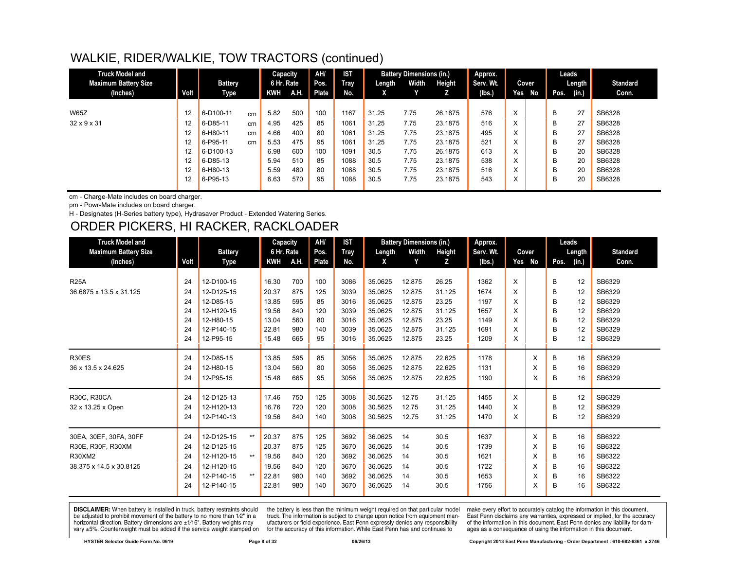# WALKIE, RIDER/WALKIE, TOW TRACTORS (continued)

| Truck Model and Maximum Battery Size (Inches) | Volt | Battery Type | | Capacity 6 Hr. Rate KWH | A.H. | AH/ Pos. Plate | IST Tray No. | Battery Dimensions (in.) Length X | Width Y | Height Z | Approx. Serv. Wt. (lbs.) | Cover Yes | No | Leads Pos. | Length (in.) | Standard Conn. |
|---|---|---|---|---|---|---|---|---|---|---|---|---|---|---|---|---|
| W65Z | 12 | 6-D100-11 | cm | 5.82 | 500 | 100 | 1167 | 31.25 | 7.75 | 26.1875 | 576 | X | | B | 27 | SB6328 |
| 32 x 9 x 31 | 12 | 6-D85-11 | cm | 4.95 | 425 | 85 | 1061 | 31.25 | 7.75 | 23.1875 | 516 | X | | B | 27 | SB6328 |
| | 12 | 6-H80-11 | cm | 4.66 | 400 | 80 | 1061 | 31.25 | 7.75 | 23.1875 | 495 | X | | B | 27 | SB6328 |
| | 12 | 6-P95-11 | cm | 5.53 | 475 | 95 | 1061 | 31.25 | 7.75 | 23.1875 | 521 | X | | B | 27 | SB6328 |
| | 12 | 6-D100-13 | | 6.98 | 600 | 100 | 1091 | 30.5 | 7.75 | 26.1875 | 613 | X | | B | 20 | SB6328 |
| | 12 | 6-D85-13 | | 5.94 | 510 | 85 | 1088 | 30.5 | 7.75 | 23.1875 | 538 | X | | B | 20 | SB6328 |
| | 12 | 6-H80-13 | | 5.59 | 480 | 80 | 1088 | 30.5 | 7.75 | 23.1875 | 516 | X | | B | 20 | SB6328 |
| | 12 | 6-P95-13 | | 6.63 | 570 | 95 | 1088 | 30.5 | 7.75 | 23.1875 | 543 | X | | B | 20 | SB6328 |

cm - Charge-Mate includes on board charger.

pm - Powr-Mate includes on board charger.

H - Designates (H-Series battery type), Hydrasaver Product - Extended Watering Series.

# ORDER PICKERS, HI RACKER, RACKLOADER

| Truck Model and Maximum Battery Size (Inches) | Volt | Battery Type | | Capacity 6 Hr. Rate KWH | A.H. | AH/ Pos. Plate | IST Tray No. | Battery Dimensions (in.) Length X | Width Y | Height Z | Approx. Serv. Wt. (lbs.) | Cover Yes | No | Leads Pos. | Length (in.) | Standard Conn. |
|---|---|---|---|---|---|---|---|---|---|---|---|---|---|---|---|---|
| R25A | 24 | 12-D100-15 | | 16.30 | 700 | 100 | 3086 | 35.0625 | 12.875 | 26.25 | 1362 | X | | B | 12 | SB6329 |
| 36.6875 x 13.5 x 31.125 | 24 | 12-D125-15 | | 20.37 | 875 | 125 | 3039 | 35.0625 | 12.875 | 31.125 | 1674 | X | | B | 12 | SB6329 |
| | 24 | 12-D85-15 | | 13.85 | 595 | 85 | 3016 | 35.0625 | 12.875 | 23.25 | 1197 | X | | B | 12 | SB6329 |
| | 24 | 12-H120-15 | | 19.56 | 840 | 120 | 3039 | 35.0625 | 12.875 | 31.125 | 1657 | X | | B | 12 | SB6329 |
| | 24 | 12-H80-15 | | 13.04 | 560 | 80 | 3016 | 35.0625 | 12.875 | 23.25 | 1149 | X | | B | 12 | SB6329 |
| | 24 | 12-P140-15 | | 22.81 | 980 | 140 | 3039 | 35.0625 | 12.875 | 31.125 | 1691 | X | | B | 12 | SB6329 |
| | 24 | 12-P95-15 | | 15.48 | 665 | 95 | 3016 | 35.0625 | 12.875 | 23.25 | 1209 | X | | B | 12 | SB6329 |
| R30ES | 24 | 12-D85-15 | | 13.85 | 595 | 85 | 3056 | 35.0625 | 12.875 | 22.625 | 1178 | | X | B | 16 | SB6329 |
| 36 x 13.5 x 24.625 | 24 | 12-H80-15 | | 13.04 | 560 | 80 | 3056 | 35.0625 | 12.875 | 22.625 | 1131 | | X | B | 16 | SB6329 |
| | 24 | 12-P95-15 | | 15.48 | 665 | 95 | 3056 | 35.0625 | 12.875 | 22.625 | 1190 | | X | B | 16 | SB6329 |
| R30C, R30CA | 24 | 12-D125-13 | | 17.46 | 750 | 125 | 3008 | 30.5625 | 12.75 | 31.125 | 1455 | X | | B | 12 | SB6329 |
| 32 x 13.25 x Open | 24 | 12-H120-13 | | 16.76 | 720 | 120 | 3008 | 30.5625 | 12.75 | 31.125 | 1440 | X | | B | 12 | SB6329 |
| | 24 | 12-P140-13 | | 19.56 | 840 | 140 | 3008 | 30.5625 | 12.75 | 31.125 | 1470 | X | | B | 12 | SB6329 |
| 30EA, 30EF, 30FA, 30FF | 24 | 12-D125-15 | ** | 20.37 | 875 | 125 | 3692 | 36.0625 | 14 | 30.5 | 1637 | | X | B | 16 | SB6322 |
| R30E, R30F, R30XM | 24 | 12-D125-15 | | 20.37 | 875 | 125 | 3670 | 36.0625 | 14 | 30.5 | 1739 | | X | B | 16 | SB6322 |
| R30XM2 | 24 | 12-H120-15 | ** | 19.56 | 840 | 120 | 3692 | 36.0625 | 14 | 30.5 | 1621 | | X | B | 16 | SB6322 |
| 38.375 x 14.5 x 30.8125 | 24 | 12-H120-15 | | 19.56 | 840 | 120 | 3670 | 36.0625 | 14 | 30.5 | 1722 | | X | B | 16 | SB6322 |
| | 24 | 12-P140-15 | ** | 22.81 | 980 | 140 | 3692 | 36.0625 | 14 | 30.5 | 1653 | | X | B | 16 | SB6322 |
| | 24 | 12-P140-15 | | 22.81 | 980 | 140 | 3670 | 36.0625 | 14 | 30.5 | 1756 | | X | B | 16 | SB6322 |

**DISCLAIMER:** When battery is installed in truck, battery restraints should be adjusted to prohibit movement of the battery to no more than 1⁄2" in a horizontal direction. Battery dimensions are ±1⁄16". Battery weights may vary ±5%. Counterweight must be added if the service weight stamped on the battery is less than the minimum weight required on that particular model truck. The information is subject to change upon notice from equipment manufacturers or field experience. East Penn expressly denies any responsibility for the accuracy of this information. While East Penn has and continues to make every effort to accurately catalog the information in this document, East Penn disclaims any warranties, expressed or implied, for the accuracy of the information in this document. East Penn denies any liability for damages as a consequence of using the information in this document.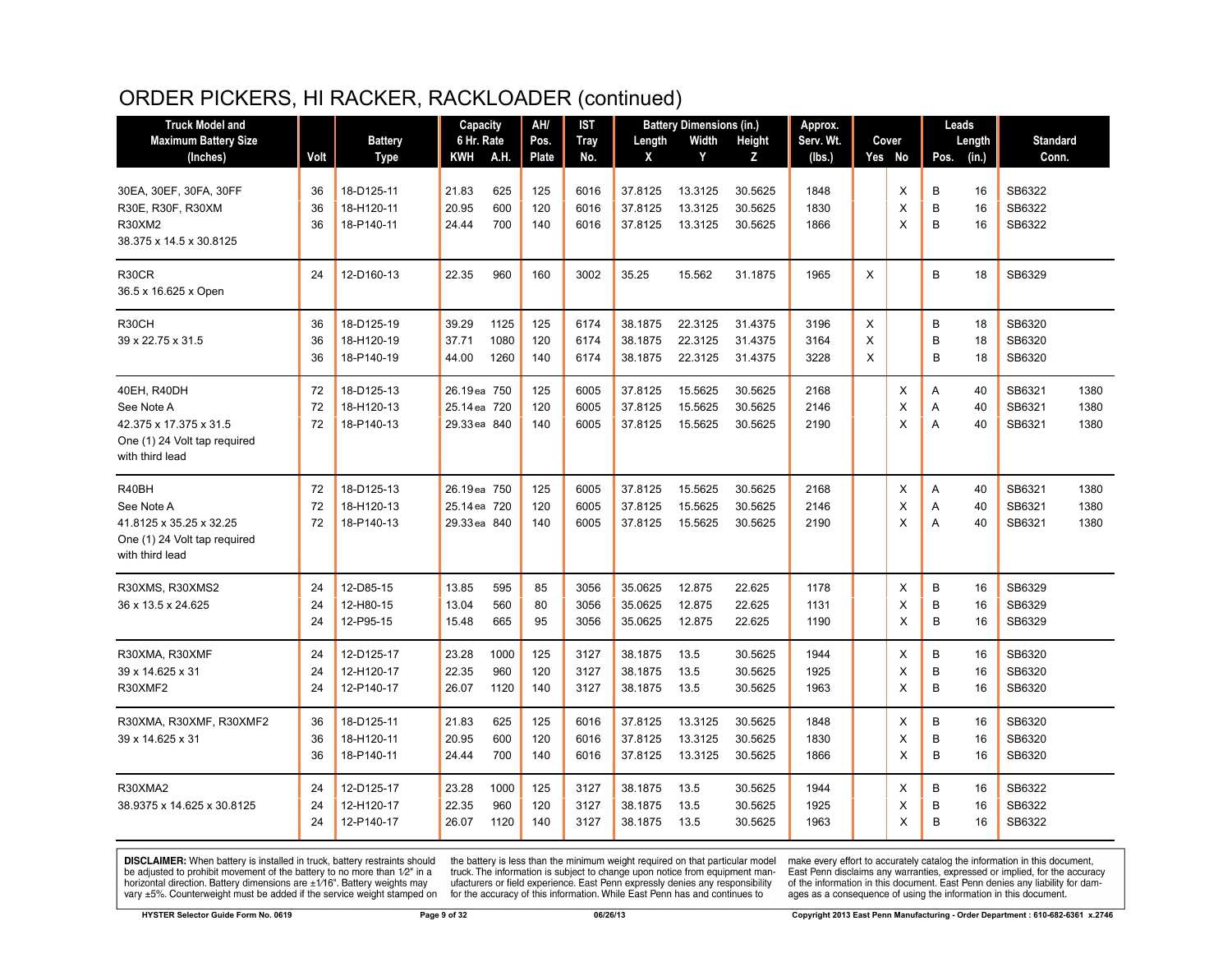# ORDER PICKERS, HI RACKER, RACKLOADER (continued)

| Truck Model and Maximum Battery Size (Inches) | Volt | Battery Type | Capacity 6 Hr. Rate KWH | A.H. | AH/ Pos. Plate | IST Tray No. | Battery Dimensions (in.) Length X | Width Y | Height Z | Approx. Serv. Wt. (lbs.) | Cover Yes | No | Leads Pos. | Length (in.) | Standard Conn. | |
|---|---|---|---|---|---|---|---|---|---|---|---|---|---|---|---|---|
| 30EA, 30EF, 30FA, 30FF | 36 | 18-D125-11 | 21.83 | 625 | 125 | 6016 | 37.8125 | 13.3125 | 30.5625 | 1848 | | X | B | 16 | SB6322 | |
| R30E, R30F, R30XM | 36 | 18-H120-11 | 20.95 | 600 | 120 | 6016 | 37.8125 | 13.3125 | 30.5625 | 1830 | | X | B | 16 | SB6322 | |
| R30XM2 | 36 | 18-P140-11 | 24.44 | 700 | 140 | 6016 | 37.8125 | 13.3125 | 30.5625 | 1866 | | X | B | 16 | SB6322 | |
| 38.375 x 14.5 x 30.8125 | | | | | | | | | | | | | | | | |
| R30CR | 24 | 12-D160-13 | 22.35 | 960 | 160 | 3002 | 35.25 | 15.562 | 31.1875 | 1965 | X | | B | 18 | SB6329 | |
| 36.5 x 16.625 x Open | | | | | | | | | | | | | | | | |
| R30CH | 36 | 18-D125-19 | 39.29 | 1125 | 125 | 6174 | 38.1875 | 22.3125 | 31.4375 | 3196 | X | | B | 18 | SB6320 | |
| 39 x 22.75 x 31.5 | 36 | 18-H120-19 | 37.71 | 1080 | 120 | 6174 | 38.1875 | 22.3125 | 31.4375 | 3164 | X | | B | 18 | SB6320 | |
| | 36 | 18-P140-19 | 44.00 | 1260 | 140 | 6174 | 38.1875 | 22.3125 | 31.4375 | 3228 | X | | B | 18 | SB6320 | |
| 40EH, R40DH | 72 | 18-D125-13 | 26.19 ea | 750 | 125 | 6005 | 37.8125 | 15.5625 | 30.5625 | 2168 | | X | A | 40 | SB6321 | 1380 |
| See Note A | 72 | 18-H120-13 | 25.14 ea | 720 | 120 | 6005 | 37.8125 | 15.5625 | 30.5625 | 2146 | | X | A | 40 | SB6321 | 1380 |
| 42.375 x 17.375 x 31.5 | 72 | 18-P140-13 | 29.33 ea | 840 | 140 | 6005 | 37.8125 | 15.5625 | 30.5625 | 2190 | | X | A | 40 | SB6321 | 1380 |
| One (1) 24 Volt tap required with third lead | | | | | | | | | | | | | | | | |
| R40BH | 72 | 18-D125-13 | 26.19 ea | 750 | 125 | 6005 | 37.8125 | 15.5625 | 30.5625 | 2168 | | X | A | 40 | SB6321 | 1380 |
| See Note A | 72 | 18-H120-13 | 25.14 ea | 720 | 120 | 6005 | 37.8125 | 15.5625 | 30.5625 | 2146 | | X | A | 40 | SB6321 | 1380 |
| 41.8125 x 35.25 x 32.25 | 72 | 18-P140-13 | 29.33 ea | 840 | 140 | 6005 | 37.8125 | 15.5625 | 30.5625 | 2190 | | X | A | 40 | SB6321 | 1380 |
| One (1) 24 Volt tap required with third lead | | | | | | | | | | | | | | | | |
| R30XMS, R30XMS2 | 24 | 12-D85-15 | 13.85 | 595 | 85 | 3056 | 35.0625 | 12.875 | 22.625 | 1178 | | X | B | 16 | SB6329 | |
| 36 x 13.5 x 24.625 | 24 | 12-H80-15 | 13.04 | 560 | 80 | 3056 | 35.0625 | 12.875 | 22.625 | 1131 | | X | B | 16 | SB6329 | |
| | 24 | 12-P95-15 | 15.48 | 665 | 95 | 3056 | 35.0625 | 12.875 | 22.625 | 1190 | | X | B | 16 | SB6329 | |
| R30XMA, R30XMF | 24 | 12-D125-17 | 23.28 | 1000 | 125 | 3127 | 38.1875 | 13.5 | 30.5625 | 1944 | | X | B | 16 | SB6320 | |
| 39 x 14.625 x 31 | 24 | 12-H120-17 | 22.35 | 960 | 120 | 3127 | 38.1875 | 13.5 | 30.5625 | 1925 | | X | B | 16 | SB6320 | |
| R30XMF2 | 24 | 12-P140-17 | 26.07 | 1120 | 140 | 3127 | 38.1875 | 13.5 | 30.5625 | 1963 | | X | B | 16 | SB6320 | |
| R30XMA, R30XMF, R30XMF2 | 36 | 18-D125-11 | 21.83 | 625 | 125 | 6016 | 37.8125 | 13.3125 | 30.5625 | 1848 | | X | B | 16 | SB6320 | |
| 39 x 14.625 x 31 | 36 | 18-H120-11 | 20.95 | 600 | 120 | 6016 | 37.8125 | 13.3125 | 30.5625 | 1830 | | X | B | 16 | SB6320 | |
| | 36 | 18-P140-11 | 24.44 | 700 | 140 | 6016 | 37.8125 | 13.3125 | 30.5625 | 1866 | | X | B | 16 | SB6320 | |
| R30XMA2 | 24 | 12-D125-17 | 23.28 | 1000 | 125 | 3127 | 38.1875 | 13.5 | 30.5625 | 1944 | | X | B | 16 | SB6322 | |
| 38.9375 x 14.625 x 30.8125 | 24 | 12-H120-17 | 22.35 | 960 | 120 | 3127 | 38.1875 | 13.5 | 30.5625 | 1925 | | X | B | 16 | SB6322 | |
| | 24 | 12-P140-17 | 26.07 | 1120 | 140 | 3127 | 38.1875 | 13.5 | 30.5625 | 1963 | | X | B | 16 | SB6322 | |

**DISCLAIMER:** When battery is installed in truck, battery restraints should be adjusted to prohibit movement of the battery to no more than 1⁄2" in a horizontal direction. Battery dimensions are ±1⁄16". Battery weights may vary ±5%. Counterweight must be added if the service weight stamped on the battery is less than the minimum weight required on that particular model truck. The information is subject to change upon notice from equipment manufacturers or field experience. East Penn expressly denies any responsibility for the accuracy of this information. While East Penn has and continues to make every effort to accurately catalog the information in this document, East Penn disclaims any warranties, expressed or implied, for the accuracy of the information in this document. East Penn denies any liability for damages as a consequence of using the information in this document.

HYSTER Selector Guide Form No. 0619 | 06/26/13 | Copyright 2013 East Penn Manufacturing - Order Department : 610-682-6361 x.2746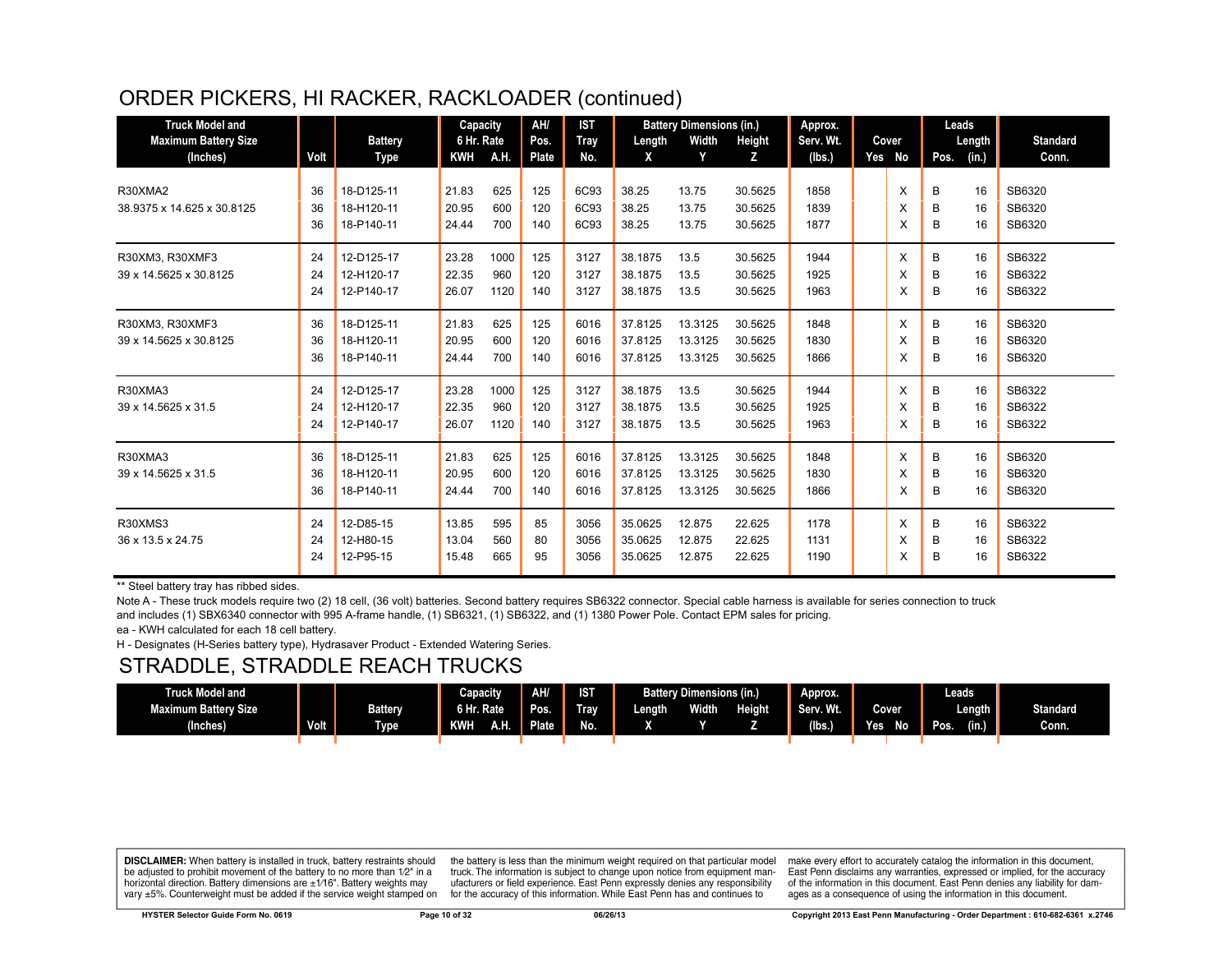## ORDER PICKERS, HI RACKER, RACKLOADER (continued)

| Truck Model and Maximum Battery Size (Inches) | Volt | Battery Type | Capacity 6 Hr. Rate KWH | A.H. | AH/ Pos. Plate | IST Tray No. | Battery Dimensions (in.) Length X | Width Y | Height Z | Approx. Serv. Wt. (lbs.) | Cover Yes | No | Leads Pos. | Length (in.) | Standard Conn. |
|---|---|---|---|---|---|---|---|---|---|---|---|---|---|---|---|
| R30XMA2 | 36 | 18-D125-11 | 21.83 | 625 | 125 | 6C93 | 38.25 | 13.75 | 30.5625 | 1858 | | X | B | 16 | SB6320 |
| 38.9375 x 14.625 x 30.8125 | 36 | 18-H120-11 | 20.95 | 600 | 120 | 6C93 | 38.25 | 13.75 | 30.5625 | 1839 | | X | B | 16 | SB6320 |
| | 36 | 18-P140-11 | 24.44 | 700 | 140 | 6C93 | 38.25 | 13.75 | 30.5625 | 1877 | | X | B | 16 | SB6320 |
| R30XM3, R30XMF3 | 24 | 12-D125-17 | 23.28 | 1000 | 125 | 3127 | 38.1875 | 13.5 | 30.5625 | 1944 | | X | B | 16 | SB6322 |
| 39 x 14.5625 x 30.8125 | 24 | 12-H120-17 | 22.35 | 960 | 120 | 3127 | 38.1875 | 13.5 | 30.5625 | 1925 | | X | B | 16 | SB6322 |
| | 24 | 12-P140-17 | 26.07 | 1120 | 140 | 3127 | 38.1875 | 13.5 | 30.5625 | 1963 | | X | B | 16 | SB6322 |
| R30XM3, R30XMF3 | 36 | 18-D125-11 | 21.83 | 625 | 125 | 6016 | 37.8125 | 13.3125 | 30.5625 | 1848 | | X | B | 16 | SB6320 |
| 39 x 14.5625 x 30.8125 | 36 | 18-H120-11 | 20.95 | 600 | 120 | 6016 | 37.8125 | 13.3125 | 30.5625 | 1830 | | X | B | 16 | SB6320 |
| | 36 | 18-P140-11 | 24.44 | 700 | 140 | 6016 | 37.8125 | 13.3125 | 30.5625 | 1866 | | X | B | 16 | SB6320 |
| R30XMA3 | 24 | 12-D125-17 | 23.28 | 1000 | 125 | 3127 | 38.1875 | 13.5 | 30.5625 | 1944 | | X | B | 16 | SB6322 |
| 39 x 14.5625 x 31.5 | 24 | 12-H120-17 | 22.35 | 960 | 120 | 3127 | 38.1875 | 13.5 | 30.5625 | 1925 | | X | B | 16 | SB6322 |
| | 24 | 12-P140-17 | 26.07 | 1120 | 140 | 3127 | 38.1875 | 13.5 | 30.5625 | 1963 | | X | B | 16 | SB6322 |
| R30XMA3 | 36 | 18-D125-11 | 21.83 | 625 | 125 | 6016 | 37.8125 | 13.3125 | 30.5625 | 1848 | | X | B | 16 | SB6320 |
| 39 x 14.5625 x 31.5 | 36 | 18-H120-11 | 20.95 | 600 | 120 | 6016 | 37.8125 | 13.3125 | 30.5625 | 1830 | | X | B | 16 | SB6320 |
| | 36 | 18-P140-11 | 24.44 | 700 | 140 | 6016 | 37.8125 | 13.3125 | 30.5625 | 1866 | | X | B | 16 | SB6320 |
| R30XMS3 | 24 | 12-D85-15 | 13.85 | 595 | 85 | 3056 | 35.0625 | 12.875 | 22.625 | 1178 | | X | B | 16 | SB6322 |
| 36 x 13.5 x 24.75 | 24 | 12-H80-15 | 13.04 | 560 | 80 | 3056 | 35.0625 | 12.875 | 22.625 | 1131 | | X | B | 16 | SB6322 |
| | 24 | 12-P95-15 | 15.48 | 665 | 95 | 3056 | 35.0625 | 12.875 | 22.625 | 1190 | | X | B | 16 | SB6322 |

** Steel battery tray has ribbed sides.

Note A - These truck models require two (2) 18 cell, (36 volt) batteries. Second battery requires SB6322 connector. Special cable harness is available for series connection to truck and includes (1) SBX6340 connector with 995 A-frame handle, (1) SB6321, (1) SB6322, and (1) 1380 Power Pole. Contact EPM sales for pricing.

ea - KWH calculated for each 18 cell battery.

H - Designates (H-Series battery type), Hydrasaver Product - Extended Watering Series.

## STRADDLE, STRADDLE REACH TRUCKS

| Truck Model and Maximum Battery Size (Inches) | Volt | Battery Type | Capacity 6 Hr. Rate KWH | A.H. | AH/ Pos. Plate | IST Tray No. | Battery Dimensions (in.) Length X | Width Y | Height Z | Approx. Serv. Wt. (lbs.) | Cover Yes | No | Leads Pos. | Length (in.) | Standard Conn. |
|---|---|---|---|---|---|---|---|---|---|---|---|---|---|---|---|

**DISCLAIMER:** When battery is installed in truck, battery restraints should be adjusted to prohibit movement of the battery to no more than 1⁄2" in a horizontal direction. Battery dimensions are ±1⁄16". Battery weights may vary ±5%. Counterweight must be added if the service weight stamped on the battery is less than the minimum weight required on that particular model truck. The information is subject to change upon notice from equipment manufacturers or field experience. East Penn expressly denies any responsibility for the accuracy of this information. While East Penn has and continues to make every effort to accurately catalog the information in this document, East Penn disclaims any warranties, expressed or implied, for the accuracy of the information in this document. East Penn denies any liability for damages as a consequence of using the information in this document.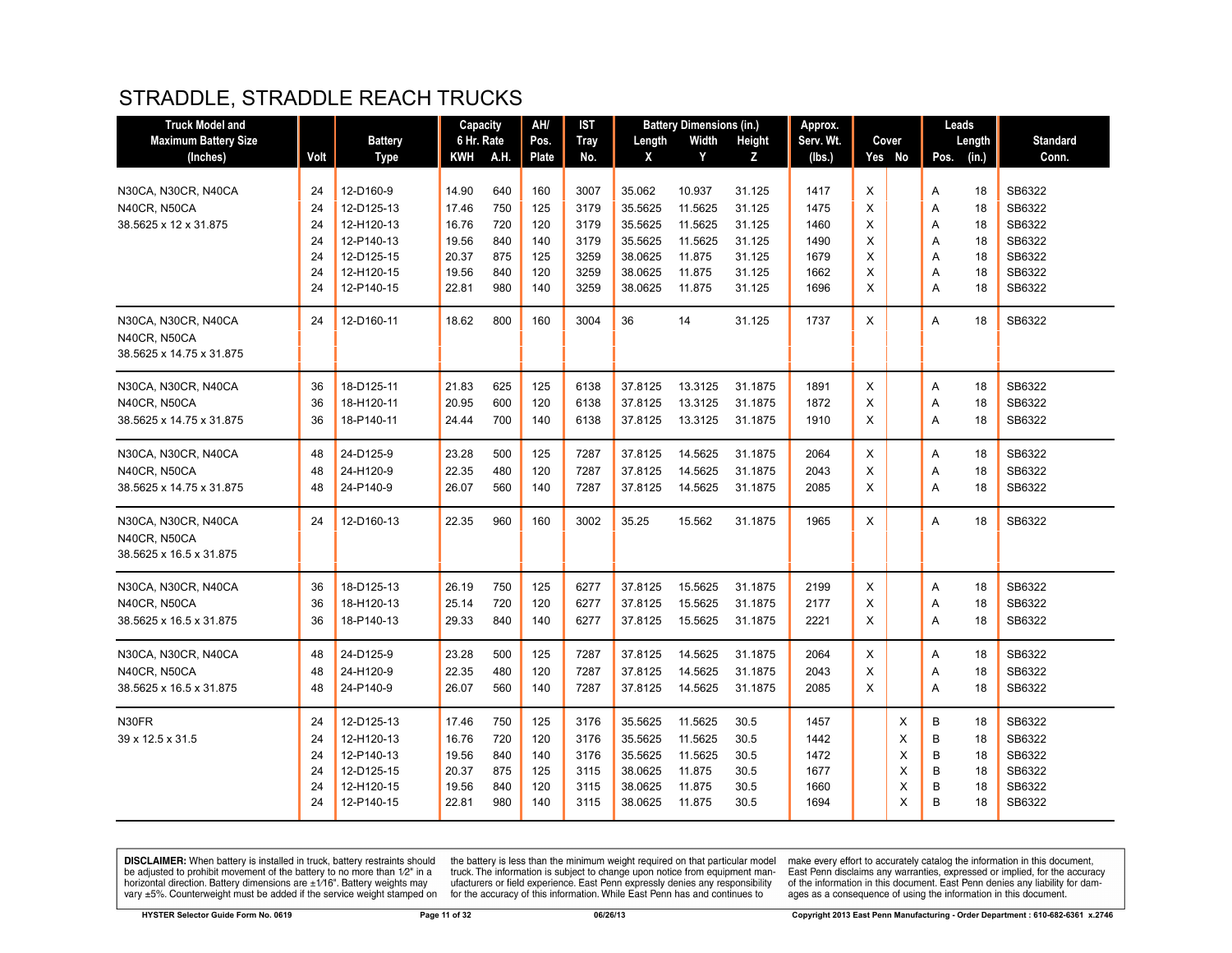# STRADDLE, STRADDLE REACH TRUCKS

| Truck Model and Maximum Battery Size (Inches) | Volt | Battery Type | Capacity 6 Hr. Rate KWH | A.H. | AH/ Pos. Plate | IST Tray No. | Battery Dimensions (in.) Length X | Width Y | Height Z | Approx. Serv. Wt. (lbs.) | Cover Yes | No | Leads Pos. | Length (in.) | Standard Conn. |
|---|---|---|---|---|---|---|---|---|---|---|---|---|---|---|---|
| N30CA, N30CR, N40CA | 24 | 12-D160-9 | 14.90 | 640 | 160 | 3007 | 35.062 | 10.937 | 31.125 | 1417 | X | | A | 18 | SB6322 |
| N40CR, N50CA | 24 | 12-D125-13 | 17.46 | 750 | 125 | 3179 | 35.5625 | 11.5625 | 31.125 | 1475 | X | | A | 18 | SB6322 |
| 38.5625 x 12 x 31.875 | 24 | 12-H120-13 | 16.76 | 720 | 120 | 3179 | 35.5625 | 11.5625 | 31.125 | 1460 | X | | A | 18 | SB6322 |
| | 24 | 12-P140-13 | 19.56 | 840 | 140 | 3179 | 35.5625 | 11.5625 | 31.125 | 1490 | X | | A | 18 | SB6322 |
| | 24 | 12-D125-15 | 20.37 | 875 | 125 | 3259 | 38.0625 | 11.875 | 31.125 | 1679 | X | | A | 18 | SB6322 |
| | 24 | 12-H120-15 | 19.56 | 840 | 120 | 3259 | 38.0625 | 11.875 | 31.125 | 1662 | X | | A | 18 | SB6322 |
| | 24 | 12-P140-15 | 22.81 | 980 | 140 | 3259 | 38.0625 | 11.875 | 31.125 | 1696 | X | | A | 18 | SB6322 |
| N30CA, N30CR, N40CA N40CR, N50CA 38.5625 x 14.75 x 31.875 | 24 | 12-D160-11 | 18.62 | 800 | 160 | 3004 | 36 | 14 | 31.125 | 1737 | X | | A | 18 | SB6322 |
| N30CA, N30CR, N40CA | 36 | 18-D125-11 | 21.83 | 625 | 125 | 6138 | 37.8125 | 13.3125 | 31.1875 | 1891 | X | | A | 18 | SB6322 |
| N40CR, N50CA | 36 | 18-H120-11 | 20.95 | 600 | 120 | 6138 | 37.8125 | 13.3125 | 31.1875 | 1872 | X | | A | 18 | SB6322 |
| 38.5625 x 14.75 x 31.875 | 36 | 18-P140-11 | 24.44 | 700 | 140 | 6138 | 37.8125 | 13.3125 | 31.1875 | 1910 | X | | A | 18 | SB6322 |
| N30CA, N30CR, N40CA | 48 | 24-D125-9 | 23.28 | 500 | 125 | 7287 | 37.8125 | 14.5625 | 31.1875 | 2064 | X | | A | 18 | SB6322 |
| N40CR, N50CA | 48 | 24-H120-9 | 22.35 | 480 | 120 | 7287 | 37.8125 | 14.5625 | 31.1875 | 2043 | X | | A | 18 | SB6322 |
| 38.5625 x 14.75 x 31.875 | 48 | 24-P140-9 | 26.07 | 560 | 140 | 7287 | 37.8125 | 14.5625 | 31.1875 | 2085 | X | | A | 18 | SB6322 |
| N30CA, N30CR, N40CA N40CR, N50CA 38.5625 x 16.5 x 31.875 | 24 | 12-D160-13 | 22.35 | 960 | 160 | 3002 | 35.25 | 15.562 | 31.1875 | 1965 | X | | A | 18 | SB6322 |
| N30CA, N30CR, N40CA | 36 | 18-D125-13 | 26.19 | 750 | 125 | 6277 | 37.8125 | 15.5625 | 31.1875 | 2199 | X | | A | 18 | SB6322 |
| N40CR, N50CA | 36 | 18-H120-13 | 25.14 | 720 | 120 | 6277 | 37.8125 | 15.5625 | 31.1875 | 2177 | X | | A | 18 | SB6322 |
| 38.5625 x 16.5 x 31.875 | 36 | 18-P140-13 | 29.33 | 840 | 140 | 6277 | 37.8125 | 15.5625 | 31.1875 | 2221 | X | | A | 18 | SB6322 |
| N30CA, N30CR, N40CA | 48 | 24-D125-9 | 23.28 | 500 | 125 | 7287 | 37.8125 | 14.5625 | 31.1875 | 2064 | X | | A | 18 | SB6322 |
| N40CR, N50CA | 48 | 24-H120-9 | 22.35 | 480 | 120 | 7287 | 37.8125 | 14.5625 | 31.1875 | 2043 | X | | A | 18 | SB6322 |
| 38.5625 x 16.5 x 31.875 | 48 | 24-P140-9 | 26.07 | 560 | 140 | 7287 | 37.8125 | 14.5625 | 31.1875 | 2085 | X | | A | 18 | SB6322 |
| N30FR | 24 | 12-D125-13 | 17.46 | 750 | 125 | 3176 | 35.5625 | 11.5625 | 30.5 | 1457 | | X | B | 18 | SB6322 |
| 39 x 12.5 x 31.5 | 24 | 12-H120-13 | 16.76 | 720 | 120 | 3176 | 35.5625 | 11.5625 | 30.5 | 1442 | | X | B | 18 | SB6322 |
| | 24 | 12-P140-13 | 19.56 | 840 | 140 | 3176 | 35.5625 | 11.5625 | 30.5 | 1472 | | X | B | 18 | SB6322 |
| | 24 | 12-D125-15 | 20.37 | 875 | 125 | 3115 | 38.0625 | 11.875 | 30.5 | 1677 | | X | B | 18 | SB6322 |
| | 24 | 12-H120-15 | 19.56 | 840 | 120 | 3115 | 38.0625 | 11.875 | 30.5 | 1660 | | X | B | 18 | SB6322 |
| | 24 | 12-P140-15 | 22.81 | 980 | 140 | 3115 | 38.0625 | 11.875 | 30.5 | 1694 | | X | B | 18 | SB6322 |

**DISCLAIMER:** When battery is installed in truck, battery restraints should be adjusted to prohibit movement of the battery to no more than 1⁄2" in a horizontal direction. Battery dimensions are ±1⁄16". Battery weights may vary ±5%. Counterweight must be added if the service weight stamped on the battery is less than the minimum weight required on that particular model truck. The information is subject to change upon notice from equipment manufacturers or field experience. East Penn expressly denies any responsibility for the accuracy of this information. While East Penn has and continues to make every effort to accurately catalog the information in this document, East Penn disclaims any warranties, expressed or implied, for the accuracy of the information in this document. East Penn denies any liability for damages as a consequence of using the information in this document.

HYSTER Selector Guide Form No. 0619 | 06/26/13 | Copyright 2013 East Penn Manufacturing - Order Department : 610-682-6361 x.2746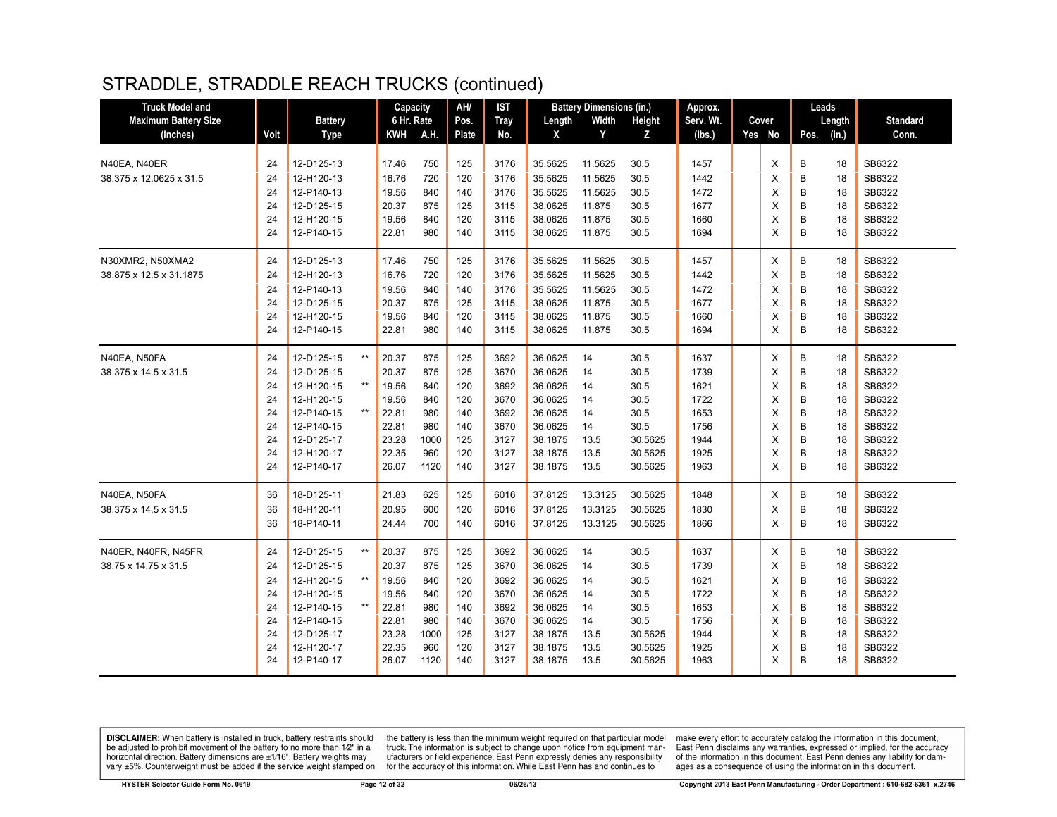# STRADDLE, STRADDLE REACH TRUCKS (continued)

| Truck Model and Maximum Battery Size (Inches) | Volt | Battery Type | | Capacity 6 Hr. Rate | | AH/ Pos. Plate | IST Tray No. | Battery Dimensions (in.) | | | Approx. Serv. Wt. (lbs.) | Cover | | Leads | | Standard Conn. |
|---|---|---|---|---|---|---|---|---|---|---|---|---|---|---|---|---|
| | | | | KWH | A.H. | | | Length X | Width Y | Height Z | | Yes | No | Pos. | Length (in.) | |
| N40EA, N40ER | 24 | 12-D125-13 | | 17.46 | 750 | 125 | 3176 | 35.5625 | 11.5625 | 30.5 | 1457 | | X | B | 18 | SB6322 |
| 38.375 x 12.0625 x 31.5 | 24 | 12-H120-13 | | 16.76 | 720 | 120 | 3176 | 35.5625 | 11.5625 | 30.5 | 1442 | | X | B | 18 | SB6322 |
| | 24 | 12-P140-13 | | 19.56 | 840 | 140 | 3176 | 35.5625 | 11.5625 | 30.5 | 1472 | | X | B | 18 | SB6322 |
| | 24 | 12-D125-15 | | 20.37 | 875 | 125 | 3115 | 38.0625 | 11.875 | 30.5 | 1677 | | X | B | 18 | SB6322 |
| | 24 | 12-H120-15 | | 19.56 | 840 | 120 | 3115 | 38.0625 | 11.875 | 30.5 | 1660 | | X | B | 18 | SB6322 |
| | 24 | 12-P140-15 | | 22.81 | 980 | 140 | 3115 | 38.0625 | 11.875 | 30.5 | 1694 | | X | B | 18 | SB6322 |
| N30XMR2, N50XMA2 | 24 | 12-D125-13 | | 17.46 | 750 | 125 | 3176 | 35.5625 | 11.5625 | 30.5 | 1457 | | X | B | 18 | SB6322 |
| 38.875 x 12.5 x 31.1875 | 24 | 12-H120-13 | | 16.76 | 720 | 120 | 3176 | 35.5625 | 11.5625 | 30.5 | 1442 | | X | B | 18 | SB6322 |
| | 24 | 12-P140-13 | | 19.56 | 840 | 140 | 3176 | 35.5625 | 11.5625 | 30.5 | 1472 | | X | B | 18 | SB6322 |
| | 24 | 12-D125-15 | | 20.37 | 875 | 125 | 3115 | 38.0625 | 11.875 | 30.5 | 1677 | | X | B | 18 | SB6322 |
| | 24 | 12-H120-15 | | 19.56 | 840 | 120 | 3115 | 38.0625 | 11.875 | 30.5 | 1660 | | X | B | 18 | SB6322 |
| | 24 | 12-P140-15 | | 22.81 | 980 | 140 | 3115 | 38.0625 | 11.875 | 30.5 | 1694 | | X | B | 18 | SB6322 |
| N40EA, N50FA | 24 | 12-D125-15 | ** | 20.37 | 875 | 125 | 3692 | 36.0625 | 14 | 30.5 | 1637 | | X | B | 18 | SB6322 |
| 38.375 x 14.5 x 31.5 | 24 | 12-D125-15 | | 20.37 | 875 | 125 | 3670 | 36.0625 | 14 | 30.5 | 1739 | | X | B | 18 | SB6322 |
| | 24 | 12-H120-15 | ** | 19.56 | 840 | 120 | 3692 | 36.0625 | 14 | 30.5 | 1621 | | X | B | 18 | SB6322 |
| | 24 | 12-H120-15 | | 19.56 | 840 | 120 | 3670 | 36.0625 | 14 | 30.5 | 1722 | | X | B | 18 | SB6322 |
| | 24 | 12-P140-15 | ** | 22.81 | 980 | 140 | 3692 | 36.0625 | 14 | 30.5 | 1653 | | X | B | 18 | SB6322 |
| | 24 | 12-P140-15 | | 22.81 | 980 | 140 | 3670 | 36.0625 | 14 | 30.5 | 1756 | | X | B | 18 | SB6322 |
| | 24 | 12-D125-17 | | 23.28 | 1000 | 125 | 3127 | 38.1875 | 13.5 | 30.5625 | 1944 | | X | B | 18 | SB6322 |
| | 24 | 12-H120-17 | | 22.35 | 960 | 120 | 3127 | 38.1875 | 13.5 | 30.5625 | 1925 | | X | B | 18 | SB6322 |
| | 24 | 12-P140-17 | | 26.07 | 1120 | 140 | 3127 | 38.1875 | 13.5 | 30.5625 | 1963 | | X | B | 18 | SB6322 |
| N40EA, N50FA | 36 | 18-D125-11 | | 21.83 | 625 | 125 | 6016 | 37.8125 | 13.3125 | 30.5625 | 1848 | | X | B | 18 | SB6322 |
| 38.375 x 14.5 x 31.5 | 36 | 18-H120-11 | | 20.95 | 600 | 120 | 6016 | 37.8125 | 13.3125 | 30.5625 | 1830 | | X | B | 18 | SB6322 |
| | 36 | 18-P140-11 | | 24.44 | 700 | 140 | 6016 | 37.8125 | 13.3125 | 30.5625 | 1866 | | X | B | 18 | SB6322 |
| N40ER, N40FR, N45FR | 24 | 12-D125-15 | ** | 20.37 | 875 | 125 | 3692 | 36.0625 | 14 | 30.5 | 1637 | | X | B | 18 | SB6322 |
| 38.75 x 14.75 x 31.5 | 24 | 12-D125-15 | | 20.37 | 875 | 125 | 3670 | 36.0625 | 14 | 30.5 | 1739 | | X | B | 18 | SB6322 |
| | 24 | 12-H120-15 | ** | 19.56 | 840 | 120 | 3692 | 36.0625 | 14 | 30.5 | 1621 | | X | B | 18 | SB6322 |
| | 24 | 12-H120-15 | | 19.56 | 840 | 120 | 3670 | 36.0625 | 14 | 30.5 | 1722 | | X | B | 18 | SB6322 |
| | 24 | 12-P140-15 | ** | 22.81 | 980 | 140 | 3692 | 36.0625 | 14 | 30.5 | 1653 | | X | B | 18 | SB6322 |
| | 24 | 12-P140-15 | | 22.81 | 980 | 140 | 3670 | 36.0625 | 14 | 30.5 | 1756 | | X | B | 18 | SB6322 |
| | 24 | 12-D125-17 | | 23.28 | 1000 | 125 | 3127 | 38.1875 | 13.5 | 30.5625 | 1944 | | X | B | 18 | SB6322 |
| | 24 | 12-H120-17 | | 22.35 | 960 | 120 | 3127 | 38.1875 | 13.5 | 30.5625 | 1925 | | X | B | 18 | SB6322 |
| | 24 | 12-P140-17 | | 26.07 | 1120 | 140 | 3127 | 38.1875 | 13.5 | 30.5625 | 1963 | | X | B | 18 | SB6322 |

**DISCLAIMER:** When battery is installed in truck, battery restraints should be adjusted to prohibit movement of the battery to no more than 1⁄2" in a horizontal direction. Battery dimensions are ±1⁄16". Battery weights may vary ±5%. Counterweight must be added if the service weight stamped on the battery is less than the minimum weight required on that particular model truck. The information is subject to change upon notice from equipment manufacturers or field experience. East Penn expressly denies any responsibility for the accuracy of this information. While East Penn has and continues to make every effort to accurately catalog the information in this document, East Penn disclaims any warranties, expressed or implied, for the accuracy of the information in this document. East Penn denies any liability for damages as a consequence of using the information in this document.

HYSTER Selector Guide Form No. 0619 — 06/26/13 — Copyright 2013 East Penn Manufacturing - Order Department : 610-682-6361 x.2746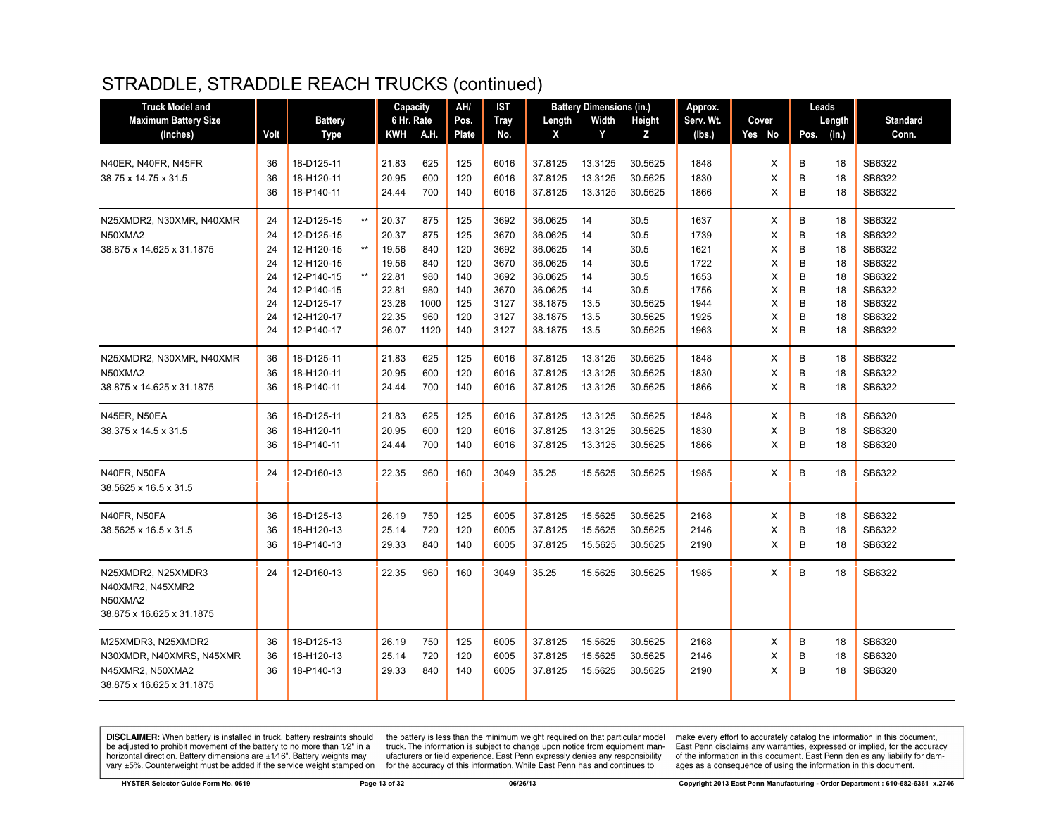# STRADDLE, STRADDLE REACH TRUCKS (continued)

| Truck Model and Maximum Battery Size (Inches) | Volt | Battery Type | Capacity 6 Hr. Rate KWH | A.H. | AH/ Pos. Plate | IST Tray No. | Battery Dimensions (in.) Length X | Width Y | Height Z | Approx. Serv. Wt. (lbs.) | Cover Yes | No | Leads Pos. | Length (in.) | Standard Conn. |
|---|---|---|---|---|---|---|---|---|---|---|---|---|---|---|---|
| N40ER, N40FR, N45FR | 36 | 18-D125-11 | 21.83 | 625 | 125 | 6016 | 37.8125 | 13.3125 | 30.5625 | 1848 | | X | B | 18 | SB6322 |
| 38.75 x 14.75 x 31.5 | 36 | 18-H120-11 | 20.95 | 600 | 120 | 6016 | 37.8125 | 13.3125 | 30.5625 | 1830 | | X | B | 18 | SB6322 |
| | 36 | 18-P140-11 | 24.44 | 700 | 140 | 6016 | 37.8125 | 13.3125 | 30.5625 | 1866 | | X | B | 18 | SB6322 |
| N25XMDR2, N30XMR, N40XMR | 24 | 12-D125-15 ** | 20.37 | 875 | 125 | 3692 | 36.0625 | 14 | 30.5 | 1637 | | X | B | 18 | SB6322 |
| N50XMA2 | 24 | 12-D125-15 | 20.37 | 875 | 125 | 3670 | 36.0625 | 14 | 30.5 | 1739 | | X | B | 18 | SB6322 |
| 38.875 x 14.625 x 31.1875 | 24 | 12-H120-15 ** | 19.56 | 840 | 120 | 3692 | 36.0625 | 14 | 30.5 | 1621 | | X | B | 18 | SB6322 |
| | 24 | 12-H120-15 | 19.56 | 840 | 120 | 3670 | 36.0625 | 14 | 30.5 | 1722 | | X | B | 18 | SB6322 |
| | 24 | 12-P140-15 ** | 22.81 | 980 | 140 | 3692 | 36.0625 | 14 | 30.5 | 1653 | | X | B | 18 | SB6322 |
| | 24 | 12-P140-15 | 22.81 | 980 | 140 | 3670 | 36.0625 | 14 | 30.5 | 1756 | | X | B | 18 | SB6322 |
| | 24 | 12-D125-17 | 23.28 | 1000 | 125 | 3127 | 38.1875 | 13.5 | 30.5625 | 1944 | | X | B | 18 | SB6322 |
| | 24 | 12-H120-17 | 22.35 | 960 | 120 | 3127 | 38.1875 | 13.5 | 30.5625 | 1925 | | X | B | 18 | SB6322 |
| | 24 | 12-P140-17 | 26.07 | 1120 | 140 | 3127 | 38.1875 | 13.5 | 30.5625 | 1963 | | X | B | 18 | SB6322 |
| N25XMDR2, N30XMR, N40XMR | 36 | 18-D125-11 | 21.83 | 625 | 125 | 6016 | 37.8125 | 13.3125 | 30.5625 | 1848 | | X | B | 18 | SB6322 |
| N50XMA2 | 36 | 18-H120-11 | 20.95 | 600 | 120 | 6016 | 37.8125 | 13.3125 | 30.5625 | 1830 | | X | B | 18 | SB6322 |
| 38.875 x 14.625 x 31.1875 | 36 | 18-P140-11 | 24.44 | 700 | 140 | 6016 | 37.8125 | 13.3125 | 30.5625 | 1866 | | X | B | 18 | SB6322 |
| N45ER, N50EA | 36 | 18-D125-11 | 21.83 | 625 | 125 | 6016 | 37.8125 | 13.3125 | 30.5625 | 1848 | | X | B | 18 | SB6320 |
| 38.375 x 14.5 x 31.5 | 36 | 18-H120-11 | 20.95 | 600 | 120 | 6016 | 37.8125 | 13.3125 | 30.5625 | 1830 | | X | B | 18 | SB6320 |
| | 36 | 18-P140-11 | 24.44 | 700 | 140 | 6016 | 37.8125 | 13.3125 | 30.5625 | 1866 | | X | B | 18 | SB6320 |
| N40FR, N50FA | 24 | 12-D160-13 | 22.35 | 960 | 160 | 3049 | 35.25 | 15.5625 | 30.5625 | 1985 | | X | B | 18 | SB6322 |
| 38.5625 x 16.5 x 31.5 | | | | | | | | | | | | | | | |
| N40FR, N50FA | 36 | 18-D125-13 | 26.19 | 750 | 125 | 6005 | 37.8125 | 15.5625 | 30.5625 | 2168 | | X | B | 18 | SB6322 |
| 38.5625 x 16.5 x 31.5 | 36 | 18-H120-13 | 25.14 | 720 | 120 | 6005 | 37.8125 | 15.5625 | 30.5625 | 2146 | | X | B | 18 | SB6322 |
| | 36 | 18-P140-13 | 29.33 | 840 | 140 | 6005 | 37.8125 | 15.5625 | 30.5625 | 2190 | | X | B | 18 | SB6322 |
| N25XMDR2, N25XMDR3 | 24 | 12-D160-13 | 22.35 | 960 | 160 | 3049 | 35.25 | 15.5625 | 30.5625 | 1985 | | X | B | 18 | SB6322 |
| N40XMR2, N45XMR2 | | | | | | | | | | | | | | | |
| N50XMA2 | | | | | | | | | | | | | | | |
| 38.875 x 16.625 x 31.1875 | | | | | | | | | | | | | | | |
| M25XMDR3, N25XMDR2 | 36 | 18-D125-13 | 26.19 | 750 | 125 | 6005 | 37.8125 | 15.5625 | 30.5625 | 2168 | | X | B | 18 | SB6320 |
| N30XMDR, N40XMRS, N45XMR | 36 | 18-H120-13 | 25.14 | 720 | 120 | 6005 | 37.8125 | 15.5625 | 30.5625 | 2146 | | X | B | 18 | SB6320 |
| N45XMR2, N50XMA2 | 36 | 18-P140-13 | 29.33 | 840 | 140 | 6005 | 37.8125 | 15.5625 | 30.5625 | 2190 | | X | B | 18 | SB6320 |
| 38.875 x 16.625 x 31.1875 | | | | | | | | | | | | | | | |

**DISCLAIMER:** When battery is installed in truck, battery restraints should be adjusted to prohibit movement of the battery to no more than 1⁄2" in a horizontal direction. Battery dimensions are ±1⁄16". Battery weights may vary ±5%. Counterweight must be added if the service weight stamped on the battery is less than the minimum weight required on that particular model truck. The information is subject to change upon notice from equipment manufacturers or field experience. East Penn expressly denies any responsibility for the accuracy of this information. While East Penn has and continues to make every effort to accurately catalog the information in this document, East Penn disclaims any warranties, expressed or implied, for the accuracy of the information in this document. East Penn denies any liability for damages as a consequence of using the information in this document.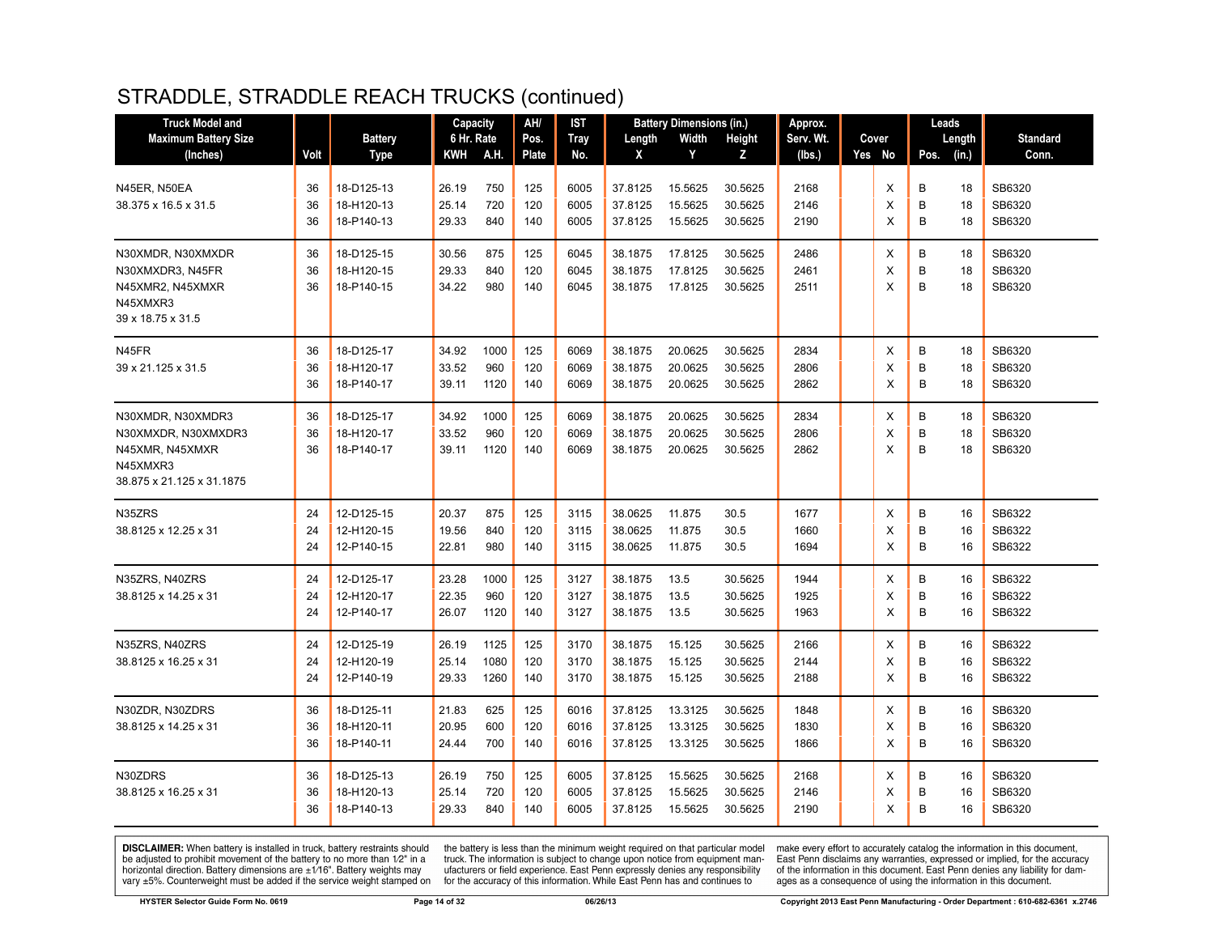# STRADDLE, STRADDLE REACH TRUCKS (continued)

| Truck Model and Maximum Battery Size (Inches) | Volt | Battery Type | Capacity 6 Hr. Rate | | AH/ Pos. Plate | IST Tray No. | Battery Dimensions (in.) | | | Approx. Serv. Wt. (lbs.) | Cover | | Leads | | Standard Conn. |
|---|---|---|---|---|---|---|---|---|---|---|---|---|---|---|---|
| | | | KWH | A.H. | | | Length X | Width Y | Height Z | | Yes | No | Pos. | Length (in.) | |
| N45ER, N50EA | 36 | 18-D125-13 | 26.19 | 750 | 125 | 6005 | 37.8125 | 15.5625 | 30.5625 | 2168 | | X | B | 18 | SB6320 |
| 38.375 x 16.5 x 31.5 | 36 | 18-H120-13 | 25.14 | 720 | 120 | 6005 | 37.8125 | 15.5625 | 30.5625 | 2146 | | X | B | 18 | SB6320 |
| | 36 | 18-P140-13 | 29.33 | 840 | 140 | 6005 | 37.8125 | 15.5625 | 30.5625 | 2190 | | X | B | 18 | SB6320 |
| N30XMDR, N30XMXDR | 36 | 18-D125-15 | 30.56 | 875 | 125 | 6045 | 38.1875 | 17.8125 | 30.5625 | 2486 | | X | B | 18 | SB6320 |
| N30XMXDR3, N45FR | 36 | 18-H120-15 | 29.33 | 840 | 120 | 6045 | 38.1875 | 17.8125 | 30.5625 | 2461 | | X | B | 18 | SB6320 |
| N45XMR2, N45XMXR | 36 | 18-P140-15 | 34.22 | 980 | 140 | 6045 | 38.1875 | 17.8125 | 30.5625 | 2511 | | X | B | 18 | SB6320 |
| N45XMXR3 | | | | | | | | | | | | | | | |
| 39 x 18.75 x 31.5 | | | | | | | | | | | | | | | |
| N45FR | 36 | 18-D125-17 | 34.92 | 1000 | 125 | 6069 | 38.1875 | 20.0625 | 30.5625 | 2834 | | X | B | 18 | SB6320 |
| 39 x 21.125 x 31.5 | 36 | 18-H120-17 | 33.52 | 960 | 120 | 6069 | 38.1875 | 20.0625 | 30.5625 | 2806 | | X | B | 18 | SB6320 |
| | 36 | 18-P140-17 | 39.11 | 1120 | 140 | 6069 | 38.1875 | 20.0625 | 30.5625 | 2862 | | X | B | 18 | SB6320 |
| N30XMDR, N30XMDR3 | 36 | 18-D125-17 | 34.92 | 1000 | 125 | 6069 | 38.1875 | 20.0625 | 30.5625 | 2834 | | X | B | 18 | SB6320 |
| N30XMXDR, N30XMXDR3 | 36 | 18-H120-17 | 33.52 | 960 | 120 | 6069 | 38.1875 | 20.0625 | 30.5625 | 2806 | | X | B | 18 | SB6320 |
| N45XMR, N45XMXR | 36 | 18-P140-17 | 39.11 | 1120 | 140 | 6069 | 38.1875 | 20.0625 | 30.5625 | 2862 | | X | B | 18 | SB6320 |
| N45XMXR3 | | | | | | | | | | | | | | | |
| 38.875 x 21.125 x 31.1875 | | | | | | | | | | | | | | | |
| N35ZRS | 24 | 12-D125-15 | 20.37 | 875 | 125 | 3115 | 38.0625 | 11.875 | 30.5 | 1677 | | X | B | 16 | SB6322 |
| 38.8125 x 12.25 x 31 | 24 | 12-H120-15 | 19.56 | 840 | 120 | 3115 | 38.0625 | 11.875 | 30.5 | 1660 | | X | B | 16 | SB6322 |
| | 24 | 12-P140-15 | 22.81 | 980 | 140 | 3115 | 38.0625 | 11.875 | 30.5 | 1694 | | X | B | 16 | SB6322 |
| N35ZRS, N40ZRS | 24 | 12-D125-17 | 23.28 | 1000 | 125 | 3127 | 38.1875 | 13.5 | 30.5625 | 1944 | | X | B | 16 | SB6322 |
| 38.8125 x 14.25 x 31 | 24 | 12-H120-17 | 22.35 | 960 | 120 | 3127 | 38.1875 | 13.5 | 30.5625 | 1925 | | X | B | 16 | SB6322 |
| | 24 | 12-P140-17 | 26.07 | 1120 | 140 | 3127 | 38.1875 | 13.5 | 30.5625 | 1963 | | X | B | 16 | SB6322 |
| N35ZRS, N40ZRS | 24 | 12-D125-19 | 26.19 | 1125 | 125 | 3170 | 38.1875 | 15.125 | 30.5625 | 2166 | | X | B | 16 | SB6322 |
| 38.8125 x 16.25 x 31 | 24 | 12-H120-19 | 25.14 | 1080 | 120 | 3170 | 38.1875 | 15.125 | 30.5625 | 2144 | | X | B | 16 | SB6322 |
| | 24 | 12-P140-19 | 29.33 | 1260 | 140 | 3170 | 38.1875 | 15.125 | 30.5625 | 2188 | | X | B | 16 | SB6322 |
| N30ZDR, N30ZDRS | 36 | 18-D125-11 | 21.83 | 625 | 125 | 6016 | 37.8125 | 13.3125 | 30.5625 | 1848 | | X | B | 16 | SB6320 |
| 38.8125 x 14.25 x 31 | 36 | 18-H120-11 | 20.95 | 600 | 120 | 6016 | 37.8125 | 13.3125 | 30.5625 | 1830 | | X | B | 16 | SB6320 |
| | 36 | 18-P140-11 | 24.44 | 700 | 140 | 6016 | 37.8125 | 13.3125 | 30.5625 | 1866 | | X | B | 16 | SB6320 |
| N30ZDRS | 36 | 18-D125-13 | 26.19 | 750 | 125 | 6005 | 37.8125 | 15.5625 | 30.5625 | 2168 | | X | B | 16 | SB6320 |
| 38.8125 x 16.25 x 31 | 36 | 18-H120-13 | 25.14 | 720 | 120 | 6005 | 37.8125 | 15.5625 | 30.5625 | 2146 | | X | B | 16 | SB6320 |
| | 36 | 18-P140-13 | 29.33 | 840 | 140 | 6005 | 37.8125 | 15.5625 | 30.5625 | 2190 | | X | B | 16 | SB6320 |

**DISCLAIMER:** When battery is installed in truck, battery restraints should be adjusted to prohibit movement of the battery to no more than 1⁄2" in a horizontal direction. Battery dimensions are ±1⁄16". Battery weights may vary ±5%. Counterweight must be added if the service weight stamped on the battery is less than the minimum weight required on that particular model truck. The information is subject to change upon notice from equipment manufacturers or field experience. East Penn expressly denies any responsibility for the accuracy of this information. While East Penn has and continues to make every effort to accurately catalog the information in this document, East Penn disclaims any warranties, expressed or implied, for the accuracy of the information in this document. East Penn denies any liability for damages as a consequence of using the information in this document.

HYSTER Selector Guide Form No. 0619 06/26/13 Copyright 2013 East Penn Manufacturing - Order Department : 610-682-6361 x.2746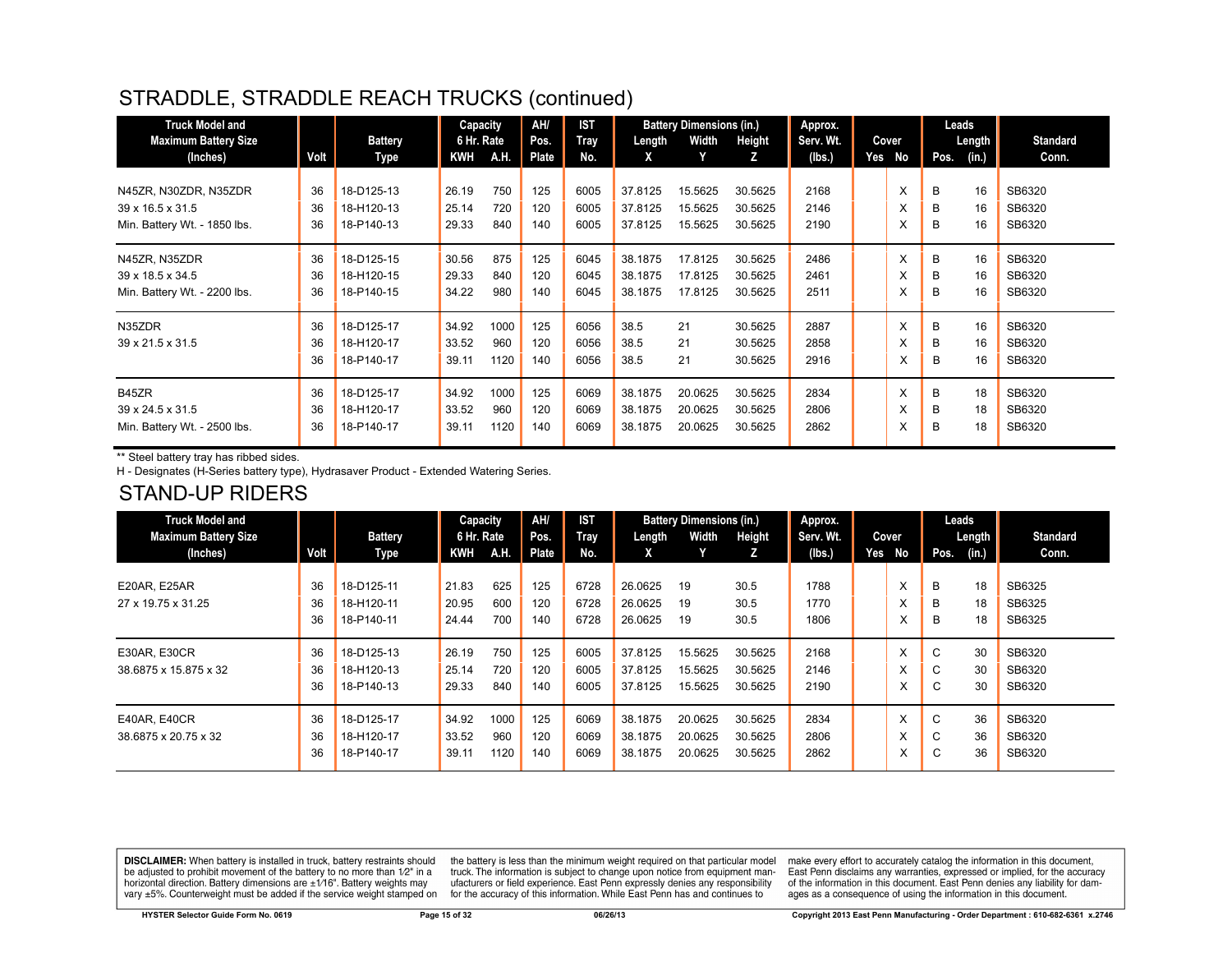# STRADDLE, STRADDLE REACH TRUCKS (continued)

| Truck Model and Maximum Battery Size (Inches) | Volt | Battery Type | Capacity 6 Hr. Rate | | AH/ Pos. Plate | IST Tray No. | Battery Dimensions (in.) | | | Approx. Serv. Wt. (lbs.) | Cover | | Leads | | Standard Conn. |
|---|---|---|---|---|---|---|---|---|---|---|---|---|---|---|---|
| | | | KWH | A.H. | | | Length X | Width Y | Height Z | | Yes | No | Pos. | Length (in.) | |
| N45ZR, N30ZDR, N35ZDR | 36 | 18-D125-13 | 26.19 | 750 | 125 | 6005 | 37.8125 | 15.5625 | 30.5625 | 2168 | | X | B | 16 | SB6320 |
| 39 x 16.5 x 31.5 | 36 | 18-H120-13 | 25.14 | 720 | 120 | 6005 | 37.8125 | 15.5625 | 30.5625 | 2146 | | X | B | 16 | SB6320 |
| Min. Battery Wt. - 1850 lbs. | 36 | 18-P140-13 | 29.33 | 840 | 140 | 6005 | 37.8125 | 15.5625 | 30.5625 | 2190 | | X | B | 16 | SB6320 |
| N45ZR, N35ZDR | 36 | 18-D125-15 | 30.56 | 875 | 125 | 6045 | 38.1875 | 17.8125 | 30.5625 | 2486 | | X | B | 16 | SB6320 |
| 39 x 18.5 x 34.5 | 36 | 18-H120-15 | 29.33 | 840 | 120 | 6045 | 38.1875 | 17.8125 | 30.5625 | 2461 | | X | B | 16 | SB6320 |
| Min. Battery Wt. - 2200 lbs. | 36 | 18-P140-15 | 34.22 | 980 | 140 | 6045 | 38.1875 | 17.8125 | 30.5625 | 2511 | | X | B | 16 | SB6320 |
| N35ZDR | 36 | 18-D125-17 | 34.92 | 1000 | 125 | 6056 | 38.5 | 21 | 30.5625 | 2887 | | X | B | 16 | SB6320 |
| 39 x 21.5 x 31.5 | 36 | 18-H120-17 | 33.52 | 960 | 120 | 6056 | 38.5 | 21 | 30.5625 | 2858 | | X | B | 16 | SB6320 |
| | 36 | 18-P140-17 | 39.11 | 1120 | 140 | 6056 | 38.5 | 21 | 30.5625 | 2916 | | X | B | 16 | SB6320 |
| B45ZR | 36 | 18-D125-17 | 34.92 | 1000 | 125 | 6069 | 38.1875 | 20.0625 | 30.5625 | 2834 | | X | B | 18 | SB6320 |
| 39 x 24.5 x 31.5 | 36 | 18-H120-17 | 33.52 | 960 | 120 | 6069 | 38.1875 | 20.0625 | 30.5625 | 2806 | | X | B | 18 | SB6320 |
| Min. Battery Wt. - 2500 lbs. | 36 | 18-P140-17 | 39.11 | 1120 | 140 | 6069 | 38.1875 | 20.0625 | 30.5625 | 2862 | | X | B | 18 | SB6320 |

** Steel battery tray has ribbed sides.

H - Designates (H-Series battery type), Hydrasaver Product - Extended Watering Series.

# STAND-UP RIDERS

| Truck Model and Maximum Battery Size (Inches) | Volt | Battery Type | Capacity 6 Hr. Rate | | AH/ Pos. Plate | IST Tray No. | Battery Dimensions (in.) | | | Approx. Serv. Wt. (lbs.) | Cover | | Leads | | Standard Conn. |
|---|---|---|---|---|---|---|---|---|---|---|---|---|---|---|---|
| | | | KWH | A.H. | | | Length X | Width Y | Height Z | | Yes | No | Pos. | Length (in.) | |
| E20AR, E25AR | 36 | 18-D125-11 | 21.83 | 625 | 125 | 6728 | 26.0625 | 19 | 30.5 | 1788 | | X | B | 18 | SB6325 |
| 27 x 19.75 x 31.25 | 36 | 18-H120-11 | 20.95 | 600 | 120 | 6728 | 26.0625 | 19 | 30.5 | 1770 | | X | B | 18 | SB6325 |
| | 36 | 18-P140-11 | 24.44 | 700 | 140 | 6728 | 26.0625 | 19 | 30.5 | 1806 | | X | B | 18 | SB6325 |
| E30AR, E30CR | 36 | 18-D125-13 | 26.19 | 750 | 125 | 6005 | 37.8125 | 15.5625 | 30.5625 | 2168 | | X | C | 30 | SB6320 |
| 38.6875 x 15.875 x 32 | 36 | 18-H120-13 | 25.14 | 720 | 120 | 6005 | 37.8125 | 15.5625 | 30.5625 | 2146 | | X | C | 30 | SB6320 |
| | 36 | 18-P140-13 | 29.33 | 840 | 140 | 6005 | 37.8125 | 15.5625 | 30.5625 | 2190 | | X | C | 30 | SB6320 |
| E40AR, E40CR | 36 | 18-D125-17 | 34.92 | 1000 | 125 | 6069 | 38.1875 | 20.0625 | 30.5625 | 2834 | | X | C | 36 | SB6320 |
| 38.6875 x 20.75 x 32 | 36 | 18-H120-17 | 33.52 | 960 | 120 | 6069 | 38.1875 | 20.0625 | 30.5625 | 2806 | | X | C | 36 | SB6320 |
| | 36 | 18-P140-17 | 39.11 | 1120 | 140 | 6069 | 38.1875 | 20.0625 | 30.5625 | 2862 | | X | C | 36 | SB6320 |

**DISCLAIMER:** When battery is installed in truck, battery restraints should be adjusted to prohibit movement of the battery to no more than 1⁄2" in a horizontal direction. Battery dimensions are ±1⁄16". Battery weights may vary ±5%. Counterweight must be added if the service weight stamped on the battery is less than the minimum weight required on that particular model truck. The information is subject to change upon notice from equipment manufacturers or field experience. East Penn expressly denies any responsibility for the accuracy of this information. While East Penn has and continues to make every effort to accurately catalog the information in this document, East Penn disclaims any warranties, expressed or implied, for the accuracy of the information in this document. East Penn denies any liability for damages as a consequence of using the information in this document.

HYSTER Selector Guide Form No. 0619 | 06/26/13 | Copyright 2013 East Penn Manufacturing - Order Department : 610-682-6361 x.2746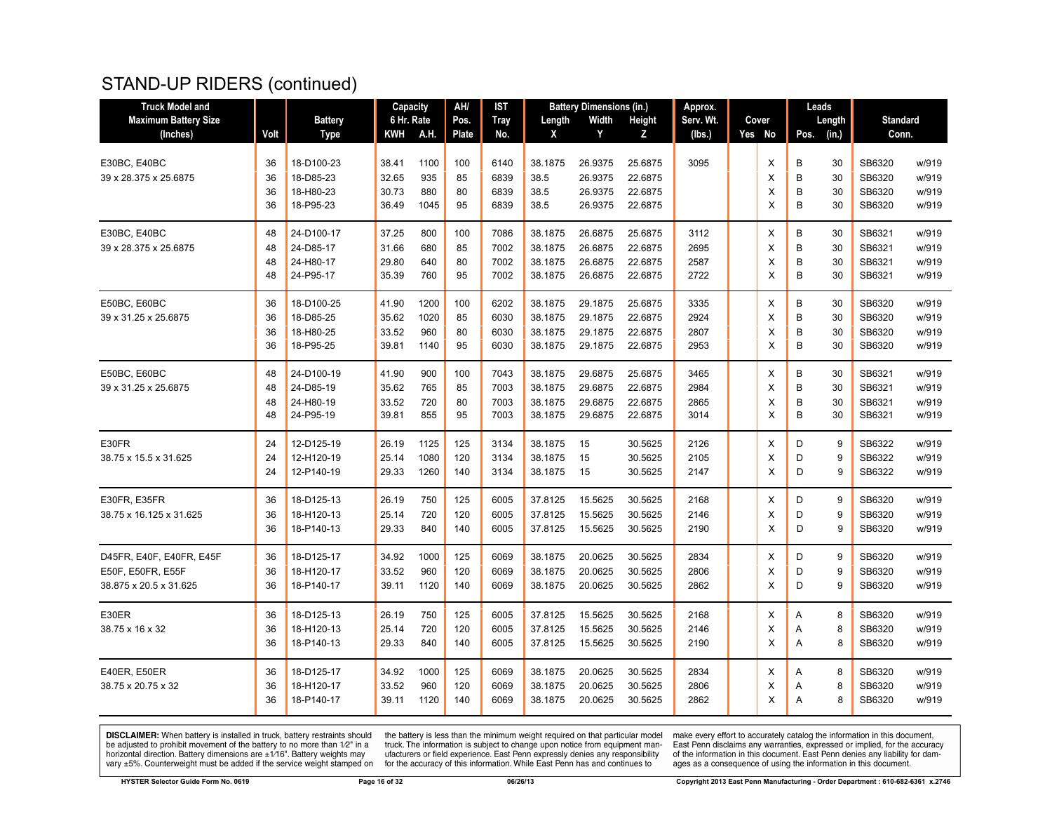# STAND-UP RIDERS (continued)

| Truck Model and Maximum Battery Size (Inches) | Volt | Battery Type | Capacity 6 Hr. Rate KWH | Capacity 6 Hr. Rate A.H. | AH/ Pos. Plate | IST Tray No. | Battery Dimensions (in.) Length X | Width Y | Height Z | Approx. Serv. Wt. (lbs.) | Cover Yes | Cover No | Leads Pos. | Leads Length (in.) | Standard Conn. | |
|---|---|---|---|---|---|---|---|---|---|---|---|---|---|---|---|---|
| E30BC, E40BC | 36 | 18-D100-23 | 38.41 | 1100 | 100 | 6140 | 38.1875 | 26.9375 | 25.6875 | 3095 | | X | B | 30 | SB6320 | w/919 |
| 39 x 28.375 x 25.6875 | 36 | 18-D85-23 | 32.65 | 935 | 85 | 6839 | 38.5 | 26.9375 | 22.6875 | | | X | B | 30 | SB6320 | w/919 |
| | 36 | 18-H80-23 | 30.73 | 880 | 80 | 6839 | 38.5 | 26.9375 | 22.6875 | | | X | B | 30 | SB6320 | w/919 |
| | 36 | 18-P95-23 | 36.49 | 1045 | 95 | 6839 | 38.5 | 26.9375 | 22.6875 | | | X | B | 30 | SB6320 | w/919 |
| E30BC, E40BC | 48 | 24-D100-17 | 37.25 | 800 | 100 | 7086 | 38.1875 | 26.6875 | 25.6875 | 3112 | | X | B | 30 | SB6321 | w/919 |
| 39 x 28.375 x 25.6875 | 48 | 24-D85-17 | 31.66 | 680 | 85 | 7002 | 38.1875 | 26.6875 | 22.6875 | 2695 | | X | B | 30 | SB6321 | w/919 |
| | 48 | 24-H80-17 | 29.80 | 640 | 80 | 7002 | 38.1875 | 26.6875 | 22.6875 | 2587 | | X | B | 30 | SB6321 | w/919 |
| | 48 | 24-P95-17 | 35.39 | 760 | 95 | 7002 | 38.1875 | 26.6875 | 22.6875 | 2722 | | X | B | 30 | SB6321 | w/919 |
| E50BC, E60BC | 36 | 18-D100-25 | 41.90 | 1200 | 100 | 6202 | 38.1875 | 29.1875 | 25.6875 | 3335 | | X | B | 30 | SB6320 | w/919 |
| 39 x 31.25 x 25.6875 | 36 | 18-D85-25 | 35.62 | 1020 | 85 | 6030 | 38.1875 | 29.1875 | 22.6875 | 2924 | | X | B | 30 | SB6320 | w/919 |
| | 36 | 18-H80-25 | 33.52 | 960 | 80 | 6030 | 38.1875 | 29.1875 | 22.6875 | 2807 | | X | B | 30 | SB6320 | w/919 |
| | 36 | 18-P95-25 | 39.81 | 1140 | 95 | 6030 | 38.1875 | 29.1875 | 22.6875 | 2953 | | X | B | 30 | SB6320 | w/919 |
| E50BC, E60BC | 48 | 24-D100-19 | 41.90 | 900 | 100 | 7043 | 38.1875 | 29.6875 | 25.6875 | 3465 | | X | B | 30 | SB6321 | w/919 |
| 39 x 31.25 x 25.6875 | 48 | 24-D85-19 | 35.62 | 765 | 85 | 7003 | 38.1875 | 29.6875 | 22.6875 | 2984 | | X | B | 30 | SB6321 | w/919 |
| | 48 | 24-H80-19 | 33.52 | 720 | 80 | 7003 | 38.1875 | 29.6875 | 22.6875 | 2865 | | X | B | 30 | SB6321 | w/919 |
| | 48 | 24-P95-19 | 39.81 | 855 | 95 | 7003 | 38.1875 | 29.6875 | 22.6875 | 3014 | | X | B | 30 | SB6321 | w/919 |
| E30FR | 24 | 12-D125-19 | 26.19 | 1125 | 125 | 3134 | 38.1875 | 15 | 30.5625 | 2126 | | X | D | 9 | SB6322 | w/919 |
| 38.75 x 15.5 x 31.625 | 24 | 12-H120-19 | 25.14 | 1080 | 120 | 3134 | 38.1875 | 15 | 30.5625 | 2105 | | X | D | 9 | SB6322 | w/919 |
| | 24 | 12-P140-19 | 29.33 | 1260 | 140 | 3134 | 38.1875 | 15 | 30.5625 | 2147 | | X | D | 9 | SB6322 | w/919 |
| E30FR, E35FR | 36 | 18-D125-13 | 26.19 | 750 | 125 | 6005 | 37.8125 | 15.5625 | 30.5625 | 2168 | | X | D | 9 | SB6320 | w/919 |
| 38.75 x 16.125 x 31.625 | 36 | 18-H120-13 | 25.14 | 720 | 120 | 6005 | 37.8125 | 15.5625 | 30.5625 | 2146 | | X | D | 9 | SB6320 | w/919 |
| | 36 | 18-P140-13 | 29.33 | 840 | 140 | 6005 | 37.8125 | 15.5625 | 30.5625 | 2190 | | X | D | 9 | SB6320 | w/919 |
| D45FR, E40F, E40FR, E45F | 36 | 18-D125-17 | 34.92 | 1000 | 125 | 6069 | 38.1875 | 20.0625 | 30.5625 | 2834 | | X | D | 9 | SB6320 | w/919 |
| E50F, E50FR, E55F | 36 | 18-H120-17 | 33.52 | 960 | 120 | 6069 | 38.1875 | 20.0625 | 30.5625 | 2806 | | X | D | 9 | SB6320 | w/919 |
| 38.875 x 20.5 x 31.625 | 36 | 18-P140-17 | 39.11 | 1120 | 140 | 6069 | 38.1875 | 20.0625 | 30.5625 | 2862 | | X | D | 9 | SB6320 | w/919 |
| E30ER | 36 | 18-D125-13 | 26.19 | 750 | 125 | 6005 | 37.8125 | 15.5625 | 30.5625 | 2168 | | X | A | 8 | SB6320 | w/919 |
| 38.75 x 16 x 32 | 36 | 18-H120-13 | 25.14 | 720 | 120 | 6005 | 37.8125 | 15.5625 | 30.5625 | 2146 | | X | A | 8 | SB6320 | w/919 |
| | 36 | 18-P140-13 | 29.33 | 840 | 140 | 6005 | 37.8125 | 15.5625 | 30.5625 | 2190 | | X | A | 8 | SB6320 | w/919 |
| E40ER, E50ER | 36 | 18-D125-17 | 34.92 | 1000 | 125 | 6069 | 38.1875 | 20.0625 | 30.5625 | 2834 | | X | A | 8 | SB6320 | w/919 |
| 38.75 x 20.75 x 32 | 36 | 18-H120-17 | 33.52 | 960 | 120 | 6069 | 38.1875 | 20.0625 | 30.5625 | 2806 | | X | A | 8 | SB6320 | w/919 |
| | 36 | 18-P140-17 | 39.11 | 1120 | 140 | 6069 | 38.1875 | 20.0625 | 30.5625 | 2862 | | X | A | 8 | SB6320 | w/919 |

**DISCLAIMER:** When battery is installed in truck, battery restraints should be adjusted to prohibit movement of the battery to no more than 1⁄2" in a horizontal direction. Battery dimensions are ±1⁄16". Battery weights may vary ±5%. Counterweight must be added if the service weight stamped on the battery is less than the minimum weight required on that particular model truck. The information is subject to change upon notice from equipment manufacturers or field experience. East Penn expressly denies any responsibility for the accuracy of this information. While East Penn has and continues to make every effort to accurately catalog the information in this document, East Penn disclaims any warranties, expressed or implied, for the accuracy of the information in this document. East Penn denies any liability for damages as a consequence of using the information in this document.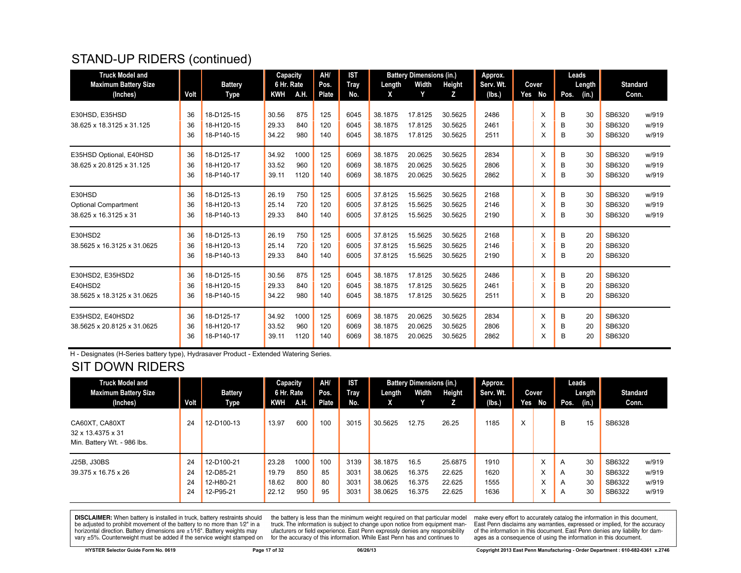## STAND-UP RIDERS (continued)

| Truck Model and Maximum Battery Size (Inches) | Volt | Battery Type | Capacity 6 Hr. Rate KWH | A.H. | AH/ Pos. Plate | IST Tray No. | Battery Dimensions (in.) Length X | Width Y | Height Z | Approx. Serv. Wt. (lbs.) | Cover Yes | No | Leads Pos. | Length (in.) | Standard Conn. | |
|---|---|---|---|---|---|---|---|---|---|---|---|---|---|---|---|---|
| E30HSD, E35HSD | 36 | 18-D125-15 | 30.56 | 875 | 125 | 6045 | 38.1875 | 17.8125 | 30.5625 | 2486 | | X | B | 30 | SB6320 | w/919 |
| 38.625 x 18.3125 x 31.125 | 36 | 18-H120-15 | 29.33 | 840 | 120 | 6045 | 38.1875 | 17.8125 | 30.5625 | 2461 | | X | B | 30 | SB6320 | w/919 |
| | 36 | 18-P140-15 | 34.22 | 980 | 140 | 6045 | 38.1875 | 17.8125 | 30.5625 | 2511 | | X | B | 30 | SB6320 | w/919 |
| E35HSD Optional, E40HSD | 36 | 18-D125-17 | 34.92 | 1000 | 125 | 6069 | 38.1875 | 20.0625 | 30.5625 | 2834 | | X | B | 30 | SB6320 | w/919 |
| 38.625 x 20.8125 x 31.125 | 36 | 18-H120-17 | 33.52 | 960 | 120 | 6069 | 38.1875 | 20.0625 | 30.5625 | 2806 | | X | B | 30 | SB6320 | w/919 |
| | 36 | 18-P140-17 | 39.11 | 1120 | 140 | 6069 | 38.1875 | 20.0625 | 30.5625 | 2862 | | X | B | 30 | SB6320 | w/919 |
| E30HSD | 36 | 18-D125-13 | 26.19 | 750 | 125 | 6005 | 37.8125 | 15.5625 | 30.5625 | 2168 | | X | B | 30 | SB6320 | w/919 |
| Optional Compartment | 36 | 18-H120-13 | 25.14 | 720 | 120 | 6005 | 37.8125 | 15.5625 | 30.5625 | 2146 | | X | B | 30 | SB6320 | w/919 |
| 38.625 x 16.3125 x 31 | 36 | 18-P140-13 | 29.33 | 840 | 140 | 6005 | 37.8125 | 15.5625 | 30.5625 | 2190 | | X | B | 30 | SB6320 | w/919 |
| E30HSD2 | 36 | 18-D125-13 | 26.19 | 750 | 125 | 6005 | 37.8125 | 15.5625 | 30.5625 | 2168 | | X | B | 20 | SB6320 | |
| 38.5625 x 16.3125 x 31.0625 | 36 | 18-H120-13 | 25.14 | 720 | 120 | 6005 | 37.8125 | 15.5625 | 30.5625 | 2146 | | X | B | 20 | SB6320 | |
| | 36 | 18-P140-13 | 29.33 | 840 | 140 | 6005 | 37.8125 | 15.5625 | 30.5625 | 2190 | | X | B | 20 | SB6320 | |
| E30HSD2, E35HSD2 | 36 | 18-D125-15 | 30.56 | 875 | 125 | 6045 | 38.1875 | 17.8125 | 30.5625 | 2486 | | X | B | 20 | SB6320 | |
| E40HSD2 | 36 | 18-H120-15 | 29.33 | 840 | 120 | 6045 | 38.1875 | 17.8125 | 30.5625 | 2461 | | X | B | 20 | SB6320 | |
| 38.5625 x 18.3125 x 31.0625 | 36 | 18-P140-15 | 34.22 | 980 | 140 | 6045 | 38.1875 | 17.8125 | 30.5625 | 2511 | | X | B | 20 | SB6320 | |
| E35HSD2, E40HSD2 | 36 | 18-D125-17 | 34.92 | 1000 | 125 | 6069 | 38.1875 | 20.0625 | 30.5625 | 2834 | | X | B | 20 | SB6320 | |
| 38.5625 x 20.8125 x 31.0625 | 36 | 18-H120-17 | 33.52 | 960 | 120 | 6069 | 38.1875 | 20.0625 | 30.5625 | 2806 | | X | B | 20 | SB6320 | |
| | 36 | 18-P140-17 | 39.11 | 1120 | 140 | 6069 | 38.1875 | 20.0625 | 30.5625 | 2862 | | X | B | 20 | SB6320 | |

H - Designates (H-Series battery type), Hydrasaver Product - Extended Watering Series.

## SIT DOWN RIDERS

| Truck Model and Maximum Battery Size (Inches) | Volt | Battery Type | Capacity 6 Hr. Rate KWH | A.H. | AH/ Pos. Plate | IST Tray No. | Battery Dimensions (in.) Length X | Width Y | Height Z | Approx. Serv. Wt. (lbs.) | Cover Yes | No | Leads Pos. | Length (in.) | Standard Conn. | |
|---|---|---|---|---|---|---|---|---|---|---|---|---|---|---|---|---|
| CA60XT, CA80XT | 24 | 12-D100-13 | 13.97 | 600 | 100 | 3015 | 30.5625 | 12.75 | 26.25 | 1185 | X | | B | 15 | SB6328 | |
| 32 x 13.4375 x 31 | | | | | | | | | | | | | | | | |
| Min. Battery Wt. - 986 lbs. | | | | | | | | | | | | | | | | |
| J25B, J30BS | 24 | 12-D100-21 | 23.28 | 1000 | 100 | 3139 | 38.1875 | 16.5 | 25.6875 | 1910 | | X | A | 30 | SB6322 | w/919 |
| 39.375 x 16.75 x 26 | 24 | 12-D85-21 | 19.79 | 850 | 85 | 3031 | 38.0625 | 16.375 | 22.625 | 1620 | | X | A | 30 | SB6322 | w/919 |
| | 24 | 12-H80-21 | 18.62 | 800 | 80 | 3031 | 38.0625 | 16.375 | 22.625 | 1555 | | X | A | 30 | SB6322 | w/919 |
| | 24 | 12-P95-21 | 22.12 | 950 | 95 | 3031 | 38.0625 | 16.375 | 22.625 | 1636 | | X | A | 30 | SB6322 | w/919 |

**DISCLAIMER:** When battery is installed in truck, battery restraints should be adjusted to prohibit movement of the battery to no more than 1⁄2" in a horizontal direction. Battery dimensions are ±1⁄16". Battery weights may vary ±5%. Counterweight must be added if the service weight stamped on the battery is less than the minimum weight required on that particular model truck. The information is subject to change upon notice from equipment manufacturers or field experience. East Penn expressly denies any responsibility for the accuracy of this information. While East Penn has and continues to make every effort to accurately catalog the information in this document, East Penn disclaims any warranties, expressed or implied, for the accuracy of the information in this document. East Penn denies any liability for damages as a consequence of using the information in this document.

HYSTER Selector Guide Form No. 0619 — 06/26/13 — Copyright 2013 East Penn Manufacturing - Order Department : 610-682-6361 x.2746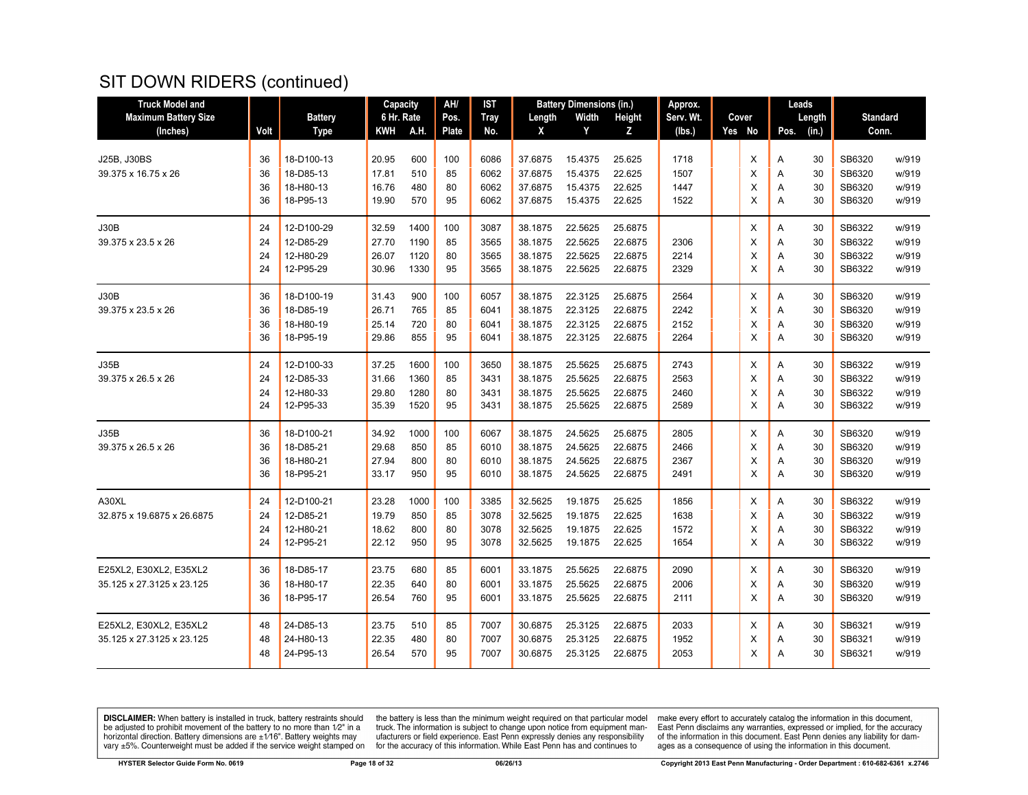# SIT DOWN RIDERS (continued)

| Truck Model and Maximum Battery Size (Inches) | Volt | Battery Type | Capacity 6 Hr. Rate KWH | A.H. | AH/ Pos. Plate | IST Tray No. | Battery Dimensions (in.) Length X | Width Y | Height Z | Approx. Serv. Wt. (lbs.) | Cover Yes | No | Leads Pos. | Length (in.) | Standard Conn. | |
|---|---|---|---|---|---|---|---|---|---|---|---|---|---|---|---|---|
| J25B, J30BS | 36 | 18-D100-13 | 20.95 | 600 | 100 | 6086 | 37.6875 | 15.4375 | 25.625 | 1718 | | X | A | 30 | SB6320 | w/919 |
| 39.375 x 16.75 x 26 | 36 | 18-D85-13 | 17.81 | 510 | 85 | 6062 | 37.6875 | 15.4375 | 22.625 | 1507 | | X | A | 30 | SB6320 | w/919 |
| | 36 | 18-H80-13 | 16.76 | 480 | 80 | 6062 | 37.6875 | 15.4375 | 22.625 | 1447 | | X | A | 30 | SB6320 | w/919 |
| | 36 | 18-P95-13 | 19.90 | 570 | 95 | 6062 | 37.6875 | 15.4375 | 22.625 | 1522 | | X | A | 30 | SB6320 | w/919 |
| J30B | 24 | 12-D100-29 | 32.59 | 1400 | 100 | 3087 | 38.1875 | 22.5625 | 25.6875 | | | X | A | 30 | SB6322 | w/919 |
| 39.375 x 23.5 x 26 | 24 | 12-D85-29 | 27.70 | 1190 | 85 | 3565 | 38.1875 | 22.5625 | 22.6875 | 2306 | | X | A | 30 | SB6322 | w/919 |
| | 24 | 12-H80-29 | 26.07 | 1120 | 80 | 3565 | 38.1875 | 22.5625 | 22.6875 | 2214 | | X | A | 30 | SB6322 | w/919 |
| | 24 | 12-P95-29 | 30.96 | 1330 | 95 | 3565 | 38.1875 | 22.5625 | 22.6875 | 2329 | | X | A | 30 | SB6322 | w/919 |
| J30B | 36 | 18-D100-19 | 31.43 | 900 | 100 | 6057 | 38.1875 | 22.3125 | 25.6875 | 2564 | | X | A | 30 | SB6320 | w/919 |
| 39.375 x 23.5 x 26 | 36 | 18-D85-19 | 26.71 | 765 | 85 | 6041 | 38.1875 | 22.3125 | 22.6875 | 2242 | | X | A | 30 | SB6320 | w/919 |
| | 36 | 18-H80-19 | 25.14 | 720 | 80 | 6041 | 38.1875 | 22.3125 | 22.6875 | 2152 | | X | A | 30 | SB6320 | w/919 |
| | 36 | 18-P95-19 | 29.86 | 855 | 95 | 6041 | 38.1875 | 22.3125 | 22.6875 | 2264 | | X | A | 30 | SB6320 | w/919 |
| J35B | 24 | 12-D100-33 | 37.25 | 1600 | 100 | 3650 | 38.1875 | 25.5625 | 25.6875 | 2743 | | X | A | 30 | SB6322 | w/919 |
| 39.375 x 26.5 x 26 | 24 | 12-D85-33 | 31.66 | 1360 | 85 | 3431 | 38.1875 | 25.5625 | 22.6875 | 2563 | | X | A | 30 | SB6322 | w/919 |
| | 24 | 12-H80-33 | 29.80 | 1280 | 80 | 3431 | 38.1875 | 25.5625 | 22.6875 | 2460 | | X | A | 30 | SB6322 | w/919 |
| | 24 | 12-P95-33 | 35.39 | 1520 | 95 | 3431 | 38.1875 | 25.5625 | 22.6875 | 2589 | | X | A | 30 | SB6322 | w/919 |
| J35B | 36 | 18-D100-21 | 34.92 | 1000 | 100 | 6067 | 38.1875 | 24.5625 | 25.6875 | 2805 | | X | A | 30 | SB6320 | w/919 |
| 39.375 x 26.5 x 26 | 36 | 18-D85-21 | 29.68 | 850 | 85 | 6010 | 38.1875 | 24.5625 | 22.6875 | 2466 | | X | A | 30 | SB6320 | w/919 |
| | 36 | 18-H80-21 | 27.94 | 800 | 80 | 6010 | 38.1875 | 24.5625 | 22.6875 | 2367 | | X | A | 30 | SB6320 | w/919 |
| | 36 | 18-P95-21 | 33.17 | 950 | 95 | 6010 | 38.1875 | 24.5625 | 22.6875 | 2491 | | X | A | 30 | SB6320 | w/919 |
| A30XL | 24 | 12-D100-21 | 23.28 | 1000 | 100 | 3385 | 32.5625 | 19.1875 | 25.625 | 1856 | | X | A | 30 | SB6322 | w/919 |
| 32.875 x 19.6875 x 26.6875 | 24 | 12-D85-21 | 19.79 | 850 | 85 | 3078 | 32.5625 | 19.1875 | 22.625 | 1638 | | X | A | 30 | SB6322 | w/919 |
| | 24 | 12-H80-21 | 18.62 | 800 | 80 | 3078 | 32.5625 | 19.1875 | 22.625 | 1572 | | X | A | 30 | SB6322 | w/919 |
| | 24 | 12-P95-21 | 22.12 | 950 | 95 | 3078 | 32.5625 | 19.1875 | 22.625 | 1654 | | X | A | 30 | SB6322 | w/919 |
| E25XL2, E30XL2, E35XL2 | 36 | 18-D85-17 | 23.75 | 680 | 85 | 6001 | 33.1875 | 25.5625 | 22.6875 | 2090 | | X | A | 30 | SB6320 | w/919 |
| 35.125 x 27.3125 x 23.125 | 36 | 18-H80-17 | 22.35 | 640 | 80 | 6001 | 33.1875 | 25.5625 | 22.6875 | 2006 | | X | A | 30 | SB6320 | w/919 |
| | 36 | 18-P95-17 | 26.54 | 760 | 95 | 6001 | 33.1875 | 25.5625 | 22.6875 | 2111 | | X | A | 30 | SB6320 | w/919 |
| E25XL2, E30XL2, E35XL2 | 48 | 24-D85-13 | 23.75 | 510 | 85 | 7007 | 30.6875 | 25.3125 | 22.6875 | 2033 | | X | A | 30 | SB6321 | w/919 |
| 35.125 x 27.3125 x 23.125 | 48 | 24-H80-13 | 22.35 | 480 | 80 | 7007 | 30.6875 | 25.3125 | 22.6875 | 1952 | | X | A | 30 | SB6321 | w/919 |
| | 48 | 24-P95-13 | 26.54 | 570 | 95 | 7007 | 30.6875 | 25.3125 | 22.6875 | 2053 | | X | A | 30 | SB6321 | w/919 |

**DISCLAIMER:** When battery is installed in truck, battery restraints should be adjusted to prohibit movement of the battery to no more than 1⁄2" in a horizontal direction. Battery dimensions are ±1⁄16". Battery weights may vary ±5%. Counterweight must be added if the service weight stamped on the battery is less than the minimum weight required on that particular model truck. The information is subject to change upon notice from equipment manufacturers or field experience. East Penn expressly denies any responsibility for the accuracy of this information. While East Penn has and continues to make every effort to accurately catalog the information in this document, East Penn disclaims any warranties, expressed or implied, for the accuracy of the information in this document. East Penn denies any liability for damages as a consequence of using the information in this document.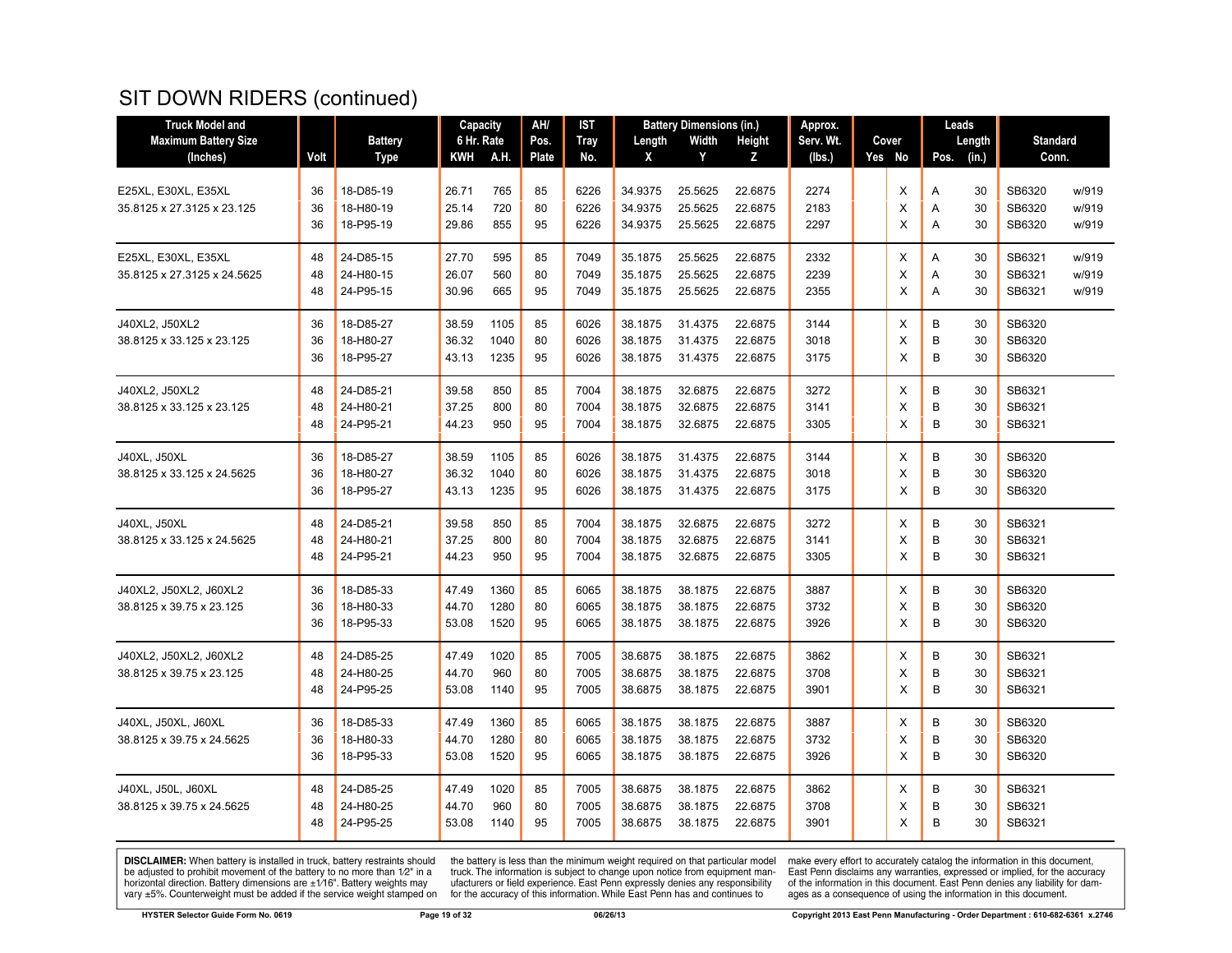# SIT DOWN RIDERS (continued)

| Truck Model and Maximum Battery Size (Inches) | Volt | Battery Type | Capacity 6 Hr. Rate KWH | A.H. | AH/ Pos. Plate | IST Tray No. | Battery Dimensions (in.) Length X | Width Y | Height Z | Approx. Serv. Wt. (lbs.) | Cover Yes | No | Leads Pos. | Length (in.) | Standard Conn. | |
|---|---|---|---|---|---|---|---|---|---|---|---|---|---|---|---|---|
| E25XL, E30XL, E35XL | 36 | 18-D85-19 | 26.71 | 765 | 85 | 6226 | 34.9375 | 25.5625 | 22.6875 | 2274 | | X | A | 30 | SB6320 | w/919 |
| 35.8125 x 27.3125 x 23.125 | 36 | 18-H80-19 | 25.14 | 720 | 80 | 6226 | 34.9375 | 25.5625 | 22.6875 | 2183 | | X | A | 30 | SB6320 | w/919 |
| | 36 | 18-P95-19 | 29.86 | 855 | 95 | 6226 | 34.9375 | 25.5625 | 22.6875 | 2297 | | X | A | 30 | SB6320 | w/919 |
| E25XL, E30XL, E35XL | 48 | 24-D85-15 | 27.70 | 595 | 85 | 7049 | 35.1875 | 25.5625 | 22.6875 | 2332 | | X | A | 30 | SB6321 | w/919 |
| 35.8125 x 27.3125 x 24.5625 | 48 | 24-H80-15 | 26.07 | 560 | 80 | 7049 | 35.1875 | 25.5625 | 22.6875 | 2239 | | X | A | 30 | SB6321 | w/919 |
| | 48 | 24-P95-15 | 30.96 | 665 | 95 | 7049 | 35.1875 | 25.5625 | 22.6875 | 2355 | | X | A | 30 | SB6321 | w/919 |
| J40XL2, J50XL2 | 36 | 18-D85-27 | 38.59 | 1105 | 85 | 6026 | 38.1875 | 31.4375 | 22.6875 | 3144 | | X | B | 30 | SB6320 | |
| 38.8125 x 33.125 x 23.125 | 36 | 18-H80-27 | 36.32 | 1040 | 80 | 6026 | 38.1875 | 31.4375 | 22.6875 | 3018 | | X | B | 30 | SB6320 | |
| | 36 | 18-P95-27 | 43.13 | 1235 | 95 | 6026 | 38.1875 | 31.4375 | 22.6875 | 3175 | | X | B | 30 | SB6320 | |
| J40XL2, J50XL2 | 48 | 24-D85-21 | 39.58 | 850 | 85 | 7004 | 38.1875 | 32.6875 | 22.6875 | 3272 | | X | B | 30 | SB6321 | |
| 38.8125 x 33.125 x 23.125 | 48 | 24-H80-21 | 37.25 | 800 | 80 | 7004 | 38.1875 | 32.6875 | 22.6875 | 3141 | | X | B | 30 | SB6321 | |
| | 48 | 24-P95-21 | 44.23 | 950 | 95 | 7004 | 38.1875 | 32.6875 | 22.6875 | 3305 | | X | B | 30 | SB6321 | |
| J40XL, J50XL | 36 | 18-D85-27 | 38.59 | 1105 | 85 | 6026 | 38.1875 | 31.4375 | 22.6875 | 3144 | | X | B | 30 | SB6320 | |
| 38.8125 x 33.125 x 24.5625 | 36 | 18-H80-27 | 36.32 | 1040 | 80 | 6026 | 38.1875 | 31.4375 | 22.6875 | 3018 | | X | B | 30 | SB6320 | |
| | 36 | 18-P95-27 | 43.13 | 1235 | 95 | 6026 | 38.1875 | 31.4375 | 22.6875 | 3175 | | X | B | 30 | SB6320 | |
| J40XL, J50XL | 48 | 24-D85-21 | 39.58 | 850 | 85 | 7004 | 38.1875 | 32.6875 | 22.6875 | 3272 | | X | B | 30 | SB6321 | |
| 38.8125 x 33.125 x 24.5625 | 48 | 24-H80-21 | 37.25 | 800 | 80 | 7004 | 38.1875 | 32.6875 | 22.6875 | 3141 | | X | B | 30 | SB6321 | |
| | 48 | 24-P95-21 | 44.23 | 950 | 95 | 7004 | 38.1875 | 32.6875 | 22.6875 | 3305 | | X | B | 30 | SB6321 | |
| J40XL2, J50XL2, J60XL2 | 36 | 18-D85-33 | 47.49 | 1360 | 85 | 6065 | 38.1875 | 38.1875 | 22.6875 | 3887 | | X | B | 30 | SB6320 | |
| 38.8125 x 39.75 x 23.125 | 36 | 18-H80-33 | 44.70 | 1280 | 80 | 6065 | 38.1875 | 38.1875 | 22.6875 | 3732 | | X | B | 30 | SB6320 | |
| | 36 | 18-P95-33 | 53.08 | 1520 | 95 | 6065 | 38.1875 | 38.1875 | 22.6875 | 3926 | | X | B | 30 | SB6320 | |
| J40XL2, J50XL2, J60XL2 | 48 | 24-D85-25 | 47.49 | 1020 | 85 | 7005 | 38.6875 | 38.1875 | 22.6875 | 3862 | | X | B | 30 | SB6321 | |
| 38.8125 x 39.75 x 23.125 | 48 | 24-H80-25 | 44.70 | 960 | 80 | 7005 | 38.6875 | 38.1875 | 22.6875 | 3708 | | X | B | 30 | SB6321 | |
| | 48 | 24-P95-25 | 53.08 | 1140 | 95 | 7005 | 38.6875 | 38.1875 | 22.6875 | 3901 | | X | B | 30 | SB6321 | |
| J40XL, J50XL, J60XL | 36 | 18-D85-33 | 47.49 | 1360 | 85 | 6065 | 38.1875 | 38.1875 | 22.6875 | 3887 | | X | B | 30 | SB6320 | |
| 38.8125 x 39.75 x 24.5625 | 36 | 18-H80-33 | 44.70 | 1280 | 80 | 6065 | 38.1875 | 38.1875 | 22.6875 | 3732 | | X | B | 30 | SB6320 | |
| | 36 | 18-P95-33 | 53.08 | 1520 | 95 | 6065 | 38.1875 | 38.1875 | 22.6875 | 3926 | | X | B | 30 | SB6320 | |
| J40XL, J50L, J60XL | 48 | 24-D85-25 | 47.49 | 1020 | 85 | 7005 | 38.6875 | 38.1875 | 22.6875 | 3862 | | X | B | 30 | SB6321 | |
| 38.8125 x 39.75 x 24.5625 | 48 | 24-H80-25 | 44.70 | 960 | 80 | 7005 | 38.6875 | 38.1875 | 22.6875 | 3708 | | X | B | 30 | SB6321 | |
| | 48 | 24-P95-25 | 53.08 | 1140 | 95 | 7005 | 38.6875 | 38.1875 | 22.6875 | 3901 | | X | B | 30 | SB6321 | |

**DISCLAIMER:** When battery is installed in truck, battery restraints should be adjusted to prohibit movement of the battery to no more than 1⁄2" in a horizontal direction. Battery dimensions are ±1⁄16". Battery weights may vary ±5%. Counterweight must be added if the service weight stamped on the battery is less than the minimum weight required on that particular model truck. The information is subject to change upon notice from equipment manufacturers or field experience. East Penn expressly denies any responsibility for the accuracy of this information. While East Penn has and continues to make every effort to accurately catalog the information in this document, East Penn disclaims any warranties, expressed or implied, for the accuracy of the information in this document. East Penn denies any liability for damages as a consequence of using the information in this document.

HYSTER Selector Guide Form No. 0619 — 06/26/13 — Copyright 2013 East Penn Manufacturing - Order Department : 610-682-6361 x.2746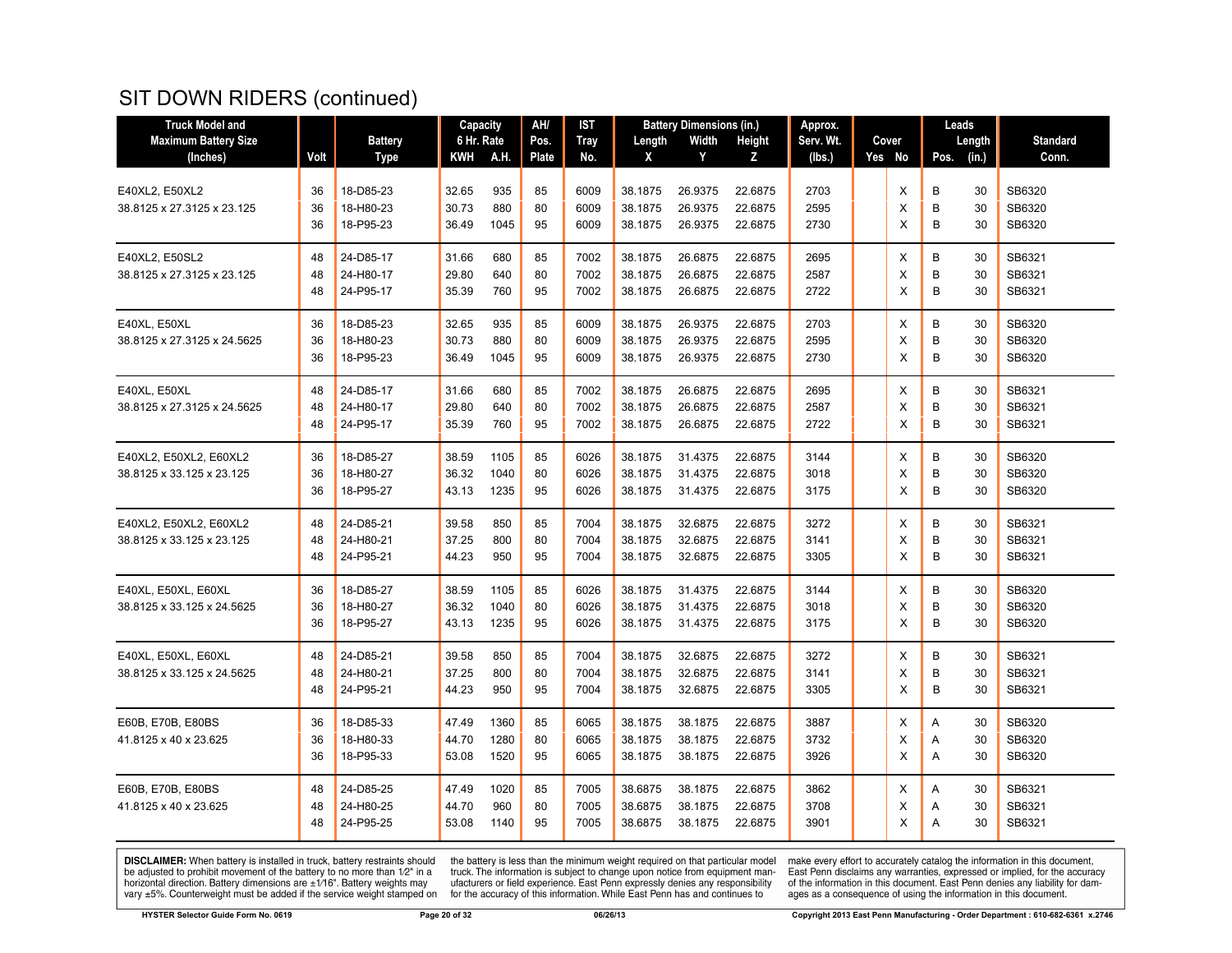# SIT DOWN RIDERS (continued)

| Truck Model and Maximum Battery Size (Inches) | Volt | Battery Type | Capacity 6 Hr. Rate | | AH/ Pos. Plate | IST Tray No. | Battery Dimensions (in.) | | | Approx. Serv. Wt. (lbs.) | Cover | | Leads | | Standard Conn. |
|---|---|---|---|---|---|---|---|---|---|---|---|---|---|---|---|
| | | | KWH | A.H. | | | Length X | Width Y | Height Z | | Yes | No | Pos. | Length (in.) | |
| E40XL2, E50XL2 | 36 | 18-D85-23 | 32.65 | 935 | 85 | 6009 | 38.1875 | 26.9375 | 22.6875 | 2703 | | X | B | 30 | SB6320 |
| 38.8125 x 27.3125 x 23.125 | 36 | 18-H80-23 | 30.73 | 880 | 80 | 6009 | 38.1875 | 26.9375 | 22.6875 | 2595 | | X | B | 30 | SB6320 |
| | 36 | 18-P95-23 | 36.49 | 1045 | 95 | 6009 | 38.1875 | 26.9375 | 22.6875 | 2730 | | X | B | 30 | SB6320 |
| E40XL2, E50SL2 | 48 | 24-D85-17 | 31.66 | 680 | 85 | 7002 | 38.1875 | 26.6875 | 22.6875 | 2695 | | X | B | 30 | SB6321 |
| 38.8125 x 27.3125 x 23.125 | 48 | 24-H80-17 | 29.80 | 640 | 80 | 7002 | 38.1875 | 26.6875 | 22.6875 | 2587 | | X | B | 30 | SB6321 |
| | 48 | 24-P95-17 | 35.39 | 760 | 95 | 7002 | 38.1875 | 26.6875 | 22.6875 | 2722 | | X | B | 30 | SB6321 |
| E40XL, E50XL | 36 | 18-D85-23 | 32.65 | 935 | 85 | 6009 | 38.1875 | 26.9375 | 22.6875 | 2703 | | X | B | 30 | SB6320 |
| 38.8125 x 27.3125 x 24.5625 | 36 | 18-H80-23 | 30.73 | 880 | 80 | 6009 | 38.1875 | 26.9375 | 22.6875 | 2595 | | X | B | 30 | SB6320 |
| | 36 | 18-P95-23 | 36.49 | 1045 | 95 | 6009 | 38.1875 | 26.9375 | 22.6875 | 2730 | | X | B | 30 | SB6320 |
| E40XL, E50XL | 48 | 24-D85-17 | 31.66 | 680 | 85 | 7002 | 38.1875 | 26.6875 | 22.6875 | 2695 | | X | B | 30 | SB6321 |
| 38.8125 x 27.3125 x 24.5625 | 48 | 24-H80-17 | 29.80 | 640 | 80 | 7002 | 38.1875 | 26.6875 | 22.6875 | 2587 | | X | B | 30 | SB6321 |
| | 48 | 24-P95-17 | 35.39 | 760 | 95 | 7002 | 38.1875 | 26.6875 | 22.6875 | 2722 | | X | B | 30 | SB6321 |
| E40XL2, E50XL2, E60XL2 | 36 | 18-D85-27 | 38.59 | 1105 | 85 | 6026 | 38.1875 | 31.4375 | 22.6875 | 3144 | | X | B | 30 | SB6320 |
| 38.8125 x 33.125 x 23.125 | 36 | 18-H80-27 | 36.32 | 1040 | 80 | 6026 | 38.1875 | 31.4375 | 22.6875 | 3018 | | X | B | 30 | SB6320 |
| | 36 | 18-P95-27 | 43.13 | 1235 | 95 | 6026 | 38.1875 | 31.4375 | 22.6875 | 3175 | | X | B | 30 | SB6320 |
| E40XL2, E50XL2, E60XL2 | 48 | 24-D85-21 | 39.58 | 850 | 85 | 7004 | 38.1875 | 32.6875 | 22.6875 | 3272 | | X | B | 30 | SB6321 |
| 38.8125 x 33.125 x 23.125 | 48 | 24-H80-21 | 37.25 | 800 | 80 | 7004 | 38.1875 | 32.6875 | 22.6875 | 3141 | | X | B | 30 | SB6321 |
| | 48 | 24-P95-21 | 44.23 | 950 | 95 | 7004 | 38.1875 | 32.6875 | 22.6875 | 3305 | | X | B | 30 | SB6321 |
| E40XL, E50XL, E60XL | 36 | 18-D85-27 | 38.59 | 1105 | 85 | 6026 | 38.1875 | 31.4375 | 22.6875 | 3144 | | X | B | 30 | SB6320 |
| 38.8125 x 33.125 x 24.5625 | 36 | 18-H80-27 | 36.32 | 1040 | 80 | 6026 | 38.1875 | 31.4375 | 22.6875 | 3018 | | X | B | 30 | SB6320 |
| | 36 | 18-P95-27 | 43.13 | 1235 | 95 | 6026 | 38.1875 | 31.4375 | 22.6875 | 3175 | | X | B | 30 | SB6320 |
| E40XL, E50XL, E60XL | 48 | 24-D85-21 | 39.58 | 850 | 85 | 7004 | 38.1875 | 32.6875 | 22.6875 | 3272 | | X | B | 30 | SB6321 |
| 38.8125 x 33.125 x 24.5625 | 48 | 24-H80-21 | 37.25 | 800 | 80 | 7004 | 38.1875 | 32.6875 | 22.6875 | 3141 | | X | B | 30 | SB6321 |
| | 48 | 24-P95-21 | 44.23 | 950 | 95 | 7004 | 38.1875 | 32.6875 | 22.6875 | 3305 | | X | B | 30 | SB6321 |
| E60B, E70B, E80BS | 36 | 18-D85-33 | 47.49 | 1360 | 85 | 6065 | 38.1875 | 38.1875 | 22.6875 | 3887 | | X | A | 30 | SB6320 |
| 41.8125 x 40 x 23.625 | 36 | 18-H80-33 | 44.70 | 1280 | 80 | 6065 | 38.1875 | 38.1875 | 22.6875 | 3732 | | X | A | 30 | SB6320 |
| | 36 | 18-P95-33 | 53.08 | 1520 | 95 | 6065 | 38.1875 | 38.1875 | 22.6875 | 3926 | | X | A | 30 | SB6320 |
| E60B, E70B, E80BS | 48 | 24-D85-25 | 47.49 | 1020 | 85 | 7005 | 38.6875 | 38.1875 | 22.6875 | 3862 | | X | A | 30 | SB6321 |
| 41.8125 x 40 x 23.625 | 48 | 24-H80-25 | 44.70 | 960 | 80 | 7005 | 38.6875 | 38.1875 | 22.6875 | 3708 | | X | A | 30 | SB6321 |
| | 48 | 24-P95-25 | 53.08 | 1140 | 95 | 7005 | 38.6875 | 38.1875 | 22.6875 | 3901 | | X | A | 30 | SB6321 |

**DISCLAIMER:** When battery is installed in truck, battery restraints should be adjusted to prohibit movement of the battery to no more than 1⁄2" in a horizontal direction. Battery dimensions are ±1⁄16". Battery weights may vary ±5%. Counterweight must be added if the service weight stamped on the battery is less than the minimum weight required on that particular model truck. The information is subject to change upon notice from equipment manufacturers or field experience. East Penn expressly denies any responsibility for the accuracy of this information. While East Penn has and continues to make every effort to accurately catalog the information in this document, East Penn disclaims any warranties, expressed or implied, for the accuracy of the information in this document. East Penn denies any liability for damages as a consequence of using the information in this document.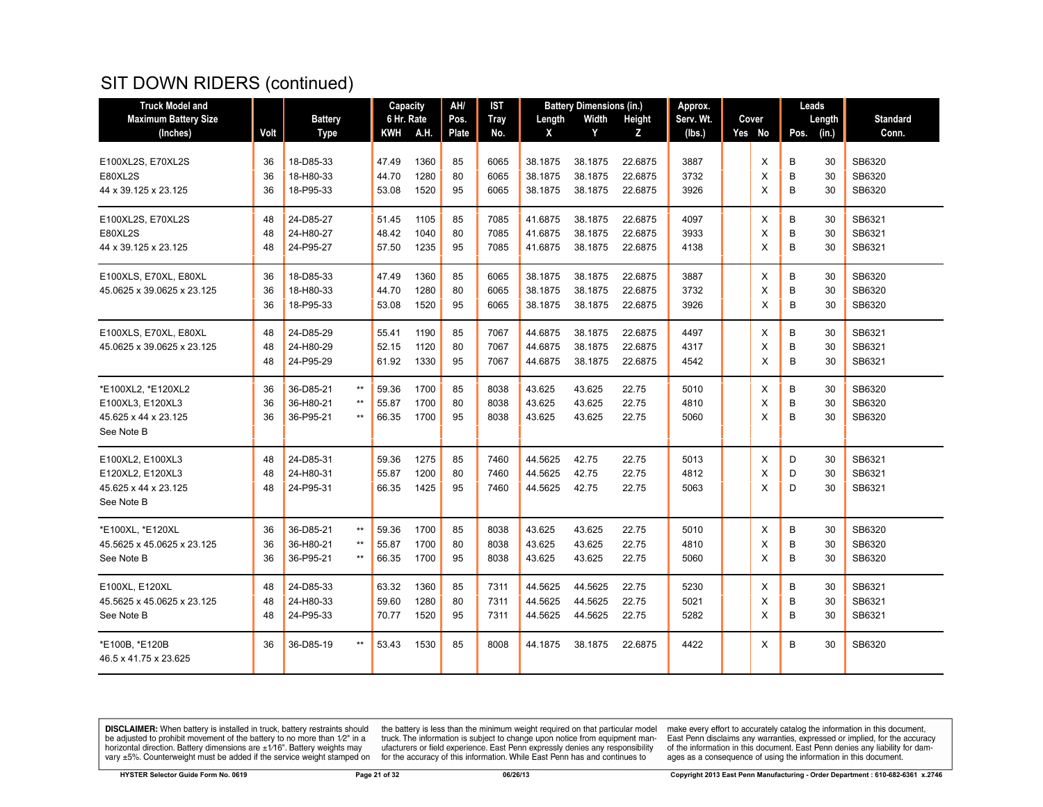# SIT DOWN RIDERS (continued)

| Truck Model and Maximum Battery Size (Inches) | Volt | Battery Type | | Capacity 6 Hr. Rate KWH | A.H. | AH/ Pos. Plate | IST Tray No. | Battery Dimensions (in.) Length X | Width Y | Height Z | Approx. Serv. Wt. (lbs.) | Cover Yes | No | Leads Pos. | Length (in.) | Standard Conn. |
|---|---|---|---|---|---|---|---|---|---|---|---|---|---|---|---|---|
| E100XL2S, E70XL2S | 36 | 18-D85-33 | | 47.49 | 1360 | 85 | 6065 | 38.1875 | 38.1875 | 22.6875 | 3887 | | X | B | 30 | SB6320 |
| E80XL2S | 36 | 18-H80-33 | | 44.70 | 1280 | 80 | 6065 | 38.1875 | 38.1875 | 22.6875 | 3732 | | X | B | 30 | SB6320 |
| 44 x 39.125 x 23.125 | 36 | 18-P95-33 | | 53.08 | 1520 | 95 | 6065 | 38.1875 | 38.1875 | 22.6875 | 3926 | | X | B | 30 | SB6320 |
| E100XL2S, E70XL2S | 48 | 24-D85-27 | | 51.45 | 1105 | 85 | 7085 | 41.6875 | 38.1875 | 22.6875 | 4097 | | X | B | 30 | SB6321 |
| E80XL2S | 48 | 24-H80-27 | | 48.42 | 1040 | 80 | 7085 | 41.6875 | 38.1875 | 22.6875 | 3933 | | X | B | 30 | SB6321 |
| 44 x 39.125 x 23.125 | 48 | 24-P95-27 | | 57.50 | 1235 | 95 | 7085 | 41.6875 | 38.1875 | 22.6875 | 4138 | | X | B | 30 | SB6321 |
| E100XLS, E70XL, E80XL | 36 | 18-D85-33 | | 47.49 | 1360 | 85 | 6065 | 38.1875 | 38.1875 | 22.6875 | 3887 | | X | B | 30 | SB6320 |
| 45.0625 x 39.0625 x 23.125 | 36 | 18-H80-33 | | 44.70 | 1280 | 80 | 6065 | 38.1875 | 38.1875 | 22.6875 | 3732 | | X | B | 30 | SB6320 |
| | 36 | 18-P95-33 | | 53.08 | 1520 | 95 | 6065 | 38.1875 | 38.1875 | 22.6875 | 3926 | | X | B | 30 | SB6320 |
| E100XLS, E70XL, E80XL | 48 | 24-D85-29 | | 55.41 | 1190 | 85 | 7067 | 44.6875 | 38.1875 | 22.6875 | 4497 | | X | B | 30 | SB6321 |
| 45.0625 x 39.0625 x 23.125 | 48 | 24-H80-29 | | 52.15 | 1120 | 80 | 7067 | 44.6875 | 38.1875 | 22.6875 | 4317 | | X | B | 30 | SB6321 |
| | 48 | 24-P95-29 | | 61.92 | 1330 | 95 | 7067 | 44.6875 | 38.1875 | 22.6875 | 4542 | | X | B | 30 | SB6321 |
| *E100XL2, *E120XL2 | 36 | 36-D85-21 | ** | 59.36 | 1700 | 85 | 8038 | 43.625 | 43.625 | 22.75 | 5010 | | X | B | 30 | SB6320 |
| E100XL3, E120XL3 | 36 | 36-H80-21 | ** | 55.87 | 1700 | 80 | 8038 | 43.625 | 43.625 | 22.75 | 4810 | | X | B | 30 | SB6320 |
| 45.625 x 44 x 23.125 | 36 | 36-P95-21 | ** | 66.35 | 1700 | 95 | 8038 | 43.625 | 43.625 | 22.75 | 5060 | | X | B | 30 | SB6320 |
| See Note B | | | | | | | | | | | | | | | | |
| E100XL2, E100XL3 | 48 | 24-D85-31 | | 59.36 | 1275 | 85 | 7460 | 44.5625 | 42.75 | 22.75 | 5013 | | X | D | 30 | SB6321 |
| E120XL2, E120XL3 | 48 | 24-H80-31 | | 55.87 | 1200 | 80 | 7460 | 44.5625 | 42.75 | 22.75 | 4812 | | X | D | 30 | SB6321 |
| 45.625 x 44 x 23.125 | 48 | 24-P95-31 | | 66.35 | 1425 | 95 | 7460 | 44.5625 | 42.75 | 22.75 | 5063 | | X | D | 30 | SB6321 |
| See Note B | | | | | | | | | | | | | | | | |
| *E100XL, *E120XL | 36 | 36-D85-21 | ** | 59.36 | 1700 | 85 | 8038 | 43.625 | 43.625 | 22.75 | 5010 | | X | B | 30 | SB6320 |
| 45.5625 x 45.0625 x 23.125 | 36 | 36-H80-21 | ** | 55.87 | 1700 | 80 | 8038 | 43.625 | 43.625 | 22.75 | 4810 | | X | B | 30 | SB6320 |
| See Note B | 36 | 36-P95-21 | ** | 66.35 | 1700 | 95 | 8038 | 43.625 | 43.625 | 22.75 | 5060 | | X | B | 30 | SB6320 |
| E100XL, E120XL | 48 | 24-D85-33 | | 63.32 | 1360 | 85 | 7311 | 44.5625 | 44.5625 | 22.75 | 5230 | | X | B | 30 | SB6321 |
| 45.5625 x 45.0625 x 23.125 | 48 | 24-H80-33 | | 59.60 | 1280 | 80 | 7311 | 44.5625 | 44.5625 | 22.75 | 5021 | | X | B | 30 | SB6321 |
| See Note B | 48 | 24-P95-33 | | 70.77 | 1520 | 95 | 7311 | 44.5625 | 44.5625 | 22.75 | 5282 | | X | B | 30 | SB6321 |
| *E100B, *E120B | 36 | 36-D85-19 | ** | 53.43 | 1530 | 85 | 8008 | 44.1875 | 38.1875 | 22.6875 | 4422 | | X | B | 30 | SB6320 |
| 46.5 x 41.75 x 23.625 | | | | | | | | | | | | | | | | |

**DISCLAIMER:** When battery is installed in truck, battery restraints should be adjusted to prohibit movement of the battery to no more than 1⁄2" in a horizontal direction. Battery dimensions are ±1⁄16". Battery weights may vary ±5%. Counterweight must be added if the service weight stamped on the battery is less than the minimum weight required on that particular model truck. The information is subject to change upon notice from equipment manufacturers or field experience. East Penn expressly denies any responsibility for the accuracy of this information. While East Penn has and continues to make every effort to accurately catalog the information in this document, East Penn disclaims any warranties, expressed or implied, for the accuracy of the information in this document. East Penn denies any liability for damages as a consequence of using the information in this document.

HYSTER Selector Guide Form No. 0619 — 06/26/13 — Copyright 2013 East Penn Manufacturing - Order Department : 610-682-6361 x.2746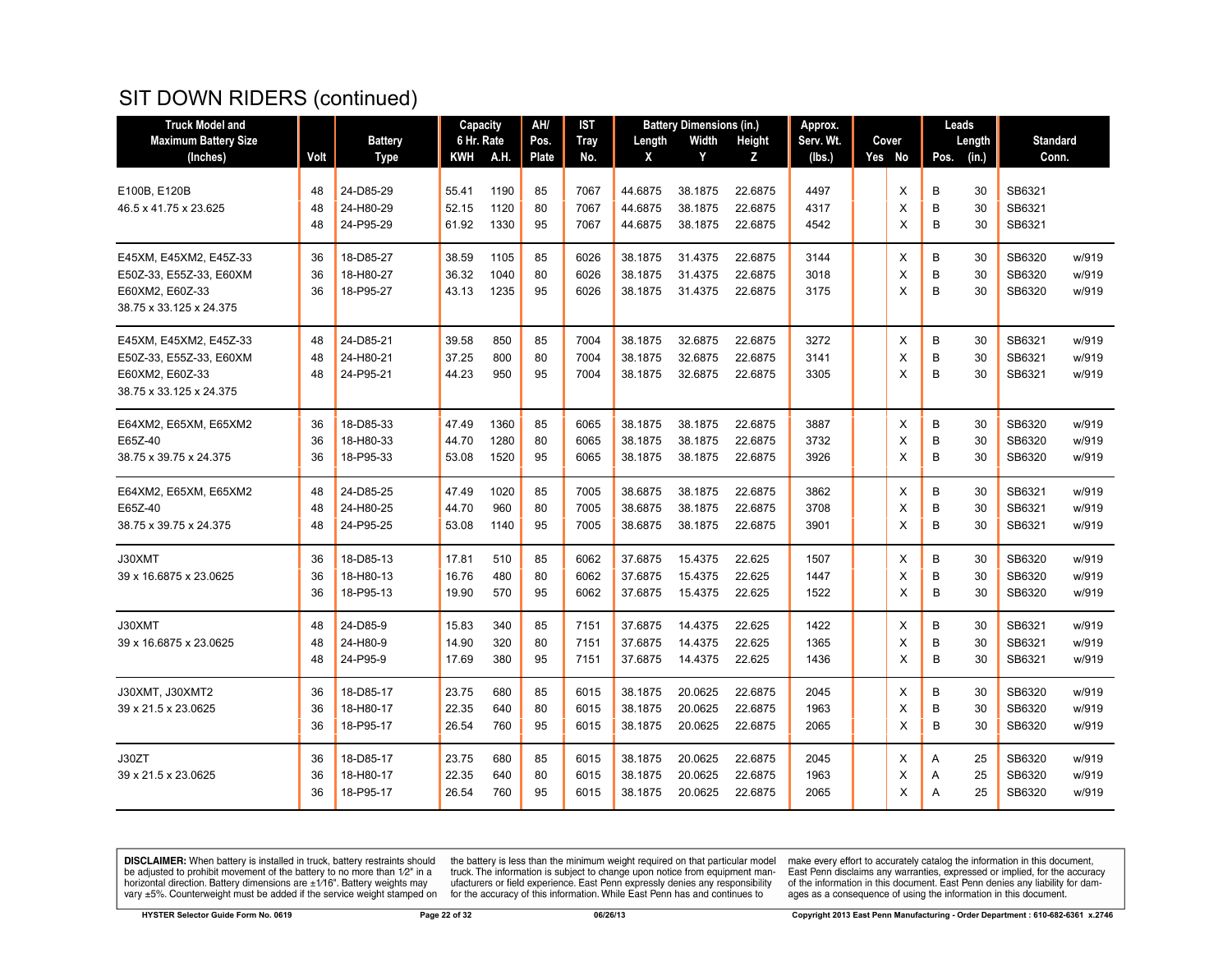# SIT DOWN RIDERS (continued)

| Truck Model and Maximum Battery Size (Inches) | Volt | Battery Type | Capacity 6 Hr. Rate KWH | A.H. | AH/ Pos. Plate | IST Tray No. | Battery Dimensions (in.) Length X | Width Y | Height Z | Approx. Serv. Wt. (lbs.) | Cover Yes | No | Leads Pos. | Length (in.) | Standard Conn. | |
|---|---|---|---|---|---|---|---|---|---|---|---|---|---|---|---|---|
| E100B, E120B | 48 | 24-D85-29 | 55.41 | 1190 | 85 | 7067 | 44.6875 | 38.1875 | 22.6875 | 4497 | | X | B | 30 | SB6321 | |
| 46.5 x 41.75 x 23.625 | 48 | 24-H80-29 | 52.15 | 1120 | 80 | 7067 | 44.6875 | 38.1875 | 22.6875 | 4317 | | X | B | 30 | SB6321 | |
| | 48 | 24-P95-29 | 61.92 | 1330 | 95 | 7067 | 44.6875 | 38.1875 | 22.6875 | 4542 | | X | B | 30 | SB6321 | |
| E45XM, E45XM2, E45Z-33 | 36 | 18-D85-27 | 38.59 | 1105 | 85 | 6026 | 38.1875 | 31.4375 | 22.6875 | 3144 | | X | B | 30 | SB6320 | w/919 |
| E50Z-33, E55Z-33, E60XM | 36 | 18-H80-27 | 36.32 | 1040 | 80 | 6026 | 38.1875 | 31.4375 | 22.6875 | 3018 | | X | B | 30 | SB6320 | w/919 |
| E60XM2, E60Z-33 | 36 | 18-P95-27 | 43.13 | 1235 | 95 | 6026 | 38.1875 | 31.4375 | 22.6875 | 3175 | | X | B | 30 | SB6320 | w/919 |
| 38.75 x 33.125 x 24.375 | | | | | | | | | | | | | | | | |
| E45XM, E45XM2, E45Z-33 | 48 | 24-D85-21 | 39.58 | 850 | 85 | 7004 | 38.1875 | 32.6875 | 22.6875 | 3272 | | X | B | 30 | SB6321 | w/919 |
| E50Z-33, E55Z-33, E60XM | 48 | 24-H80-21 | 37.25 | 800 | 80 | 7004 | 38.1875 | 32.6875 | 22.6875 | 3141 | | X | B | 30 | SB6321 | w/919 |
| E60XM2, E60Z-33 | 48 | 24-P95-21 | 44.23 | 950 | 95 | 7004 | 38.1875 | 32.6875 | 22.6875 | 3305 | | X | B | 30 | SB6321 | w/919 |
| 38.75 x 33.125 x 24.375 | | | | | | | | | | | | | | | | |
| E64XM2, E65XM, E65XM2 | 36 | 18-D85-33 | 47.49 | 1360 | 85 | 6065 | 38.1875 | 38.1875 | 22.6875 | 3887 | | X | B | 30 | SB6320 | w/919 |
| E65Z-40 | 36 | 18-H80-33 | 44.70 | 1280 | 80 | 6065 | 38.1875 | 38.1875 | 22.6875 | 3732 | | X | B | 30 | SB6320 | w/919 |
| 38.75 x 39.75 x 24.375 | 36 | 18-P95-33 | 53.08 | 1520 | 95 | 6065 | 38.1875 | 38.1875 | 22.6875 | 3926 | | X | B | 30 | SB6320 | w/919 |
| E64XM2, E65XM, E65XM2 | 48 | 24-D85-25 | 47.49 | 1020 | 85 | 7005 | 38.6875 | 38.1875 | 22.6875 | 3862 | | X | B | 30 | SB6321 | w/919 |
| E65Z-40 | 48 | 24-H80-25 | 44.70 | 960 | 80 | 7005 | 38.6875 | 38.1875 | 22.6875 | 3708 | | X | B | 30 | SB6321 | w/919 |
| 38.75 x 39.75 x 24.375 | 48 | 24-P95-25 | 53.08 | 1140 | 95 | 7005 | 38.6875 | 38.1875 | 22.6875 | 3901 | | X | B | 30 | SB6321 | w/919 |
| J30XMT | 36 | 18-D85-13 | 17.81 | 510 | 85 | 6062 | 37.6875 | 15.4375 | 22.625 | 1507 | | X | B | 30 | SB6320 | w/919 |
| 39 x 16.6875 x 23.0625 | 36 | 18-H80-13 | 16.76 | 480 | 80 | 6062 | 37.6875 | 15.4375 | 22.625 | 1447 | | X | B | 30 | SB6320 | w/919 |
| | 36 | 18-P95-13 | 19.90 | 570 | 95 | 6062 | 37.6875 | 15.4375 | 22.625 | 1522 | | X | B | 30 | SB6320 | w/919 |
| J30XMT | 48 | 24-D85-9 | 15.83 | 340 | 85 | 7151 | 37.6875 | 14.4375 | 22.625 | 1422 | | X | B | 30 | SB6321 | w/919 |
| 39 x 16.6875 x 23.0625 | 48 | 24-H80-9 | 14.90 | 320 | 80 | 7151 | 37.6875 | 14.4375 | 22.625 | 1365 | | X | B | 30 | SB6321 | w/919 |
| | 48 | 24-P95-9 | 17.69 | 380 | 95 | 7151 | 37.6875 | 14.4375 | 22.625 | 1436 | | X | B | 30 | SB6321 | w/919 |
| J30XMT, J30XMT2 | 36 | 18-D85-17 | 23.75 | 680 | 85 | 6015 | 38.1875 | 20.0625 | 22.6875 | 2045 | | X | B | 30 | SB6320 | w/919 |
| 39 x 21.5 x 23.0625 | 36 | 18-H80-17 | 22.35 | 640 | 80 | 6015 | 38.1875 | 20.0625 | 22.6875 | 1963 | | X | B | 30 | SB6320 | w/919 |
| | 36 | 18-P95-17 | 26.54 | 760 | 95 | 6015 | 38.1875 | 20.0625 | 22.6875 | 2065 | | X | B | 30 | SB6320 | w/919 |
| J30ZT | 36 | 18-D85-17 | 23.75 | 680 | 85 | 6015 | 38.1875 | 20.0625 | 22.6875 | 2045 | | X | A | 25 | SB6320 | w/919 |
| 39 x 21.5 x 23.0625 | 36 | 18-H80-17 | 22.35 | 640 | 80 | 6015 | 38.1875 | 20.0625 | 22.6875 | 1963 | | X | A | 25 | SB6320 | w/919 |
| | 36 | 18-P95-17 | 26.54 | 760 | 95 | 6015 | 38.1875 | 20.0625 | 22.6875 | 2065 | | X | A | 25 | SB6320 | w/919 |

**DISCLAIMER:** When battery is installed in truck, battery restraints should be adjusted to prohibit movement of the battery to no more than 1⁄2" in a horizontal direction. Battery dimensions are ±1⁄16". Battery weights may vary ±5%. Counterweight must be added if the service weight stamped on the battery is less than the minimum weight required on that particular model truck. The information is subject to change upon notice from equipment manufacturers or field experience. East Penn expressly denies any responsibility for the accuracy of this information. While East Penn has and continues to make every effort to accurately catalog the information in this document, East Penn disclaims any warranties, expressed or implied, for the accuracy of the information in this document. East Penn denies any liability for damages as a consequence of using the information in this document.

HYSTER Selector Guide Form No. 0619 | 06/26/13 | Copyright 2013 East Penn Manufacturing - Order Department : 610-682-6361 x.2746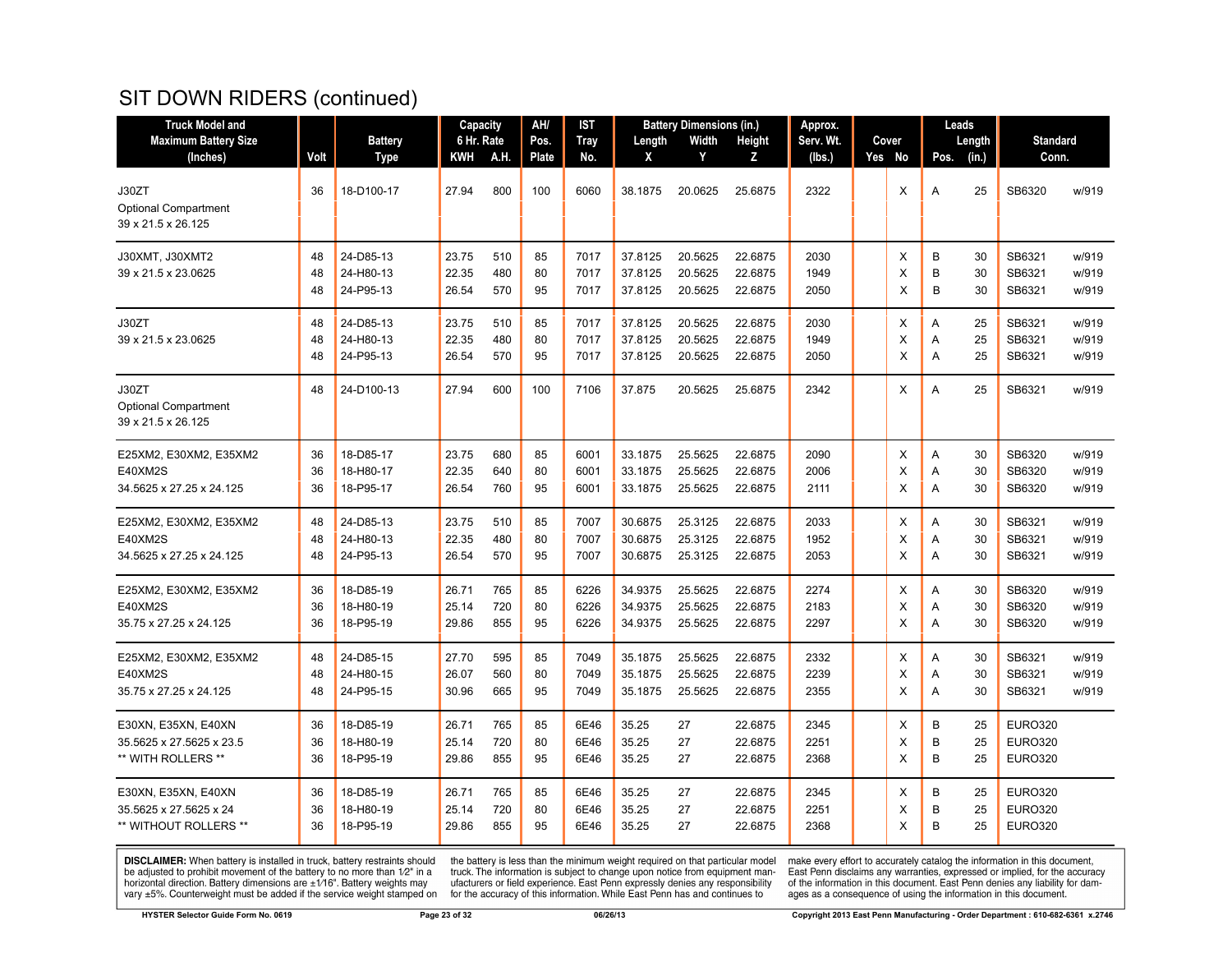# SIT DOWN RIDERS (continued)

| Truck Model and Maximum Battery Size (Inches) | Volt | Battery Type | Capacity 6 Hr. Rate | | AH/ Pos. Plate | IST Tray No. | Battery Dimensions (in.) | | | Approx. Serv. Wt. (lbs.) | Cover | | Leads | | Standard Conn. | |
|---|---|---|---|---|---|---|---|---|---|---|---|---|---|---|---|---|
| | | | KWH | A.H. | | | Length X | Width Y | Height Z | | Yes | No | Pos. | Length (in.) | | |
| J30ZT Optional Compartment 39 x 21.5 x 26.125 | 36 | 18-D100-17 | 27.94 | 800 | 100 | 6060 | 38.1875 | 20.0625 | 25.6875 | 2322 | | X | A | 25 | SB6320 | w/919 |
| J30XMT, J30XMT2 39 x 21.5 x 23.0625 | 48 | 24-D85-13 | 23.75 | 510 | 85 | 7017 | 37.8125 | 20.5625 | 22.6875 | 2030 | | X | B | 30 | SB6321 | w/919 |
| | 48 | 24-H80-13 | 22.35 | 480 | 80 | 7017 | 37.8125 | 20.5625 | 22.6875 | 1949 | | X | B | 30 | SB6321 | w/919 |
| | 48 | 24-P95-13 | 26.54 | 570 | 95 | 7017 | 37.8125 | 20.5625 | 22.6875 | 2050 | | X | B | 30 | SB6321 | w/919 |
| J30ZT 39 x 21.5 x 23.0625 | 48 | 24-D85-13 | 23.75 | 510 | 85 | 7017 | 37.8125 | 20.5625 | 22.6875 | 2030 | | X | A | 25 | SB6321 | w/919 |
| | 48 | 24-H80-13 | 22.35 | 480 | 80 | 7017 | 37.8125 | 20.5625 | 22.6875 | 1949 | | X | A | 25 | SB6321 | w/919 |
| | 48 | 24-P95-13 | 26.54 | 570 | 95 | 7017 | 37.8125 | 20.5625 | 22.6875 | 2050 | | X | A | 25 | SB6321 | w/919 |
| J30ZT Optional Compartment 39 x 21.5 x 26.125 | 48 | 24-D100-13 | 27.94 | 600 | 100 | 7106 | 37.875 | 20.5625 | 25.6875 | 2342 | | X | A | 25 | SB6321 | w/919 |
| E25XM2, E30XM2, E35XM2 E40XM2S 34.5625 x 27.25 x 24.125 | 36 | 18-D85-17 | 23.75 | 680 | 85 | 6001 | 33.1875 | 25.5625 | 22.6875 | 2090 | | X | A | 30 | SB6320 | w/919 |
| | 36 | 18-H80-17 | 22.35 | 640 | 80 | 6001 | 33.1875 | 25.5625 | 22.6875 | 2006 | | X | A | 30 | SB6320 | w/919 |
| | 36 | 18-P95-17 | 26.54 | 760 | 95 | 6001 | 33.1875 | 25.5625 | 22.6875 | 2111 | | X | A | 30 | SB6320 | w/919 |
| E25XM2, E30XM2, E35XM2 E40XM2S 34.5625 x 27.25 x 24.125 | 48 | 24-D85-13 | 23.75 | 510 | 85 | 7007 | 30.6875 | 25.3125 | 22.6875 | 2033 | | X | A | 30 | SB6321 | w/919 |
| | 48 | 24-H80-13 | 22.35 | 480 | 80 | 7007 | 30.6875 | 25.3125 | 22.6875 | 1952 | | X | A | 30 | SB6321 | w/919 |
| | 48 | 24-P95-13 | 26.54 | 570 | 95 | 7007 | 30.6875 | 25.3125 | 22.6875 | 2053 | | X | A | 30 | SB6321 | w/919 |
| E25XM2, E30XM2, E35XM2 E40XM2S 35.75 x 27.25 x 24.125 | 36 | 18-D85-19 | 26.71 | 765 | 85 | 6226 | 34.9375 | 25.5625 | 22.6875 | 2274 | | X | A | 30 | SB6320 | w/919 |
| | 36 | 18-H80-19 | 25.14 | 720 | 80 | 6226 | 34.9375 | 25.5625 | 22.6875 | 2183 | | X | A | 30 | SB6320 | w/919 |
| | 36 | 18-P95-19 | 29.86 | 855 | 95 | 6226 | 34.9375 | 25.5625 | 22.6875 | 2297 | | X | A | 30 | SB6320 | w/919 |
| E25XM2, E30XM2, E35XM2 E40XM2S 35.75 x 27.25 x 24.125 | 48 | 24-D85-15 | 27.70 | 595 | 85 | 7049 | 35.1875 | 25.5625 | 22.6875 | 2332 | | X | A | 30 | SB6321 | w/919 |
| | 48 | 24-H80-15 | 26.07 | 560 | 80 | 7049 | 35.1875 | 25.5625 | 22.6875 | 2239 | | X | A | 30 | SB6321 | w/919 |
| | 48 | 24-P95-15 | 30.96 | 665 | 95 | 7049 | 35.1875 | 25.5625 | 22.6875 | 2355 | | X | A | 30 | SB6321 | w/919 |
| E30XN, E35XN, E40XN 35.5625 x 27.5625 x 23.5 ** WITH ROLLERS ** | 36 | 18-D85-19 | 26.71 | 765 | 85 | 6E46 | 35.25 | 27 | 22.6875 | 2345 | | X | B | 25 | EURO320 | |
| | 36 | 18-H80-19 | 25.14 | 720 | 80 | 6E46 | 35.25 | 27 | 22.6875 | 2251 | | X | B | 25 | EURO320 | |
| | 36 | 18-P95-19 | 29.86 | 855 | 95 | 6E46 | 35.25 | 27 | 22.6875 | 2368 | | X | B | 25 | EURO320 | |
| E30XN, E35XN, E40XN 35.5625 x 27.5625 x 24 ** WITHOUT ROLLERS ** | 36 | 18-D85-19 | 26.71 | 765 | 85 | 6E46 | 35.25 | 27 | 22.6875 | 2345 | | X | B | 25 | EURO320 | |
| | 36 | 18-H80-19 | 25.14 | 720 | 80 | 6E46 | 35.25 | 27 | 22.6875 | 2251 | | X | B | 25 | EURO320 | |
| | 36 | 18-P95-19 | 29.86 | 855 | 95 | 6E46 | 35.25 | 27 | 22.6875 | 2368 | | X | B | 25 | EURO320 | |

**DISCLAIMER:** When battery is installed in truck, battery restraints should be adjusted to prohibit movement of the battery to no more than 1⁄2" in a horizontal direction. Battery dimensions are ±1⁄16". Battery weights may vary ±5%. Counterweight must be added if the service weight stamped on the battery is less than the minimum weight required on that particular model truck. The information is subject to change upon notice from equipment manufacturers or field experience. East Penn expressly denies any responsibility for the accuracy of this information. While East Penn has and continues to make every effort to accurately catalog the information in this document, East Penn disclaims any warranties, expressed or implied, for the accuracy of the information in this document. East Penn denies any liability for damages as a consequence of using the information in this document.

HYSTER Selector Guide Form No. 0619 | 06/26/13 | Copyright 2013 East Penn Manufacturing - Order Department : 610-682-6361 x.2746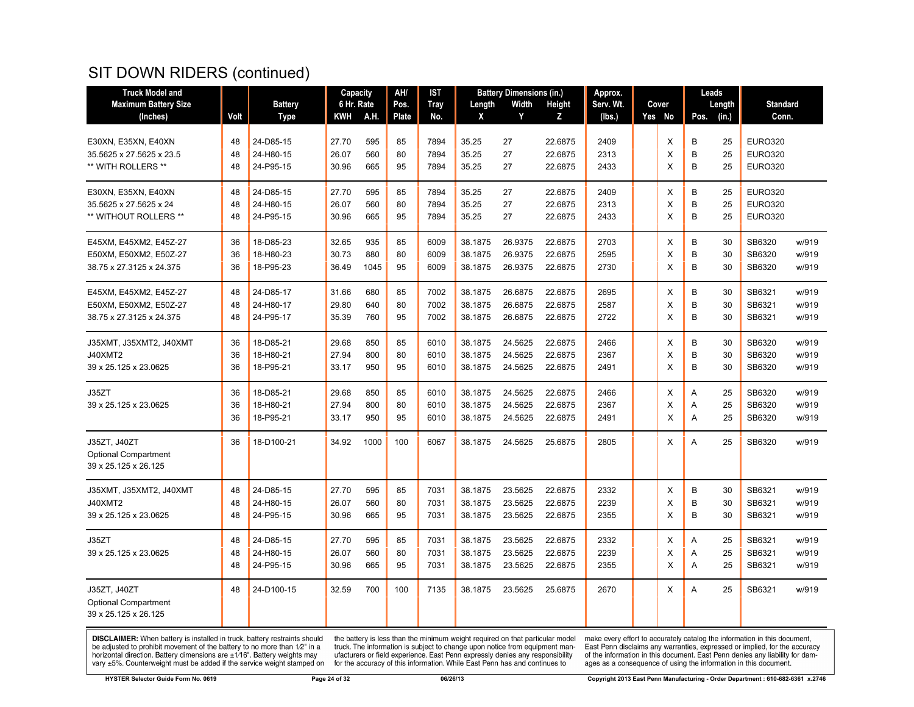# SIT DOWN RIDERS (continued)

| Truck Model and Maximum Battery Size (Inches) | Volt | Battery Type | Capacity 6 Hr. Rate KWH | A.H. | AH/ Pos. Plate | IST Tray No. | Battery Dimensions (in.) Length X | Width Y | Height Z | Approx. Serv. Wt. (lbs.) | Cover Yes | No | Leads Pos. | Length (in.) | Standard Conn. | |
|---|---|---|---|---|---|---|---|---|---|---|---|---|---|---|---|---|
| E30XN, E35XN, E40XN | 48 | 24-D85-15 | 27.70 | 595 | 85 | 7894 | 35.25 | 27 | 22.6875 | 2409 | | X | B | 25 | EURO320 | |
| 35.5625 x 27.5625 x 23.5 | 48 | 24-H80-15 | 26.07 | 560 | 80 | 7894 | 35.25 | 27 | 22.6875 | 2313 | | X | B | 25 | EURO320 | |
| ** WITH ROLLERS ** | 48 | 24-P95-15 | 30.96 | 665 | 95 | 7894 | 35.25 | 27 | 22.6875 | 2433 | | X | B | 25 | EURO320 | |
| E30XN, E35XN, E40XN | 48 | 24-D85-15 | 27.70 | 595 | 85 | 7894 | 35.25 | 27 | 22.6875 | 2409 | | X | B | 25 | EURO320 | |
| 35.5625 x 27.5625 x 24 | 48 | 24-H80-15 | 26.07 | 560 | 80 | 7894 | 35.25 | 27 | 22.6875 | 2313 | | X | B | 25 | EURO320 | |
| ** WITHOUT ROLLERS ** | 48 | 24-P95-15 | 30.96 | 665 | 95 | 7894 | 35.25 | 27 | 22.6875 | 2433 | | X | B | 25 | EURO320 | |
| E45XM, E45XM2, E45Z-27 | 36 | 18-D85-23 | 32.65 | 935 | 85 | 6009 | 38.1875 | 26.9375 | 22.6875 | 2703 | | X | B | 30 | SB6320 | w/919 |
| E50XM, E50XM2, E50Z-27 | 36 | 18-H80-23 | 30.73 | 880 | 80 | 6009 | 38.1875 | 26.9375 | 22.6875 | 2595 | | X | B | 30 | SB6320 | w/919 |
| 38.75 x 27.3125 x 24.375 | 36 | 18-P95-23 | 36.49 | 1045 | 95 | 6009 | 38.1875 | 26.9375 | 22.6875 | 2730 | | X | B | 30 | SB6320 | w/919 |
| E45XM, E45XM2, E45Z-27 | 48 | 24-D85-17 | 31.66 | 680 | 85 | 7002 | 38.1875 | 26.6875 | 22.6875 | 2695 | | X | B | 30 | SB6321 | w/919 |
| E50XM, E50XM2, E50Z-27 | 48 | 24-H80-17 | 29.80 | 640 | 80 | 7002 | 38.1875 | 26.6875 | 22.6875 | 2587 | | X | B | 30 | SB6321 | w/919 |
| 38.75 x 27.3125 x 24.375 | 48 | 24-P95-17 | 35.39 | 760 | 95 | 7002 | 38.1875 | 26.6875 | 22.6875 | 2722 | | X | B | 30 | SB6321 | w/919 |
| J35XMT, J35XMT2, J40XMT | 36 | 18-D85-21 | 29.68 | 850 | 85 | 6010 | 38.1875 | 24.5625 | 22.6875 | 2466 | | X | B | 30 | SB6320 | w/919 |
| J40XMT2 | 36 | 18-H80-21 | 27.94 | 800 | 80 | 6010 | 38.1875 | 24.5625 | 22.6875 | 2367 | | X | B | 30 | SB6320 | w/919 |
| 39 x 25.125 x 23.0625 | 36 | 18-P95-21 | 33.17 | 950 | 95 | 6010 | 38.1875 | 24.5625 | 22.6875 | 2491 | | X | B | 30 | SB6320 | w/919 |
| J35ZT | 36 | 18-D85-21 | 29.68 | 850 | 85 | 6010 | 38.1875 | 24.5625 | 22.6875 | 2466 | | X | A | 25 | SB6320 | w/919 |
| 39 x 25.125 x 23.0625 | 36 | 18-H80-21 | 27.94 | 800 | 80 | 6010 | 38.1875 | 24.5625 | 22.6875 | 2367 | | X | A | 25 | SB6320 | w/919 |
| | 36 | 18-P95-21 | 33.17 | 950 | 95 | 6010 | 38.1875 | 24.5625 | 22.6875 | 2491 | | X | A | 25 | SB6320 | w/919 |
| J35ZT, J40ZT | 36 | 18-D100-21 | 34.92 | 1000 | 100 | 6067 | 38.1875 | 24.5625 | 25.6875 | 2805 | | X | A | 25 | SB6320 | w/919 |
| Optional Compartment | | | | | | | | | | | | | | | | |
| 39 x 25.125 x 26.125 | | | | | | | | | | | | | | | | |
| J35XMT, J35XMT2, J40XMT | 48 | 24-D85-15 | 27.70 | 595 | 85 | 7031 | 38.1875 | 23.5625 | 22.6875 | 2332 | | X | B | 30 | SB6321 | w/919 |
| J40XMT2 | 48 | 24-H80-15 | 26.07 | 560 | 80 | 7031 | 38.1875 | 23.5625 | 22.6875 | 2239 | | X | B | 30 | SB6321 | w/919 |
| 39 x 25.125 x 23.0625 | 48 | 24-P95-15 | 30.96 | 665 | 95 | 7031 | 38.1875 | 23.5625 | 22.6875 | 2355 | | X | B | 30 | SB6321 | w/919 |
| J35ZT | 48 | 24-D85-15 | 27.70 | 595 | 85 | 7031 | 38.1875 | 23.5625 | 22.6875 | 2332 | | X | A | 25 | SB6321 | w/919 |
| 39 x 25.125 x 23.0625 | 48 | 24-H80-15 | 26.07 | 560 | 80 | 7031 | 38.1875 | 23.5625 | 22.6875 | 2239 | | X | A | 25 | SB6321 | w/919 |
| | 48 | 24-P95-15 | 30.96 | 665 | 95 | 7031 | 38.1875 | 23.5625 | 22.6875 | 2355 | | X | A | 25 | SB6321 | w/919 |
| J35ZT, J40ZT | 48 | 24-D100-15 | 32.59 | 700 | 100 | 7135 | 38.1875 | 23.5625 | 25.6875 | 2670 | | X | A | 25 | SB6321 | w/919 |
| Optional Compartment | | | | | | | | | | | | | | | | |
| 39 x 25.125 x 26.125 | | | | | | | | | | | | | | | | |

**DISCLAIMER:** When battery is installed in truck, battery restraints should be adjusted to prohibit movement of the battery to no more than 1⁄2" in a horizontal direction. Battery dimensions are ±1⁄16". Battery weights may vary ±5%. Counterweight must be added if the service weight stamped on the battery is less than the minimum weight required on that particular model truck. The information is subject to change upon notice from equipment manufacturers or field experience. East Penn expressly denies any responsibility for the accuracy of this information. While East Penn has and continues to make every effort to accurately catalog the information in this document, East Penn disclaims any warranties, expressed or implied, for the accuracy of the information in this document. East Penn denies any liability for damages as a consequence of using the information in this document.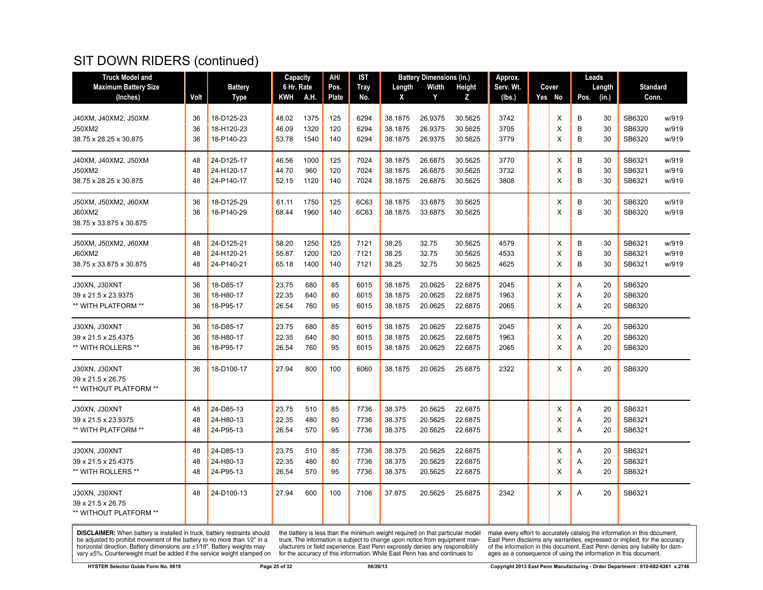# SIT DOWN RIDERS (continued)

| Truck Model and Maximum Battery Size (Inches) | Volt | Battery Type | Capacity 6 Hr. Rate KWH | A.H. | AH/ Pos. Plate | IST Tray No. | Battery Dimensions (in.) Length X | Width Y | Height Z | Approx. Serv. Wt. (lbs.) | Cover Yes | No | Leads Pos. | Length (in.) | Standard Conn. | |
|---|---|---|---|---|---|---|---|---|---|---|---|---|---|---|---|---|
| J40XM, J40XM2, J50XM | 36 | 18-D125-23 | 48.02 | 1375 | 125 | 6294 | 38.1875 | 26.9375 | 30.5625 | 3742 | | X | B | 30 | SB6320 | w/919 |
| J50XM2 | 36 | 18-H120-23 | 46.09 | 1320 | 120 | 6294 | 38.1875 | 26.9375 | 30.5625 | 3705 | | X | B | 30 | SB6320 | w/919 |
| 38.75 x 28.25 x 30.875 | 36 | 18-P140-23 | 53.78 | 1540 | 140 | 6294 | 38.1875 | 26.9375 | 30.5625 | 3779 | | X | B | 30 | SB6320 | w/919 |
| J40XM, J40XM2, J50XM | 48 | 24-D125-17 | 46.56 | 1000 | 125 | 7024 | 38.1875 | 26.6875 | 30.5625 | 3770 | | X | B | 30 | SB6321 | w/919 |
| J50XM2 | 48 | 24-H120-17 | 44.70 | 960 | 120 | 7024 | 38.1875 | 26.6875 | 30.5625 | 3732 | | X | B | 30 | SB6321 | w/919 |
| 38.75 x 28.25 x 30.875 | 48 | 24-P140-17 | 52.15 | 1120 | 140 | 7024 | 38.1875 | 26.6875 | 30.5625 | 3808 | | X | B | 30 | SB6321 | w/919 |
| J50XM, J50XM2, J60XM | 36 | 18-D125-29 | 61.11 | 1750 | 125 | 6C63 | 38.1875 | 33.6875 | 30.5625 | | | X | B | 30 | SB6320 | w/919 |
| J60XM2 | 36 | 18-P140-29 | 68.44 | 1960 | 140 | 6C63 | 38.1875 | 33.6875 | 30.5625 | | | X | B | 30 | SB6320 | w/919 |
| 38.75 x 33.875 x 30.875 | | | | | | | | | | | | | | | | |
| J50XM, J50XM2, J60XM | 48 | 24-D125-21 | 58.20 | 1250 | 125 | 7121 | 38.25 | 32.75 | 30.5625 | 4579 | | X | B | 30 | SB6321 | w/919 |
| J60XM2 | 48 | 24-H120-21 | 55.87 | 1200 | 120 | 7121 | 38.25 | 32.75 | 30.5625 | 4533 | | X | B | 30 | SB6321 | w/919 |
| 38.75 x 33.875 x 30.875 | 48 | 24-P140-21 | 65.18 | 1400 | 140 | 7121 | 38.25 | 32.75 | 30.5625 | 4625 | | X | B | 30 | SB6321 | w/919 |
| J30XN, J30XNT | 36 | 18-D85-17 | 23.75 | 680 | 85 | 6015 | 38.1875 | 20.0625 | 22.6875 | 2045 | | X | A | 20 | SB6320 | |
| 39 x 21.5 x 23.9375 | 36 | 18-H80-17 | 22.35 | 640 | 80 | 6015 | 38.1875 | 20.0625 | 22.6875 | 1963 | | X | A | 20 | SB6320 | |
| ** WITH PLATFORM ** | 36 | 18-P95-17 | 26.54 | 760 | 95 | 6015 | 38.1875 | 20.0625 | 22.6875 | 2065 | | X | A | 20 | SB6320 | |
| J30XN, J30XNT | 36 | 18-D85-17 | 23.75 | 680 | 85 | 6015 | 38.1875 | 20.0625 | 22.6875 | 2045 | | X | A | 20 | SB6320 | |
| 39 x 21.5 x 25.4375 | 36 | 18-H80-17 | 22.35 | 640 | 80 | 6015 | 38.1875 | 20.0625 | 22.6875 | 1963 | | X | A | 20 | SB6320 | |
| ** WITH ROLLERS ** | 36 | 18-P95-17 | 26.54 | 760 | 95 | 6015 | 38.1875 | 20.0625 | 22.6875 | 2065 | | X | A | 20 | SB6320 | |
| J30XN, J30XNT | 36 | 18-D100-17 | 27.94 | 800 | 100 | 6060 | 38.1875 | 20.0625 | 25.6875 | 2322 | | X | A | 20 | SB6320 | |
| 39 x 21.5 x 26.75 | | | | | | | | | | | | | | | | |
| ** WITHOUT PLATFORM ** | | | | | | | | | | | | | | | | |
| J30XN, J30XNT | 48 | 24-D85-13 | 23.75 | 510 | 85 | 7736 | 38.375 | 20.5625 | 22.6875 | | | X | A | 20 | SB6321 | |
| 39 x 21.5 x 23.9375 | 48 | 24-H80-13 | 22.35 | 480 | 80 | 7736 | 38.375 | 20.5625 | 22.6875 | | | X | A | 20 | SB6321 | |
| ** WITH PLATFORM ** | 48 | 24-P95-13 | 26.54 | 570 | 95 | 7736 | 38.375 | 20.5625 | 22.6875 | | | X | A | 20 | SB6321 | |
| J30XN, J30XNT | 48 | 24-D85-13 | 23.75 | 510 | 85 | 7736 | 38.375 | 20.5625 | 22.6875 | | | X | A | 20 | SB6321 | |
| 39 x 21.5 x 25.4375 | 48 | 24-H80-13 | 22.35 | 480 | 80 | 7736 | 38.375 | 20.5625 | 22.6875 | | | X | A | 20 | SB6321 | |
| ** WITH ROLLERS ** | 48 | 24-P95-13 | 26.54 | 570 | 95 | 7736 | 38.375 | 20.5625 | 22.6875 | | | X | A | 20 | SB6321 | |
| J30XN, J30XNT | 48 | 24-D100-13 | 27.94 | 600 | 100 | 7106 | 37.875 | 20.5625 | 25.6875 | 2342 | | X | A | 20 | SB6321 | |
| 39 x 21.5 x 26.75 | | | | | | | | | | | | | | | | |
| ** WITHOUT PLATFORM ** | | | | | | | | | | | | | | | | |

**DISCLAIMER:** When battery is installed in truck, battery restraints should be adjusted to prohibit movement of the battery to no more than 1⁄2" in a horizontal direction. Battery dimensions are ±1⁄16". Battery weights may vary ±5%. Counterweight must be added if the service weight stamped on the battery is less than the minimum weight required on that particular model truck. The information is subject to change upon notice from equipment manufacturers or field experience. East Penn expressly denies any responsibility for the accuracy of this information. While East Penn has and continues to make every effort to accurately catalog the information in this document, East Penn disclaims any warranties, expressed or implied, for the accuracy of the information in this document. East Penn denies any liability for damages as a consequence of using the information in this document.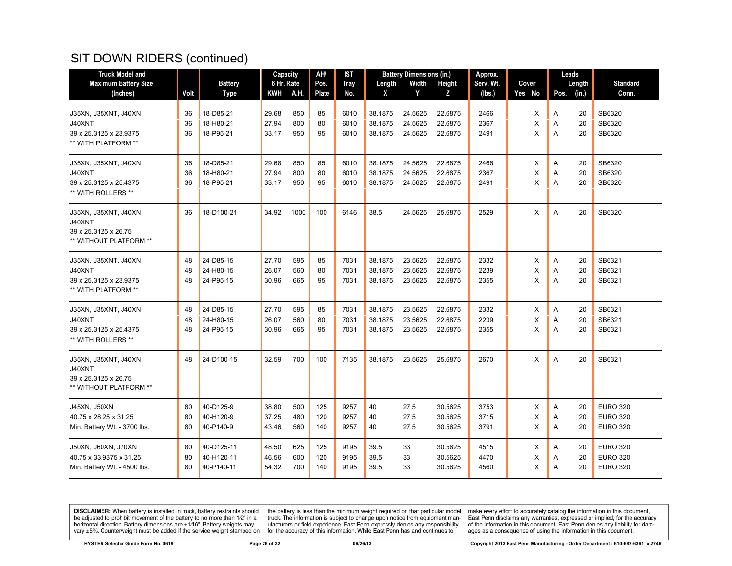# SIT DOWN RIDERS (continued)

| Truck Model and Maximum Battery Size (Inches) | Volt | Battery Type | Capacity 6 Hr. Rate KWH | A.H. | AH/ Pos. Plate | IST Tray No. | Battery Dimensions (in.) Length X | Width Y | Height Z | Approx. Serv. Wt. (lbs.) | Cover Yes | No | Leads Pos. | Length (in.) | Standard Conn. |
|---|---|---|---|---|---|---|---|---|---|---|---|---|---|---|---|
| J35XN, J35XNT, J40XN | 36 | 18-D85-21 | 29.68 | 850 | 85 | 6010 | 38.1875 | 24.5625 | 22.6875 | 2466 | | X | A | 20 | SB6320 |
| J40XNT | 36 | 18-H80-21 | 27.94 | 800 | 80 | 6010 | 38.1875 | 24.5625 | 22.6875 | 2367 | | X | A | 20 | SB6320 |
| 39 x 25.3125 x 23.9375 | 36 | 18-P95-21 | 33.17 | 950 | 95 | 6010 | 38.1875 | 24.5625 | 22.6875 | 2491 | | X | A | 20 | SB6320 |
| ** WITH PLATFORM ** | | | | | | | | | | | | | | | |
| J35XN, J35XNT, J40XN | 36 | 18-D85-21 | 29.68 | 850 | 85 | 6010 | 38.1875 | 24.5625 | 22.6875 | 2466 | | X | A | 20 | SB6320 |
| J40XNT | 36 | 18-H80-21 | 27.94 | 800 | 80 | 6010 | 38.1875 | 24.5625 | 22.6875 | 2367 | | X | A | 20 | SB6320 |
| 39 x 25.3125 x 25.4375 | 36 | 18-P95-21 | 33.17 | 950 | 95 | 6010 | 38.1875 | 24.5625 | 22.6875 | 2491 | | X | A | 20 | SB6320 |
| ** WITH ROLLERS ** | | | | | | | | | | | | | | | |
| J35XN, J35XNT, J40XN | 36 | 18-D100-21 | 34.92 | 1000 | 100 | 6146 | 38.5 | 24.5625 | 25.6875 | 2529 | | X | A | 20 | SB6320 |
| J40XNT | | | | | | | | | | | | | | | |
| 39 x 25.3125 x 26.75 | | | | | | | | | | | | | | | |
| ** WITHOUT PLATFORM ** | | | | | | | | | | | | | | | |
| J35XN, J35XNT, J40XN | 48 | 24-D85-15 | 27.70 | 595 | 85 | 7031 | 38.1875 | 23.5625 | 22.6875 | 2332 | | X | A | 20 | SB6321 |
| J40XNT | 48 | 24-H80-15 | 26.07 | 560 | 80 | 7031 | 38.1875 | 23.5625 | 22.6875 | 2239 | | X | A | 20 | SB6321 |
| 39 x 25.3125 x 23.9375 | 48 | 24-P95-15 | 30.96 | 665 | 95 | 7031 | 38.1875 | 23.5625 | 22.6875 | 2355 | | X | A | 20 | SB6321 |
| ** WITH PLATFORM ** | | | | | | | | | | | | | | | |
| J35XN, J35XNT, J40XN | 48 | 24-D85-15 | 27.70 | 595 | 85 | 7031 | 38.1875 | 23.5625 | 22.6875 | 2332 | | X | A | 20 | SB6321 |
| J40XNT | 48 | 24-H80-15 | 26.07 | 560 | 80 | 7031 | 38.1875 | 23.5625 | 22.6875 | 2239 | | X | A | 20 | SB6321 |
| 39 x 25.3125 x 25.4375 | 48 | 24-P95-15 | 30.96 | 665 | 95 | 7031 | 38.1875 | 23.5625 | 22.6875 | 2355 | | X | A | 20 | SB6321 |
| ** WITH ROLLERS ** | | | | | | | | | | | | | | | |
| J35XN, J35XNT, J40XN | 48 | 24-D100-15 | 32.59 | 700 | 100 | 7135 | 38.1875 | 23.5625 | 25.6875 | 2670 | | X | A | 20 | SB6321 |
| J40XNT | | | | | | | | | | | | | | | |
| 39 x 25.3125 x 26.75 | | | | | | | | | | | | | | | |
| ** WITHOUT PLATFORM ** | | | | | | | | | | | | | | | |
| J45XN, J50XN | 80 | 40-D125-9 | 38.80 | 500 | 125 | 9257 | 40 | 27.5 | 30.5625 | 3753 | | X | A | 20 | EURO 320 |
| 40.75 x 28.25 x 31.25 | 80 | 40-H120-9 | 37.25 | 480 | 120 | 9257 | 40 | 27.5 | 30.5625 | 3715 | | X | A | 20 | EURO 320 |
| Min. Battery Wt. - 3700 lbs. | 80 | 40-P140-9 | 43.46 | 560 | 140 | 9257 | 40 | 27.5 | 30.5625 | 3791 | | X | A | 20 | EURO 320 |
| J50XN, J60XN, J70XN | 80 | 40-D125-11 | 48.50 | 625 | 125 | 9195 | 39.5 | 33 | 30.5625 | 4515 | | X | A | 20 | EURO 320 |
| 40.75 x 33.9375 x 31.25 | 80 | 40-H120-11 | 46.56 | 600 | 120 | 9195 | 39.5 | 33 | 30.5625 | 4470 | | X | A | 20 | EURO 320 |
| Min. Battery Wt. - 4500 lbs. | 80 | 40-P140-11 | 54.32 | 700 | 140 | 9195 | 39.5 | 33 | 30.5625 | 4560 | | X | A | 20 | EURO 320 |

**DISCLAIMER:** When battery is installed in truck, battery restraints should be adjusted to prohibit movement of the battery to no more than 1⁄2" in a horizontal direction. Battery dimensions are ±1⁄16". Battery weights may vary ±5%. Counterweight must be added if the service weight stamped on the battery is less than the minimum weight required on that particular model truck. The information is subject to change upon notice from equipment manufacturers or field experience. East Penn expressly denies any responsibility for the accuracy of this information. While East Penn has and continues to make every effort to accurately catalog the information in this document, East Penn disclaims any warranties, expressed or implied, for the accuracy of the information in this document. East Penn denies any liability for damages as a consequence of using the information in this document.

HYSTER Selector Guide Form No. 0619 — 06/26/13 — Copyright 2013 East Penn Manufacturing - Order Department : 610-682-6361 x.2746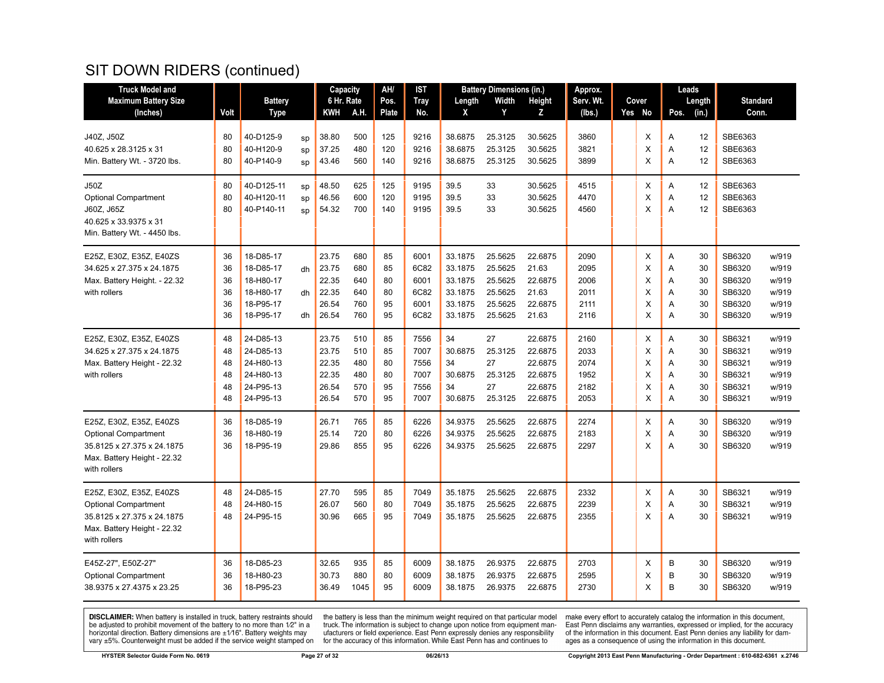# SIT DOWN RIDERS (continued)

| Truck Model and Maximum Battery Size (Inches) | Volt | Battery Type | | Capacity 6 Hr. Rate KWH | A.H. | AH/ Pos. Plate | IST Tray No. | Battery Dimensions (in.) Length X | Width Y | Height Z | Approx. Serv. Wt. (lbs.) | Cover Yes | No | Leads Pos. | Length (in.) | Standard Conn. | |
|---|---|---|---|---|---|---|---|---|---|---|---|---|---|---|---|---|---|
| J40Z, J50Z | 80 | 40-D125-9 | sp | 38.80 | 500 | 125 | 9216 | 38.6875 | 25.3125 | 30.5625 | 3860 | | X | A | 12 | SBE6363 | |
| 40.625 x 28.3125 x 31 | 80 | 40-H120-9 | sp | 37.25 | 480 | 120 | 9216 | 38.6875 | 25.3125 | 30.5625 | 3821 | | X | A | 12 | SBE6363 | |
| Min. Battery Wt. - 3720 lbs. | 80 | 40-P140-9 | sp | 43.46 | 560 | 140 | 9216 | 38.6875 | 25.3125 | 30.5625 | 3899 | | X | A | 12 | SBE6363 | |
| J50Z | 80 | 40-D125-11 | sp | 48.50 | 625 | 125 | 9195 | 39.5 | 33 | 30.5625 | 4515 | | X | A | 12 | SBE6363 | |
| Optional Compartment | 80 | 40-H120-11 | sp | 46.56 | 600 | 120 | 9195 | 39.5 | 33 | 30.5625 | 4470 | | X | A | 12 | SBE6363 | |
| J60Z, J65Z | 80 | 40-P140-11 | sp | 54.32 | 700 | 140 | 9195 | 39.5 | 33 | 30.5625 | 4560 | | X | A | 12 | SBE6363 | |
| 40.625 x 33.9375 x 31 | | | | | | | | | | | | | | | | | |
| Min. Battery Wt. - 4450 lbs. | | | | | | | | | | | | | | | | | |
| E25Z, E30Z, E35Z, E40ZS | 36 | 18-D85-17 | | 23.75 | 680 | 85 | 6001 | 33.1875 | 25.5625 | 22.6875 | 2090 | | X | A | 30 | SB6320 | w/919 |
| 34.625 x 27.375 x 24.1875 | 36 | 18-D85-17 | dh | 23.75 | 680 | 85 | 6C82 | 33.1875 | 25.5625 | 21.63 | 2095 | | X | A | 30 | SB6320 | w/919 |
| Max. Battery Height. - 22.32 | 36 | 18-H80-17 | | 22.35 | 640 | 80 | 6001 | 33.1875 | 25.5625 | 22.6875 | 2006 | | X | A | 30 | SB6320 | w/919 |
| with rollers | 36 | 18-H80-17 | dh | 22.35 | 640 | 80 | 6C82 | 33.1875 | 25.5625 | 21.63 | 2011 | | X | A | 30 | SB6320 | w/919 |
| | 36 | 18-P95-17 | | 26.54 | 760 | 95 | 6001 | 33.1875 | 25.5625 | 22.6875 | 2111 | | X | A | 30 | SB6320 | w/919 |
| | 36 | 18-P95-17 | dh | 26.54 | 760 | 95 | 6C82 | 33.1875 | 25.5625 | 21.63 | 2116 | | X | A | 30 | SB6320 | w/919 |
| E25Z, E30Z, E35Z, E40ZS | 48 | 24-D85-13 | | 23.75 | 510 | 85 | 7556 | 34 | 27 | 22.6875 | 2160 | | X | A | 30 | SB6321 | w/919 |
| 34.625 x 27.375 x 24.1875 | 48 | 24-D85-13 | | 23.75 | 510 | 85 | 7007 | 30.6875 | 25.3125 | 22.6875 | 2033 | | X | A | 30 | SB6321 | w/919 |
| Max. Battery Height - 22.32 | 48 | 24-H80-13 | | 22.35 | 480 | 80 | 7556 | 34 | 27 | 22.6875 | 2074 | | X | A | 30 | SB6321 | w/919 |
| with rollers | 48 | 24-H80-13 | | 22.35 | 480 | 80 | 7007 | 30.6875 | 25.3125 | 22.6875 | 1952 | | X | A | 30 | SB6321 | w/919 |
| | 48 | 24-P95-13 | | 26.54 | 570 | 95 | 7556 | 34 | 27 | 22.6875 | 2182 | | X | A | 30 | SB6321 | w/919 |
| | 48 | 24-P95-13 | | 26.54 | 570 | 95 | 7007 | 30.6875 | 25.3125 | 22.6875 | 2053 | | X | A | 30 | SB6321 | w/919 |
| E25Z, E30Z, E35Z, E40ZS | 36 | 18-D85-19 | | 26.71 | 765 | 85 | 6226 | 34.9375 | 25.5625 | 22.6875 | 2274 | | X | A | 30 | SB6320 | w/919 |
| Optional Compartment | 36 | 18-H80-19 | | 25.14 | 720 | 80 | 6226 | 34.9375 | 25.5625 | 22.6875 | 2183 | | X | A | 30 | SB6320 | w/919 |
| 35.8125 x 27.375 x 24.1875 | 36 | 18-P95-19 | | 29.86 | 855 | 95 | 6226 | 34.9375 | 25.5625 | 22.6875 | 2297 | | X | A | 30 | SB6320 | w/919 |
| Max. Battery Height - 22.32 | | | | | | | | | | | | | | | | | |
| with rollers | | | | | | | | | | | | | | | | | |
| E25Z, E30Z, E35Z, E40ZS | 48 | 24-D85-15 | | 27.70 | 595 | 85 | 7049 | 35.1875 | 25.5625 | 22.6875 | 2332 | | X | A | 30 | SB6321 | w/919 |
| Optional Compartment | 48 | 24-H80-15 | | 26.07 | 560 | 80 | 7049 | 35.1875 | 25.5625 | 22.6875 | 2239 | | X | A | 30 | SB6321 | w/919 |
| 35.8125 x 27.375 x 24.1875 | 48 | 24-P95-15 | | 30.96 | 665 | 95 | 7049 | 35.1875 | 25.5625 | 22.6875 | 2355 | | X | A | 30 | SB6321 | w/919 |
| Max. Battery Height - 22.32 | | | | | | | | | | | | | | | | | |
| with rollers | | | | | | | | | | | | | | | | | |
| E45Z-27", E50Z-27" | 36 | 18-D85-23 | | 32.65 | 935 | 85 | 6009 | 38.1875 | 26.9375 | 22.6875 | 2703 | | X | B | 30 | SB6320 | w/919 |
| Optional Compartment | 36 | 18-H80-23 | | 30.73 | 880 | 80 | 6009 | 38.1875 | 26.9375 | 22.6875 | 2595 | | X | B | 30 | SB6320 | w/919 |
| 38.9375 x 27.4375 x 23.25 | 36 | 18-P95-23 | | 36.49 | 1045 | 95 | 6009 | 38.1875 | 26.9375 | 22.6875 | 2730 | | X | B | 30 | SB6320 | w/919 |

**DISCLAIMER:** When battery is installed in truck, battery restraints should be adjusted to prohibit movement of the battery to no more than 1⁄2" in a horizontal direction. Battery dimensions are ±1⁄16". Battery weights may vary ±5%. Counterweight must be added if the service weight stamped on the battery is less than the minimum weight required on that particular model truck. The information is subject to change upon notice from equipment manufacturers or field experience. East Penn expressly denies any responsibility for the accuracy of this information. While East Penn has and continues to make every effort to accurately catalog the information in this document, East Penn disclaims any warranties, expressed or implied, for the accuracy of the information in this document. East Penn denies any liability for damages as a consequence of using the information in this document.

HYSTER Selector Guide Form No. 0619 | 06/26/13 | Copyright 2013 East Penn Manufacturing - Order Department : 610-682-6361 x.2746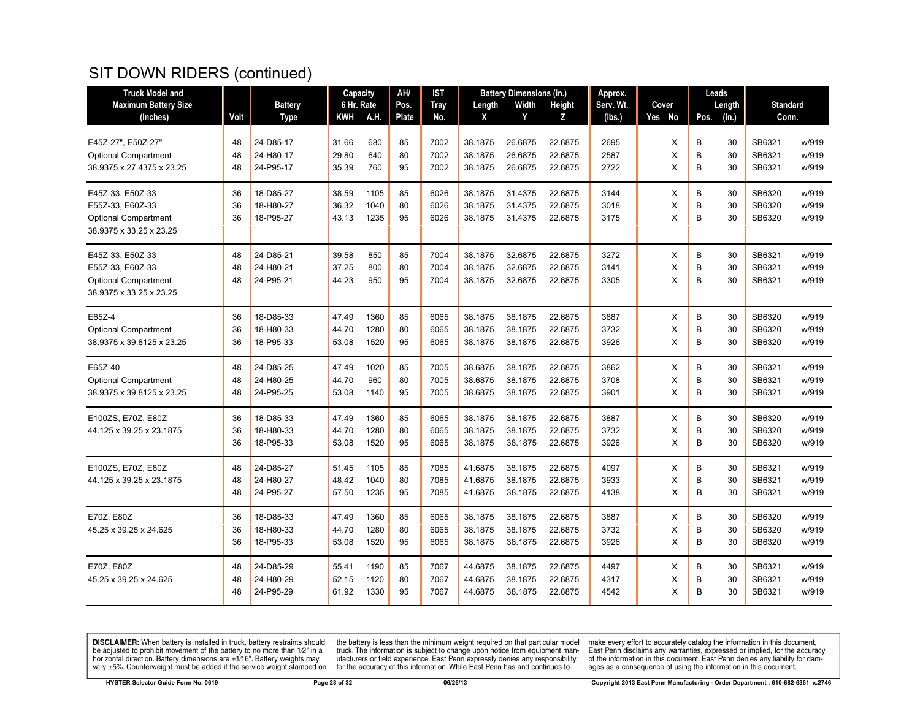# SIT DOWN RIDERS (continued)

| Truck Model and Maximum Battery Size (Inches) | Volt | Battery Type | Capacity 6 Hr. Rate KWH | A.H. | AH/ Pos. Plate | IST Tray No. | Battery Dimensions (in.) Length X | Width Y | Height Z | Approx. Serv. Wt. (lbs.) | Cover Yes | No | Leads Pos. | Length (in.) | Standard Conn. | |
|---|---|---|---|---|---|---|---|---|---|---|---|---|---|---|---|---|
| E45Z-27", E50Z-27" | 48 | 24-D85-17 | 31.66 | 680 | 85 | 7002 | 38.1875 | 26.6875 | 22.6875 | 2695 | | X | B | 30 | SB6321 | w/919 |
| Optional Compartment | 48 | 24-H80-17 | 29.80 | 640 | 80 | 7002 | 38.1875 | 26.6875 | 22.6875 | 2587 | | X | B | 30 | SB6321 | w/919 |
| 38.9375 x 27.4375 x 23.25 | 48 | 24-P95-17 | 35.39 | 760 | 95 | 7002 | 38.1875 | 26.6875 | 22.6875 | 2722 | | X | B | 30 | SB6321 | w/919 |
| E45Z-33, E50Z-33 | 36 | 18-D85-27 | 38.59 | 1105 | 85 | 6026 | 38.1875 | 31.4375 | 22.6875 | 3144 | | X | B | 30 | SB6320 | w/919 |
| E55Z-33, E60Z-33 | 36 | 18-H80-27 | 36.32 | 1040 | 80 | 6026 | 38.1875 | 31.4375 | 22.6875 | 3018 | | X | B | 30 | SB6320 | w/919 |
| Optional Compartment | 36 | 18-P95-27 | 43.13 | 1235 | 95 | 6026 | 38.1875 | 31.4375 | 22.6875 | 3175 | | X | B | 30 | SB6320 | w/919 |
| 38.9375 x 33.25 x 23.25 | | | | | | | | | | | | | | | | |
| E45Z-33, E50Z-33 | 48 | 24-D85-21 | 39.58 | 850 | 85 | 7004 | 38.1875 | 32.6875 | 22.6875 | 3272 | | X | B | 30 | SB6321 | w/919 |
| E55Z-33, E60Z-33 | 48 | 24-H80-21 | 37.25 | 800 | 80 | 7004 | 38.1875 | 32.6875 | 22.6875 | 3141 | | X | B | 30 | SB6321 | w/919 |
| Optional Compartment | 48 | 24-P95-21 | 44.23 | 950 | 95 | 7004 | 38.1875 | 32.6875 | 22.6875 | 3305 | | X | B | 30 | SB6321 | w/919 |
| 38.9375 x 33.25 x 23.25 | | | | | | | | | | | | | | | | |
| E65Z-4 | 36 | 18-D85-33 | 47.49 | 1360 | 85 | 6065 | 38.1875 | 38.1875 | 22.6875 | 3887 | | X | B | 30 | SB6320 | w/919 |
| Optional Compartment | 36 | 18-H80-33 | 44.70 | 1280 | 80 | 6065 | 38.1875 | 38.1875 | 22.6875 | 3732 | | X | B | 30 | SB6320 | w/919 |
| 38.9375 x 39.8125 x 23.25 | 36 | 18-P95-33 | 53.08 | 1520 | 95 | 6065 | 38.1875 | 38.1875 | 22.6875 | 3926 | | X | B | 30 | SB6320 | w/919 |
| E65Z-40 | 48 | 24-D85-25 | 47.49 | 1020 | 85 | 7005 | 38.6875 | 38.1875 | 22.6875 | 3862 | | X | B | 30 | SB6321 | w/919 |
| Optional Compartment | 48 | 24-H80-25 | 44.70 | 960 | 80 | 7005 | 38.6875 | 38.1875 | 22.6875 | 3708 | | X | B | 30 | SB6321 | w/919 |
| 38.9375 x 39.8125 x 23.25 | 48 | 24-P95-25 | 53.08 | 1140 | 95 | 7005 | 38.6875 | 38.1875 | 22.6875 | 3901 | | X | B | 30 | SB6321 | w/919 |
| E100ZS, E70Z, E80Z | 36 | 18-D85-33 | 47.49 | 1360 | 85 | 6065 | 38.1875 | 38.1875 | 22.6875 | 3887 | | X | B | 30 | SB6320 | w/919 |
| 44.125 x 39.25 x 23.1875 | 36 | 18-H80-33 | 44.70 | 1280 | 80 | 6065 | 38.1875 | 38.1875 | 22.6875 | 3732 | | X | B | 30 | SB6320 | w/919 |
| | 36 | 18-P95-33 | 53.08 | 1520 | 95 | 6065 | 38.1875 | 38.1875 | 22.6875 | 3926 | | X | B | 30 | SB6320 | w/919 |
| E100ZS, E70Z, E80Z | 48 | 24-D85-27 | 51.45 | 1105 | 85 | 7085 | 41.6875 | 38.1875 | 22.6875 | 4097 | | X | B | 30 | SB6321 | w/919 |
| 44.125 x 39.25 x 23.1875 | 48 | 24-H80-27 | 48.42 | 1040 | 80 | 7085 | 41.6875 | 38.1875 | 22.6875 | 3933 | | X | B | 30 | SB6321 | w/919 |
| | 48 | 24-P95-27 | 57.50 | 1235 | 95 | 7085 | 41.6875 | 38.1875 | 22.6875 | 4138 | | X | B | 30 | SB6321 | w/919 |
| E70Z, E80Z | 36 | 18-D85-33 | 47.49 | 1360 | 85 | 6065 | 38.1875 | 38.1875 | 22.6875 | 3887 | | X | B | 30 | SB6320 | w/919 |
| 45.25 x 39.25 x 24.625 | 36 | 18-H80-33 | 44.70 | 1280 | 80 | 6065 | 38.1875 | 38.1875 | 22.6875 | 3732 | | X | B | 30 | SB6320 | w/919 |
| | 36 | 18-P95-33 | 53.08 | 1520 | 95 | 6065 | 38.1875 | 38.1875 | 22.6875 | 3926 | | X | B | 30 | SB6320 | w/919 |
| E70Z, E80Z | 48 | 24-D85-29 | 55.41 | 1190 | 85 | 7067 | 44.6875 | 38.1875 | 22.6875 | 4497 | | X | B | 30 | SB6321 | w/919 |
| 45.25 x 39.25 x 24.625 | 48 | 24-H80-29 | 52.15 | 1120 | 80 | 7067 | 44.6875 | 38.1875 | 22.6875 | 4317 | | X | B | 30 | SB6321 | w/919 |
| | 48 | 24-P95-29 | 61.92 | 1330 | 95 | 7067 | 44.6875 | 38.1875 | 22.6875 | 4542 | | X | B | 30 | SB6321 | w/919 |

**DISCLAIMER:** When battery is installed in truck, battery restraints should be adjusted to prohibit movement of the battery to no more than 1⁄2" in a horizontal direction. Battery dimensions are ±1⁄16". Battery weights may vary ±5%. Counterweight must be added if the service weight stamped on the battery is less than the minimum weight required on that particular model truck. The information is subject to change upon notice from equipment manufacturers or field experience. East Penn expressly denies any responsibility for the accuracy of this information. While East Penn has and continues to make every effort to accurately catalog the information in this document, East Penn disclaims any warranties, expressed or implied, for the accuracy of the information in this document. East Penn denies any liability for damages as a consequence of using the information in this document.

HYSTER Selector Guide Form No. 0619 | 06/26/13 | Copyright 2013 East Penn Manufacturing - Order Department : 610-682-6361 x.2746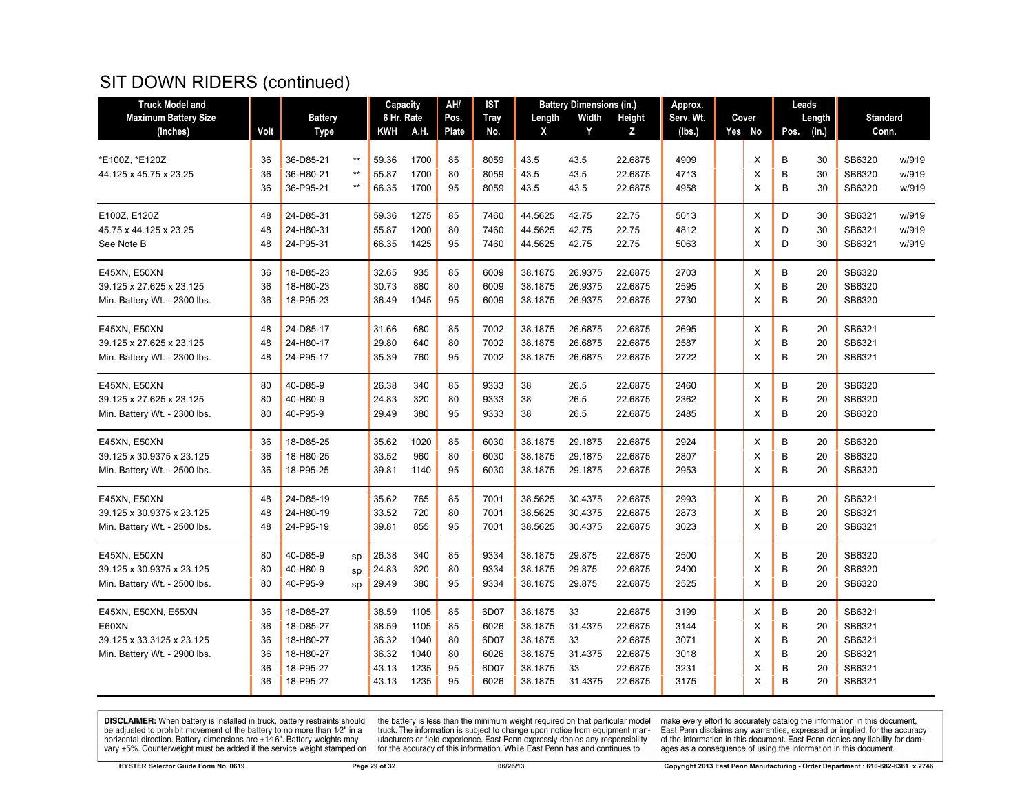# SIT DOWN RIDERS (continued)

| Truck Model and Maximum Battery Size (Inches) | Volt | Battery Type | | Capacity 6 Hr. Rate KWH | A.H. | AH/ Pos. Plate | IST Tray No. | Battery Dimensions (in.) Length X | Width Y | Height Z | Approx. Serv. Wt. (lbs.) | Cover Yes | No | Leads Pos. | Length (in.) | Standard Conn. | |
|---|---|---|---|---|---|---|---|---|---|---|---|---|---|---|---|---|---|
| *E100Z, *E120Z | 36 | 36-D85-21 | ** | 59.36 | 1700 | 85 | 8059 | 43.5 | 43.5 | 22.6875 | 4909 | | X | B | 30 | SB6320 | w/919 |
| 44.125 x 45.75 x 23.25 | 36 | 36-H80-21 | ** | 55.87 | 1700 | 80 | 8059 | 43.5 | 43.5 | 22.6875 | 4713 | | X | B | 30 | SB6320 | w/919 |
| | 36 | 36-P95-21 | ** | 66.35 | 1700 | 95 | 8059 | 43.5 | 43.5 | 22.6875 | 4958 | | X | B | 30 | SB6320 | w/919 |
| E100Z, E120Z | 48 | 24-D85-31 | | 59.36 | 1275 | 85 | 7460 | 44.5625 | 42.75 | 22.75 | 5013 | | X | D | 30 | SB6321 | w/919 |
| 45.75 x 44.125 x 23.25 | 48 | 24-H80-31 | | 55.87 | 1200 | 80 | 7460 | 44.5625 | 42.75 | 22.75 | 4812 | | X | D | 30 | SB6321 | w/919 |
| See Note B | 48 | 24-P95-31 | | 66.35 | 1425 | 95 | 7460 | 44.5625 | 42.75 | 22.75 | 5063 | | X | D | 30 | SB6321 | w/919 |
| E45XN, E50XN | 36 | 18-D85-23 | | 32.65 | 935 | 85 | 6009 | 38.1875 | 26.9375 | 22.6875 | 2703 | | X | B | 20 | SB6320 | |
| 39.125 x 27.625 x 23.125 | 36 | 18-H80-23 | | 30.73 | 880 | 80 | 6009 | 38.1875 | 26.9375 | 22.6875 | 2595 | | X | B | 20 | SB6320 | |
| Min. Battery Wt. - 2300 lbs. | 36 | 18-P95-23 | | 36.49 | 1045 | 95 | 6009 | 38.1875 | 26.9375 | 22.6875 | 2730 | | X | B | 20 | SB6320 | |
| E45XN, E50XN | 48 | 24-D85-17 | | 31.66 | 680 | 85 | 7002 | 38.1875 | 26.6875 | 22.6875 | 2695 | | X | B | 20 | SB6321 | |
| 39.125 x 27.625 x 23.125 | 48 | 24-H80-17 | | 29.80 | 640 | 80 | 7002 | 38.1875 | 26.6875 | 22.6875 | 2587 | | X | B | 20 | SB6321 | |
| Min. Battery Wt. - 2300 lbs. | 48 | 24-P95-17 | | 35.39 | 760 | 95 | 7002 | 38.1875 | 26.6875 | 22.6875 | 2722 | | X | B | 20 | SB6321 | |
| E45XN, E50XN | 80 | 40-D85-9 | | 26.38 | 340 | 85 | 9333 | 38 | 26.5 | 22.6875 | 2460 | | X | B | 20 | SB6320 | |
| 39.125 x 27.625 x 23.125 | 80 | 40-H80-9 | | 24.83 | 320 | 80 | 9333 | 38 | 26.5 | 22.6875 | 2362 | | X | B | 20 | SB6320 | |
| Min. Battery Wt. - 2300 lbs. | 80 | 40-P95-9 | | 29.49 | 380 | 95 | 9333 | 38 | 26.5 | 22.6875 | 2485 | | X | B | 20 | SB6320 | |
| E45XN, E50XN | 36 | 18-D85-25 | | 35.62 | 1020 | 85 | 6030 | 38.1875 | 29.1875 | 22.6875 | 2924 | | X | B | 20 | SB6320 | |
| 39.125 x 30.9375 x 23.125 | 36 | 18-H80-25 | | 33.52 | 960 | 80 | 6030 | 38.1875 | 29.1875 | 22.6875 | 2807 | | X | B | 20 | SB6320 | |
| Min. Battery Wt. - 2500 lbs. | 36 | 18-P95-25 | | 39.81 | 1140 | 95 | 6030 | 38.1875 | 29.1875 | 22.6875 | 2953 | | X | B | 20 | SB6320 | |
| E45XN, E50XN | 48 | 24-D85-19 | | 35.62 | 765 | 85 | 7001 | 38.5625 | 30.4375 | 22.6875 | 2993 | | X | B | 20 | SB6321 | |
| 39.125 x 30.9375 x 23.125 | 48 | 24-H80-19 | | 33.52 | 720 | 80 | 7001 | 38.5625 | 30.4375 | 22.6875 | 2873 | | X | B | 20 | SB6321 | |
| Min. Battery Wt. - 2500 lbs. | 48 | 24-P95-19 | | 39.81 | 855 | 95 | 7001 | 38.5625 | 30.4375 | 22.6875 | 3023 | | X | B | 20 | SB6321 | |
| E45XN, E50XN | 80 | 40-D85-9 | sp | 26.38 | 340 | 85 | 9334 | 38.1875 | 29.875 | 22.6875 | 2500 | | X | B | 20 | SB6320 | |
| 39.125 x 30.9375 x 23.125 | 80 | 40-H80-9 | sp | 24.83 | 320 | 80 | 9334 | 38.1875 | 29.875 | 22.6875 | 2400 | | X | B | 20 | SB6320 | |
| Min. Battery Wt. - 2500 lbs. | 80 | 40-P95-9 | sp | 29.49 | 380 | 95 | 9334 | 38.1875 | 29.875 | 22.6875 | 2525 | | X | B | 20 | SB6320 | |
| E45XN, E50XN, E55XN | 36 | 18-D85-27 | | 38.59 | 1105 | 85 | 6D07 | 38.1875 | 33 | 22.6875 | 3199 | | X | B | 20 | SB6321 | |
| E60XN | 36 | 18-D85-27 | | 38.59 | 1105 | 85 | 6026 | 38.1875 | 31.4375 | 22.6875 | 3144 | | X | B | 20 | SB6321 | |
| 39.125 x 33.3125 x 23.125 | 36 | 18-H80-27 | | 36.32 | 1040 | 80 | 6D07 | 38.1875 | 33 | 22.6875 | 3071 | | X | B | 20 | SB6321 | |
| Min. Battery Wt. - 2900 lbs. | 36 | 18-H80-27 | | 36.32 | 1040 | 80 | 6026 | 38.1875 | 31.4375 | 22.6875 | 3018 | | X | B | 20 | SB6321 | |
| | 36 | 18-P95-27 | | 43.13 | 1235 | 95 | 6D07 | 38.1875 | 33 | 22.6875 | 3231 | | X | B | 20 | SB6321 | |
| | 36 | 18-P95-27 | | 43.13 | 1235 | 95 | 6026 | 38.1875 | 31.4375 | 22.6875 | 3175 | | X | B | 20 | SB6321 | |

**DISCLAIMER:** When battery is installed in truck, battery restraints should be adjusted to prohibit movement of the battery to no more than 1⁄2" in a horizontal direction. Battery dimensions are ±1⁄16". Battery weights may vary ±5%. Counterweight must be added if the service weight stamped on the battery is less than the minimum weight required on that particular model truck. The information is subject to change upon notice from equipment manufacturers or field experience. East Penn expressly denies any responsibility for the accuracy of this information. While East Penn has and continues to make every effort to accurately catalog the information in this document, East Penn disclaims any warranties, expressed or implied, for the accuracy of the information in this document. East Penn denies any liability for damages as a consequence of using the information in this document.

HYSTER Selector Guide Form No. 0619 — 06/26/13 — Copyright 2013 East Penn Manufacturing - Order Department : 610-682-6361 x.2746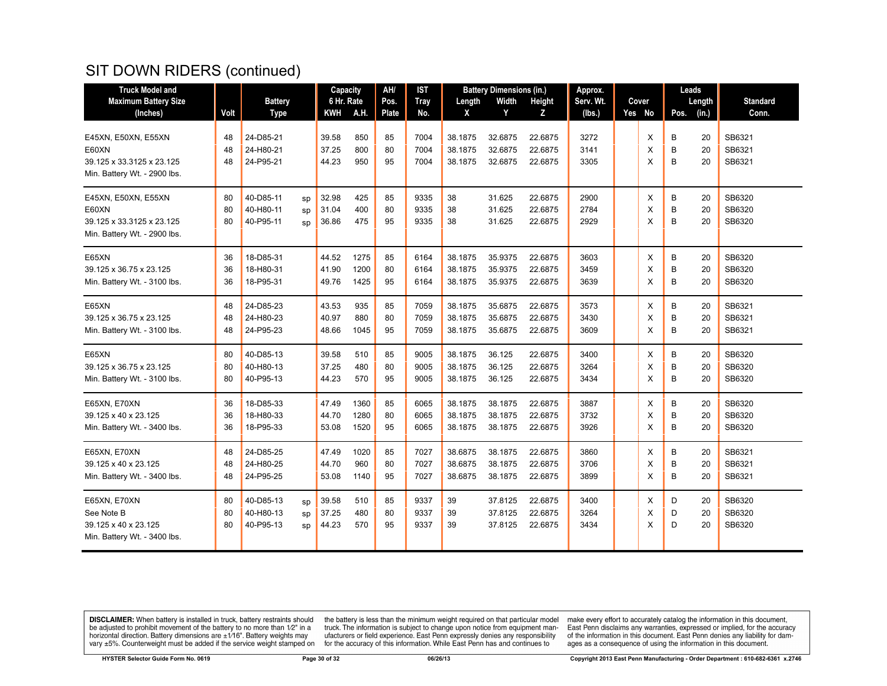# SIT DOWN RIDERS (continued)

| Truck Model and Maximum Battery Size (Inches) | Volt | Battery Type | | Capacity 6 Hr. Rate KWH | A.H. | AH/ Pos. Plate | IST Tray No. | Battery Dimensions (in.) Length X | Width Y | Height Z | Approx. Serv. Wt. (lbs.) | Cover Yes | No | Leads Pos. | Length (in.) | Standard Conn. |
|---|---|---|---|---|---|---|---|---|---|---|---|---|---|---|---|---|
| E45XN, E50XN, E55XN | 48 | 24-D85-21 | | 39.58 | 850 | 85 | 7004 | 38.1875 | 32.6875 | 22.6875 | 3272 | | X | B | 20 | SB6321 |
| E60XN | 48 | 24-H80-21 | | 37.25 | 800 | 80 | 7004 | 38.1875 | 32.6875 | 22.6875 | 3141 | | X | B | 20 | SB6321 |
| 39.125 x 33.3125 x 23.125 | 48 | 24-P95-21 | | 44.23 | 950 | 95 | 7004 | 38.1875 | 32.6875 | 22.6875 | 3305 | | X | B | 20 | SB6321 |
| Min. Battery Wt. - 2900 lbs. | | | | | | | | | | | | | | | | |
| E45XN, E50XN, E55XN | 80 | 40-D85-11 | sp | 32.98 | 425 | 85 | 9335 | 38 | 31.625 | 22.6875 | 2900 | | X | B | 20 | SB6320 |
| E60XN | 80 | 40-H80-11 | sp | 31.04 | 400 | 80 | 9335 | 38 | 31.625 | 22.6875 | 2784 | | X | B | 20 | SB6320 |
| 39.125 x 33.3125 x 23.125 | 80 | 40-P95-11 | sp | 36.86 | 475 | 95 | 9335 | 38 | 31.625 | 22.6875 | 2929 | | X | B | 20 | SB6320 |
| Min. Battery Wt. - 2900 lbs. | | | | | | | | | | | | | | | | |
| E65XN | 36 | 18-D85-31 | | 44.52 | 1275 | 85 | 6164 | 38.1875 | 35.9375 | 22.6875 | 3603 | | X | B | 20 | SB6320 |
| 39.125 x 36.75 x 23.125 | 36 | 18-H80-31 | | 41.90 | 1200 | 80 | 6164 | 38.1875 | 35.9375 | 22.6875 | 3459 | | X | B | 20 | SB6320 |
| Min. Battery Wt. - 3100 lbs. | 36 | 18-P95-31 | | 49.76 | 1425 | 95 | 6164 | 38.1875 | 35.9375 | 22.6875 | 3639 | | X | B | 20 | SB6320 |
| E65XN | 48 | 24-D85-23 | | 43.53 | 935 | 85 | 7059 | 38.1875 | 35.6875 | 22.6875 | 3573 | | X | B | 20 | SB6321 |
| 39.125 x 36.75 x 23.125 | 48 | 24-H80-23 | | 40.97 | 880 | 80 | 7059 | 38.1875 | 35.6875 | 22.6875 | 3430 | | X | B | 20 | SB6321 |
| Min. Battery Wt. - 3100 lbs. | 48 | 24-P95-23 | | 48.66 | 1045 | 95 | 7059 | 38.1875 | 35.6875 | 22.6875 | 3609 | | X | B | 20 | SB6321 |
| E65XN | 80 | 40-D85-13 | | 39.58 | 510 | 85 | 9005 | 38.1875 | 36.125 | 22.6875 | 3400 | | X | B | 20 | SB6320 |
| 39.125 x 36.75 x 23.125 | 80 | 40-H80-13 | | 37.25 | 480 | 80 | 9005 | 38.1875 | 36.125 | 22.6875 | 3264 | | X | B | 20 | SB6320 |
| Min. Battery Wt. - 3100 lbs. | 80 | 40-P95-13 | | 44.23 | 570 | 95 | 9005 | 38.1875 | 36.125 | 22.6875 | 3434 | | X | B | 20 | SB6320 |
| E65XN, E70XN | 36 | 18-D85-33 | | 47.49 | 1360 | 85 | 6065 | 38.1875 | 38.1875 | 22.6875 | 3887 | | X | B | 20 | SB6320 |
| 39.125 x 40 x 23.125 | 36 | 18-H80-33 | | 44.70 | 1280 | 80 | 6065 | 38.1875 | 38.1875 | 22.6875 | 3732 | | X | B | 20 | SB6320 |
| Min. Battery Wt. - 3400 lbs. | 36 | 18-P95-33 | | 53.08 | 1520 | 95 | 6065 | 38.1875 | 38.1875 | 22.6875 | 3926 | | X | B | 20 | SB6320 |
| E65XN, E70XN | 48 | 24-D85-25 | | 47.49 | 1020 | 85 | 7027 | 38.6875 | 38.1875 | 22.6875 | 3860 | | X | B | 20 | SB6321 |
| 39.125 x 40 x 23.125 | 48 | 24-H80-25 | | 44.70 | 960 | 80 | 7027 | 38.6875 | 38.1875 | 22.6875 | 3706 | | X | B | 20 | SB6321 |
| Min. Battery Wt. - 3400 lbs. | 48 | 24-P95-25 | | 53.08 | 1140 | 95 | 7027 | 38.6875 | 38.1875 | 22.6875 | 3899 | | X | B | 20 | SB6321 |
| E65XN, E70XN | 80 | 40-D85-13 | sp | 39.58 | 510 | 85 | 9337 | 39 | 37.8125 | 22.6875 | 3400 | | X | D | 20 | SB6320 |
| See Note B | 80 | 40-H80-13 | sp | 37.25 | 480 | 80 | 9337 | 39 | 37.8125 | 22.6875 | 3264 | | X | D | 20 | SB6320 |
| 39.125 x 40 x 23.125 | 80 | 40-P95-13 | sp | 44.23 | 570 | 95 | 9337 | 39 | 37.8125 | 22.6875 | 3434 | | X | D | 20 | SB6320 |
| Min. Battery Wt. - 3400 lbs. | | | | | | | | | | | | | | | | |

**DISCLAIMER:** When battery is installed in truck, battery restraints should be adjusted to prohibit movement of the battery to no more than 1⁄2" in a horizontal direction. Battery dimensions are ±1⁄16". Battery weights may vary ±5%. Counterweight must be added if the service weight stamped on the battery is less than the minimum weight required on that particular model truck. The information is subject to change upon notice from equipment manufacturers or field experience. East Penn expressly denies any responsibility for the accuracy of this information. While East Penn has and continues to make every effort to accurately catalog the information in this document, East Penn disclaims any warranties, expressed or implied, for the accuracy of the information in this document. East Penn denies any liability for damages as a consequence of using the information in this document.

HYSTER Selector Guide Form No. 0619 | 06/26/13 | Copyright 2013 East Penn Manufacturing - Order Department : 610-682-6361 x.2746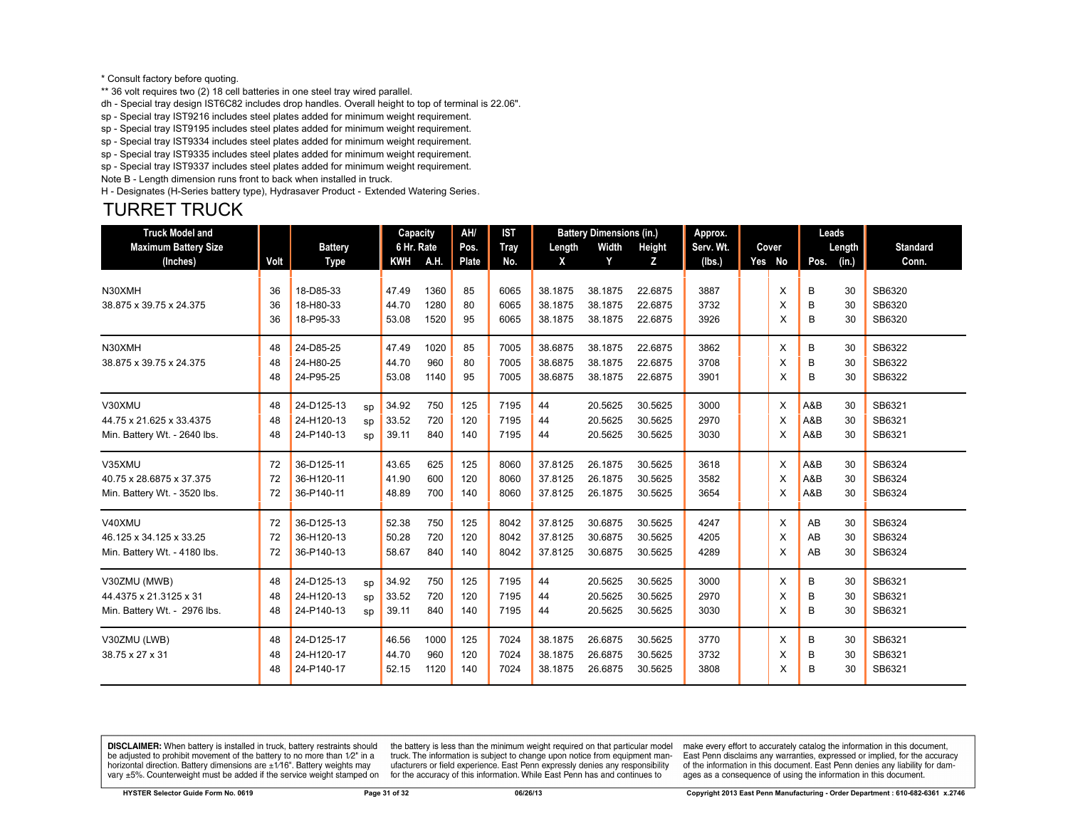\* Consult factory before quoting.
\*\* 36 volt requires two (2) 18 cell batteries in one steel tray wired parallel.
dh - Special tray design IST6C82 includes drop handles. Overall height to top of terminal is 22.06".
sp - Special tray IST9216 includes steel plates added for minimum weight requirement.
sp - Special tray IST9195 includes steel plates added for minimum weight requirement.
sp - Special tray IST9334 includes steel plates added for minimum weight requirement.
sp - Special tray IST9335 includes steel plates added for minimum weight requirement.
sp - Special tray IST9337 includes steel plates added for minimum weight requirement.
Note B - Length dimension runs front to back when installed in truck.
H - Designates (H-Series battery type), Hydrasaver Product - Extended Watering Series.

# TURRET TRUCK

| Truck Model and Maximum Battery Size (Inches) | Volt | Battery Type | | Capacity 6 Hr. Rate KWH | A.H. | AH/ Pos. Plate | IST Tray No. | Battery Dimensions (in.) Length X | Width Y | Height Z | Approx. Serv. Wt. (lbs.) | Cover Yes | No | Leads Pos. | Length (in.) | Standard Conn. |
|---|---|---|---|---|---|---|---|---|---|---|---|---|---|---|---|---|
| N30XMH | 36 | 18-D85-33 | | 47.49 | 1360 | 85 | 6065 | 38.1875 | 38.1875 | 22.6875 | 3887 | | X | B | 30 | SB6320 |
| 38.875 x 39.75 x 24.375 | 36 | 18-H80-33 | | 44.70 | 1280 | 80 | 6065 | 38.1875 | 38.1875 | 22.6875 | 3732 | | X | B | 30 | SB6320 |
| | 36 | 18-P95-33 | | 53.08 | 1520 | 95 | 6065 | 38.1875 | 38.1875 | 22.6875 | 3926 | | X | B | 30 | SB6320 |
| N30XMH | 48 | 24-D85-25 | | 47.49 | 1020 | 85 | 7005 | 38.6875 | 38.1875 | 22.6875 | 3862 | | X | B | 30 | SB6322 |
| 38.875 x 39.75 x 24.375 | 48 | 24-H80-25 | | 44.70 | 960 | 80 | 7005 | 38.6875 | 38.1875 | 22.6875 | 3708 | | X | B | 30 | SB6322 |
| | 48 | 24-P95-25 | | 53.08 | 1140 | 95 | 7005 | 38.6875 | 38.1875 | 22.6875 | 3901 | | X | B | 30 | SB6322 |
| V30XMU | 48 | 24-D125-13 | sp | 34.92 | 750 | 125 | 7195 | 44 | 20.5625 | 30.5625 | 3000 | | X | A&B | 30 | SB6321 |
| 44.75 x 21.625 x 33.4375 | 48 | 24-H120-13 | sp | 33.52 | 720 | 120 | 7195 | 44 | 20.5625 | 30.5625 | 2970 | | X | A&B | 30 | SB6321 |
| Min. Battery Wt. - 2640 lbs. | 48 | 24-P140-13 | sp | 39.11 | 840 | 140 | 7195 | 44 | 20.5625 | 30.5625 | 3030 | | X | A&B | 30 | SB6321 |
| V35XMU | 72 | 36-D125-11 | | 43.65 | 625 | 125 | 8060 | 37.8125 | 26.1875 | 30.5625 | 3618 | | X | A&B | 30 | SB6324 |
| 40.75 x 28.6875 x 37.375 | 72 | 36-H120-11 | | 41.90 | 600 | 120 | 8060 | 37.8125 | 26.1875 | 30.5625 | 3582 | | X | A&B | 30 | SB6324 |
| Min. Battery Wt. - 3520 lbs. | 72 | 36-P140-11 | | 48.89 | 700 | 140 | 8060 | 37.8125 | 26.1875 | 30.5625 | 3654 | | X | A&B | 30 | SB6324 |
| V40XMU | 72 | 36-D125-13 | | 52.38 | 750 | 125 | 8042 | 37.8125 | 30.6875 | 30.5625 | 4247 | | X | AB | 30 | SB6324 |
| 46.125 x 34.125 x 33.25 | 72 | 36-H120-13 | | 50.28 | 720 | 120 | 8042 | 37.8125 | 30.6875 | 30.5625 | 4205 | | X | AB | 30 | SB6324 |
| Min. Battery Wt. - 4180 lbs. | 72 | 36-P140-13 | | 58.67 | 840 | 140 | 8042 | 37.8125 | 30.6875 | 30.5625 | 4289 | | X | AB | 30 | SB6324 |
| V30ZMU (MWB) | 48 | 24-D125-13 | sp | 34.92 | 750 | 125 | 7195 | 44 | 20.5625 | 30.5625 | 3000 | | X | B | 30 | SB6321 |
| 44.4375 x 21.3125 x 31 | 48 | 24-H120-13 | sp | 33.52 | 720 | 120 | 7195 | 44 | 20.5625 | 30.5625 | 2970 | | X | B | 30 | SB6321 |
| Min. Battery Wt. - 2976 lbs. | 48 | 24-P140-13 | sp | 39.11 | 840 | 140 | 7195 | 44 | 20.5625 | 30.5625 | 3030 | | X | B | 30 | SB6321 |
| V30ZMU (LWB) | 48 | 24-D125-17 | | 46.56 | 1000 | 125 | 7024 | 38.1875 | 26.6875 | 30.5625 | 3770 | | X | B | 30 | SB6321 |
| 38.75 x 27 x 31 | 48 | 24-H120-17 | | 44.70 | 960 | 120 | 7024 | 38.1875 | 26.6875 | 30.5625 | 3732 | | X | B | 30 | SB6321 |
| | 48 | 24-P140-17 | | 52.15 | 1120 | 140 | 7024 | 38.1875 | 26.6875 | 30.5625 | 3808 | | X | B | 30 | SB6321 |

**DISCLAIMER:** When battery is installed in truck, battery restraints should be adjusted to prohibit movement of the battery to no more than 1⁄2" in a horizontal direction. Battery dimensions are ±1⁄16". Battery weights may vary ±5%. Counterweight must be added if the service weight stamped on the battery is less than the minimum weight required on that particular model truck. The information is subject to change upon notice from equipment manufacturers or field experience. East Penn expressly denies any responsibility for the accuracy of this information. While East Penn has and continues to make every effort to accurately catalog the information in this document, East Penn disclaims any warranties, expressed or implied, for the accuracy of the information in this document. East Penn denies any liability for damages as a consequence of using the information in this document.

HYSTER Selector Guide Form No. 0619 | 06/26/13 | Copyright 2013 East Penn Manufacturing - Order Department : 610-682-6361 x.2746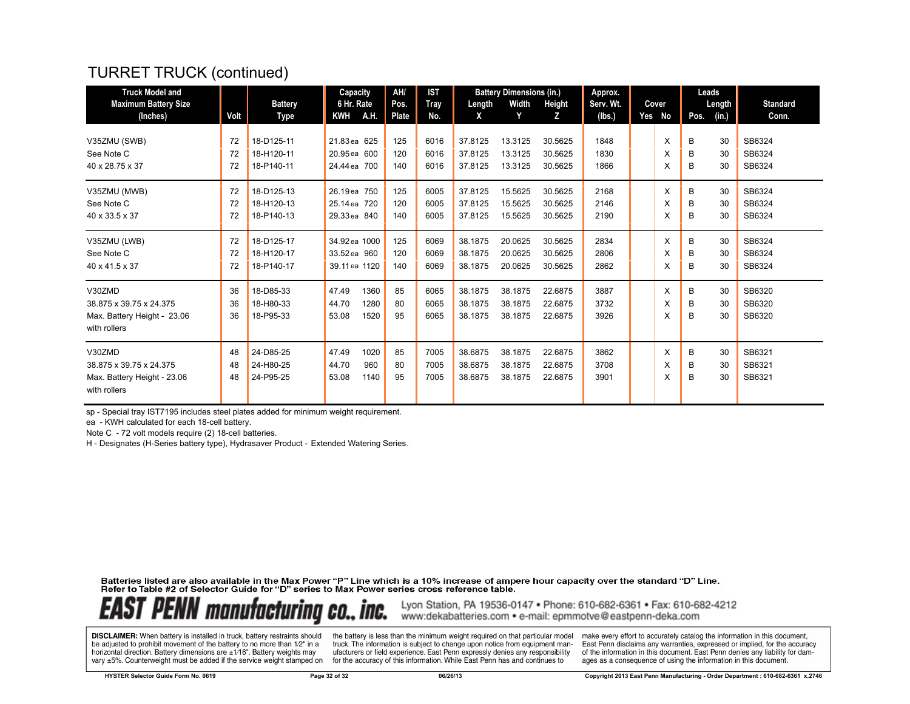# TURRET TRUCK (continued)

| Truck Model and Maximum Battery Size (Inches) | Volt | Battery Type | Capacity 6 Hr. Rate KWH | A.H. | AH/ Pos. Plate | IST Tray No. | Battery Dimensions (in.) Length X | Width Y | Height Z | Approx. Serv. Wt. (lbs.) | Cover Yes | No | Leads Pos. | Length (in.) | Standard Conn. |
|---|---|---|---|---|---|---|---|---|---|---|---|---|---|---|---|
| V35ZMU (SWB) | 72 | 18-D125-11 | 21.83ea | 625 | 125 | 6016 | 37.8125 | 13.3125 | 30.5625 | 1848 | | X | B | 30 | SB6324 |
| See Note C | 72 | 18-H120-11 | 20.95ea | 600 | 120 | 6016 | 37.8125 | 13.3125 | 30.5625 | 1830 | | X | B | 30 | SB6324 |
| 40 x 28.75 x 37 | 72 | 18-P140-11 | 24.44ea | 700 | 140 | 6016 | 37.8125 | 13.3125 | 30.5625 | 1866 | | X | B | 30 | SB6324 |
| V35ZMU (MWB) | 72 | 18-D125-13 | 26.19ea | 750 | 125 | 6005 | 37.8125 | 15.5625 | 30.5625 | 2168 | | X | B | 30 | SB6324 |
| See Note C | 72 | 18-H120-13 | 25.14ea | 720 | 120 | 6005 | 37.8125 | 15.5625 | 30.5625 | 2146 | | X | B | 30 | SB6324 |
| 40 x 33.5 x 37 | 72 | 18-P140-13 | 29.33ea | 840 | 140 | 6005 | 37.8125 | 15.5625 | 30.5625 | 2190 | | X | B | 30 | SB6324 |
| V35ZMU (LWB) | 72 | 18-D125-17 | 34.92ea | 1000 | 125 | 6069 | 38.1875 | 20.0625 | 30.5625 | 2834 | | X | B | 30 | SB6324 |
| See Note C | 72 | 18-H120-17 | 33.52ea | 960 | 120 | 6069 | 38.1875 | 20.0625 | 30.5625 | 2806 | | X | B | 30 | SB6324 |
| 40 x 41.5 x 37 | 72 | 18-P140-17 | 39.11ea | 1120 | 140 | 6069 | 38.1875 | 20.0625 | 30.5625 | 2862 | | X | B | 30 | SB6324 |
| V30ZMD | 36 | 18-D85-33 | 47.49 | 1360 | 85 | 6065 | 38.1875 | 38.1875 | 22.6875 | 3887 | | X | B | 30 | SB6320 |
| 38.875 x 39.75 x 24.375 | 36 | 18-H80-33 | 44.70 | 1280 | 80 | 6065 | 38.1875 | 38.1875 | 22.6875 | 3732 | | X | B | 30 | SB6320 |
| Max. Battery Height - 23.06 | 36 | 18-P95-33 | 53.08 | 1520 | 95 | 6065 | 38.1875 | 38.1875 | 22.6875 | 3926 | | X | B | 30 | SB6320 |
| with rollers | | | | | | | | | | | | | | | |
| V30ZMD | 48 | 24-D85-25 | 47.49 | 1020 | 85 | 7005 | 38.6875 | 38.1875 | 22.6875 | 3862 | | X | B | 30 | SB6321 |
| 38.875 x 39.75 x 24.375 | 48 | 24-H80-25 | 44.70 | 960 | 80 | 7005 | 38.6875 | 38.1875 | 22.6875 | 3708 | | X | B | 30 | SB6321 |
| Max. Battery Height - 23.06 | 48 | 24-P95-25 | 53.08 | 1140 | 95 | 7005 | 38.6875 | 38.1875 | 22.6875 | 3901 | | X | B | 30 | SB6321 |
| with rollers | | | | | | | | | | | | | | | |

sp - Special tray IST7195 includes steel plates added for minimum weight requirement.

ea - KWH calculated for each 18-cell battery.

Note C - 72 volt models require (2) 18-cell batteries.

H - Designates (H-Series battery type), Hydrasaver Product - Extended Watering Series.

**Batteries listed are also available in the Max Power "P" Line which is a 10% increase of ampere hour capacity over the standard "D" Line. Refer to Table #2 of Selector Guide for "D" series to Max Power series cross reference table.**

**EAST PENN manufacturing co., inc.** Lyon Station, PA 19536-0147 • Phone: 610-682-6361 • Fax: 610-682-4212 www:dekabatteries.com • e-mail: epmmotve@eastpenn-deka.com

**DISCLAIMER:** When battery is installed in truck, battery restraints should be adjusted to prohibit movement of the battery to no more than 1⁄2" in a horizontal direction. Battery dimensions are ±1⁄16". Battery weights may vary ±5%. Counterweight must be added if the service weight stamped on the battery is less than the minimum weight required on that particular model truck. The information is subject to change upon notice from equipment manufacturers or field experience. East Penn expressly denies any responsibility for the accuracy of this information. While East Penn has and continues to make every effort to accurately catalog the information in this document, East Penn disclaims any warranties, expressed or implied, for the accuracy of the information in this document. East Penn denies any liability for damages as a consequence of using the information in this document.

HYSTER Selector Guide Form No. 0619 | 06/26/13 | Copyright 2013 East Penn Manufacturing - Order Department : 610-682-6361 x.2746